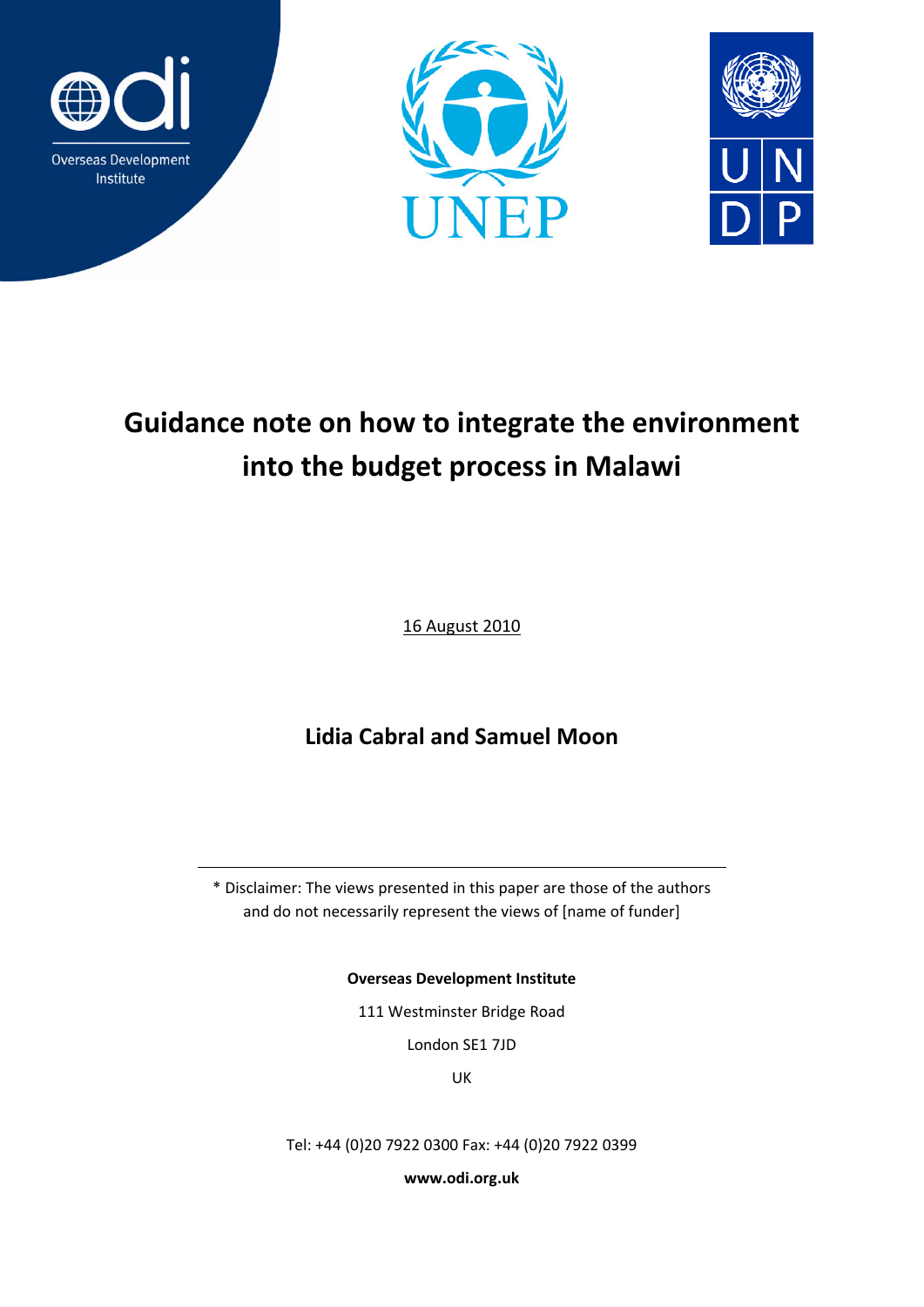Overseas Development Institute

UNEP

UNDP

# Guidance note on how to integrate the environment into the budget process in Malawi

16 August 2010

**Lidia Cabral and Samuel Moon**

---

* Disclaimer: The views presented in this paper are those of the authors and do not necessarily represent the views of [name of funder]

**Overseas Development Institute**

111 Westminster Bridge Road

London SE1 7JD

UK

Tel: +44 (0)20 7922 0300 Fax: +44 (0)20 7922 0399

**www.odi.org.uk**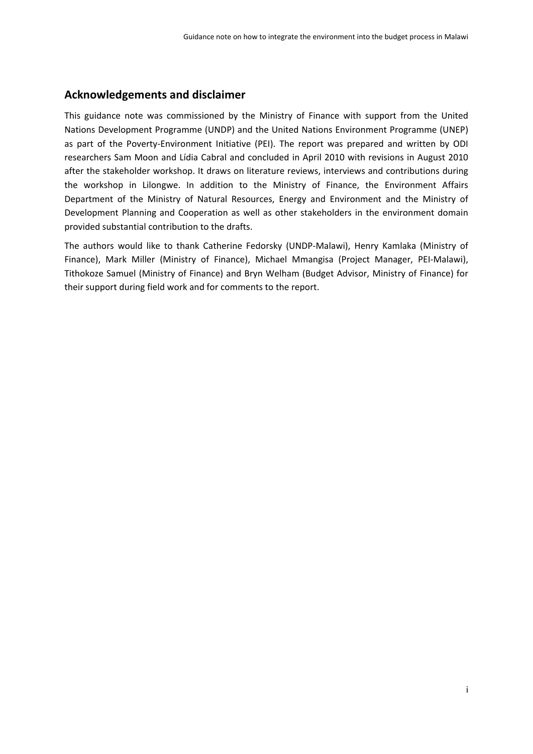## Acknowledgements and disclaimer

This guidance note was commissioned by the Ministry of Finance with support from the United Nations Development Programme (UNDP) and the United Nations Environment Programme (UNEP) as part of the Poverty-Environment Initiative (PEI). The report was prepared and written by ODI researchers Sam Moon and Lídia Cabral and concluded in April 2010 with revisions in August 2010 after the stakeholder workshop. It draws on literature reviews, interviews and contributions during the workshop in Lilongwe. In addition to the Ministry of Finance, the Environment Affairs Department of the Ministry of Natural Resources, Energy and Environment and the Ministry of Development Planning and Cooperation as well as other stakeholders in the environment domain provided substantial contribution to the drafts.

The authors would like to thank Catherine Fedorsky (UNDP-Malawi), Henry Kamlaka (Ministry of Finance), Mark Miller (Ministry of Finance), Michael Mmangisa (Project Manager, PEI-Malawi), Tithokoze Samuel (Ministry of Finance) and Bryn Welham (Budget Advisor, Ministry of Finance) for their support during field work and for comments to the report.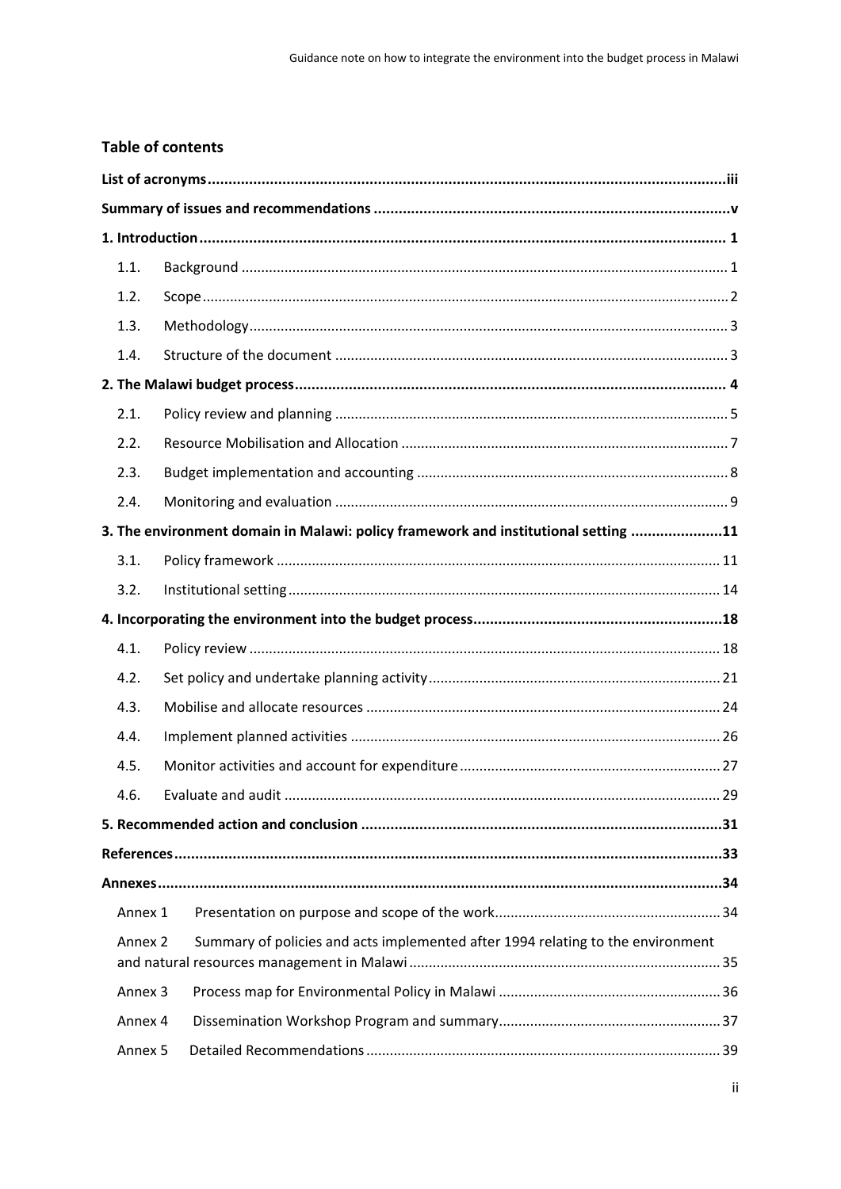## Table of contents

**List of acronyms** .......... iii

**Summary of issues and recommendations** .......... v

**1. Introduction** .......... 1

- 1.1. Background .......... 1
- 1.2. Scope .......... 2
- 1.3. Methodology .......... 3
- 1.4. Structure of the document .......... 3

**2. The Malawi budget process** .......... 4

- 2.1. Policy review and planning .......... 5
- 2.2. Resource Mobilisation and Allocation .......... 7
- 2.3. Budget implementation and accounting .......... 8
- 2.4. Monitoring and evaluation .......... 9

**3. The environment domain in Malawi: policy framework and institutional setting** .......... 11

- 3.1. Policy framework .......... 11
- 3.2. Institutional setting .......... 14

**4. Incorporating the environment into the budget process** .......... 18

- 4.1. Policy review .......... 18
- 4.2. Set policy and undertake planning activity .......... 21
- 4.3. Mobilise and allocate resources .......... 24
- 4.4. Implement planned activities .......... 26
- 4.5. Monitor activities and account for expenditure .......... 27
- 4.6. Evaluate and audit .......... 29

**5. Recommended action and conclusion** .......... 31

**References** .......... 33

**Annexes** .......... 34

- Annex 1 Presentation on purpose and scope of the work .......... 34
- Annex 2 Summary of policies and acts implemented after 1994 relating to the environment and natural resources management in Malawi .......... 35
- Annex 3 Process map for Environmental Policy in Malawi .......... 36
- Annex 4 Dissemination Workshop Program and summary .......... 37
- Annex 5 Detailed Recommendations .......... 39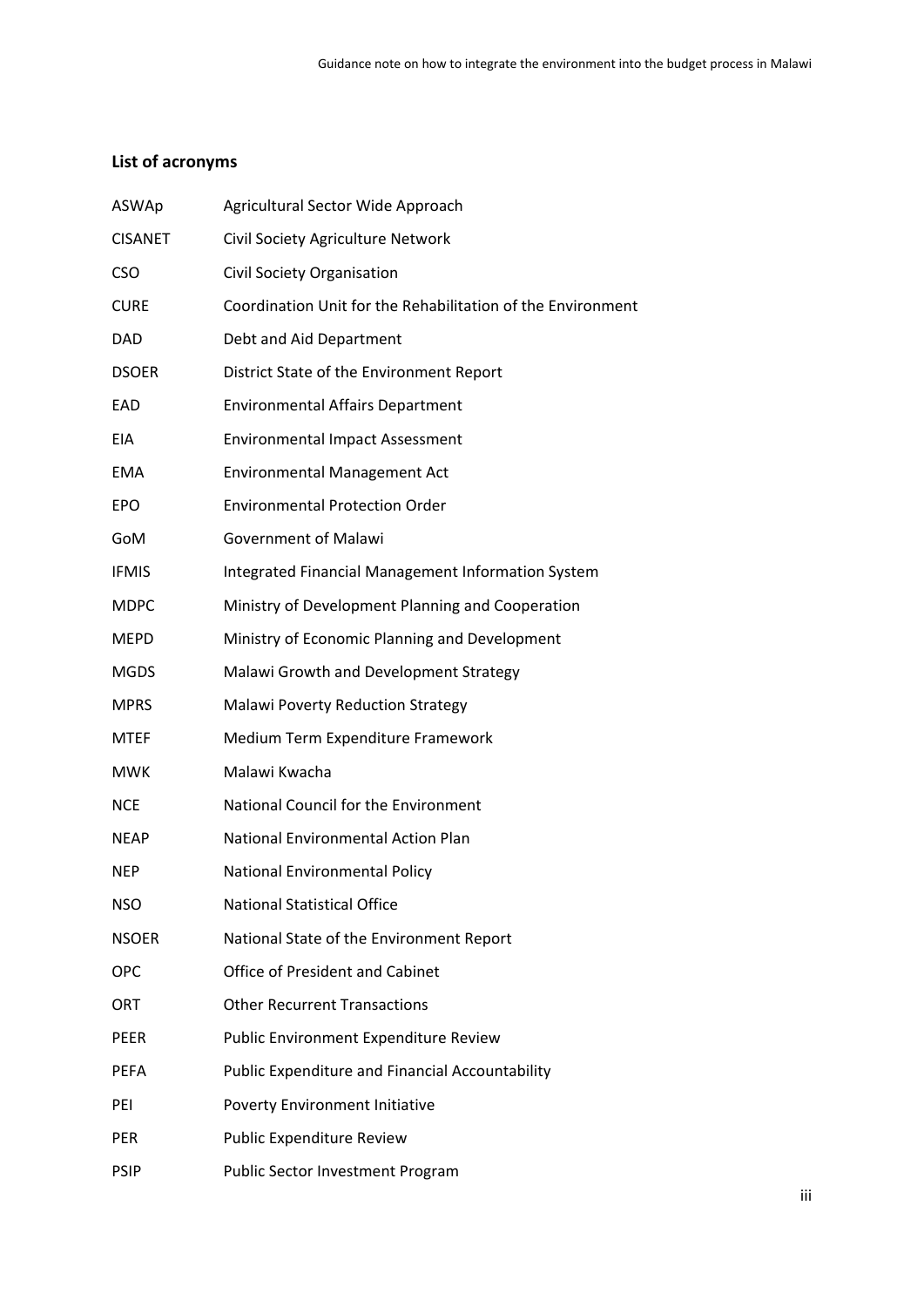## List of acronyms

| | |
|---|---|
| ASWAp | Agricultural Sector Wide Approach |
| CISANET | Civil Society Agriculture Network |
| CSO | Civil Society Organisation |
| CURE | Coordination Unit for the Rehabilitation of the Environment |
| DAD | Debt and Aid Department |
| DSOER | District State of the Environment Report |
| EAD | Environmental Affairs Department |
| EIA | Environmental Impact Assessment |
| EMA | Environmental Management Act |
| EPO | Environmental Protection Order |
| GoM | Government of Malawi |
| IFMIS | Integrated Financial Management Information System |
| MDPC | Ministry of Development Planning and Cooperation |
| MEPD | Ministry of Economic Planning and Development |
| MGDS | Malawi Growth and Development Strategy |
| MPRS | Malawi Poverty Reduction Strategy |
| MTEF | Medium Term Expenditure Framework |
| MWK | Malawi Kwacha |
| NCE | National Council for the Environment |
| NEAP | National Environmental Action Plan |
| NEP | National Environmental Policy |
| NSO | National Statistical Office |
| NSOER | National State of the Environment Report |
| OPC | Office of President and Cabinet |
| ORT | Other Recurrent Transactions |
| PEER | Public Environment Expenditure Review |
| PEFA | Public Expenditure and Financial Accountability |
| PEI | Poverty Environment Initiative |
| PER | Public Expenditure Review |
| PSIP | Public Sector Investment Program |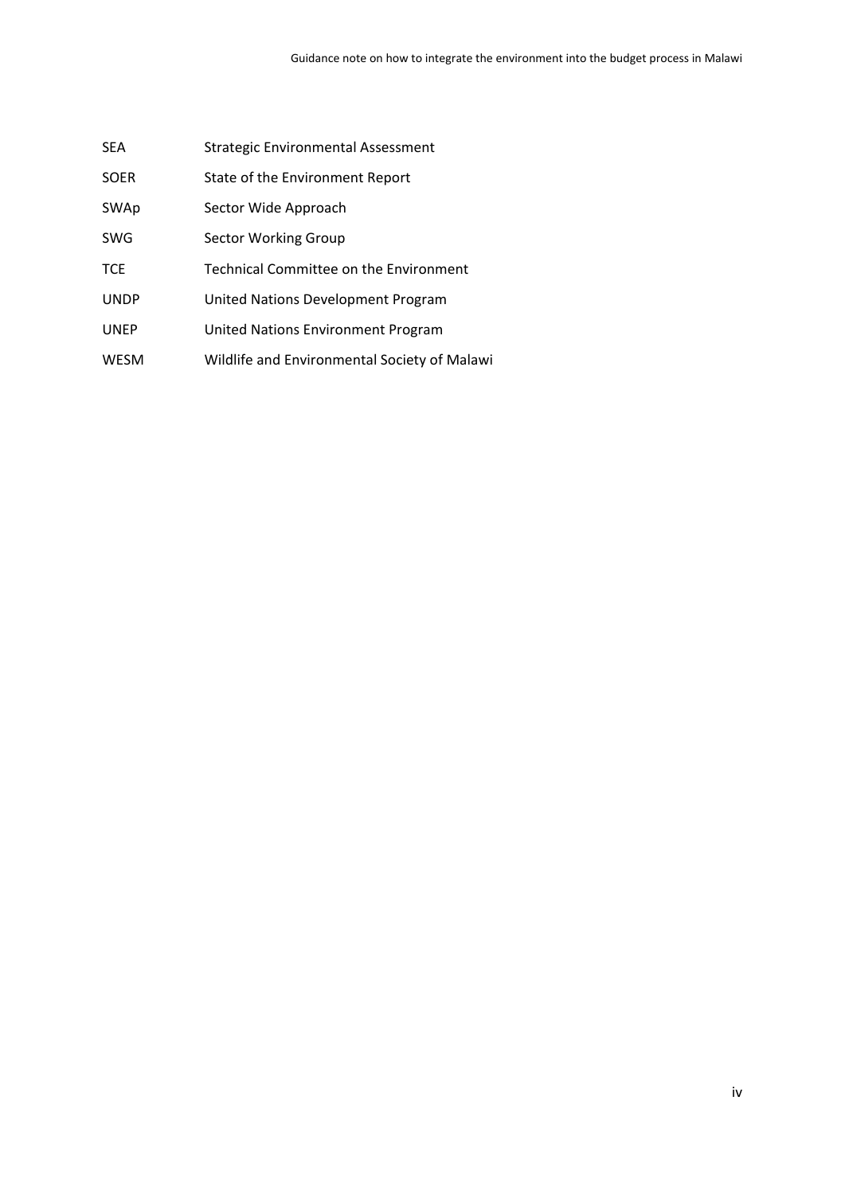| | |
|---|---|
| SEA | Strategic Environmental Assessment |
| SOER | State of the Environment Report |
| SWAp | Sector Wide Approach |
| SWG | Sector Working Group |
| TCE | Technical Committee on the Environment |
| UNDP | United Nations Development Program |
| UNEP | United Nations Environment Program |
| WESM | Wildlife and Environmental Society of Malawi |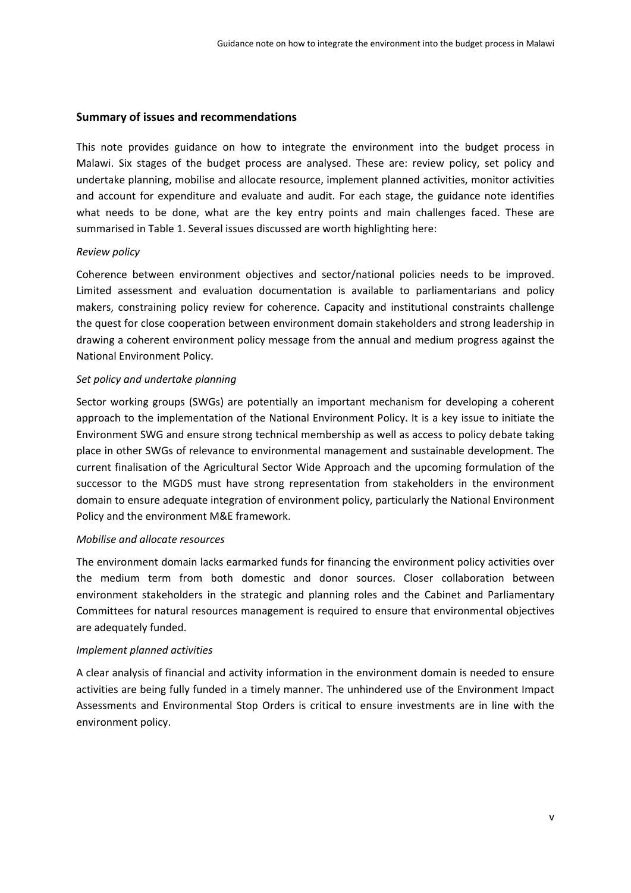## Summary of issues and recommendations

This note provides guidance on how to integrate the environment into the budget process in Malawi. Six stages of the budget process are analysed. These are: review policy, set policy and undertake planning, mobilise and allocate resource, implement planned activities, monitor activities and account for expenditure and evaluate and audit. For each stage, the guidance note identifies what needs to be done, what are the key entry points and main challenges faced. These are summarised in Table 1. Several issues discussed are worth highlighting here:

*Review policy*

Coherence between environment objectives and sector/national policies needs to be improved. Limited assessment and evaluation documentation is available to parliamentarians and policy makers, constraining policy review for coherence. Capacity and institutional constraints challenge the quest for close cooperation between environment domain stakeholders and strong leadership in drawing a coherent environment policy message from the annual and medium progress against the National Environment Policy.

*Set policy and undertake planning*

Sector working groups (SWGs) are potentially an important mechanism for developing a coherent approach to the implementation of the National Environment Policy. It is a key issue to initiate the Environment SWG and ensure strong technical membership as well as access to policy debate taking place in other SWGs of relevance to environmental management and sustainable development. The current finalisation of the Agricultural Sector Wide Approach and the upcoming formulation of the successor to the MGDS must have strong representation from stakeholders in the environment domain to ensure adequate integration of environment policy, particularly the National Environment Policy and the environment M&E framework.

*Mobilise and allocate resources*

The environment domain lacks earmarked funds for financing the environment policy activities over the medium term from both domestic and donor sources. Closer collaboration between environment stakeholders in the strategic and planning roles and the Cabinet and Parliamentary Committees for natural resources management is required to ensure that environmental objectives are adequately funded.

*Implement planned activities*

A clear analysis of financial and activity information in the environment domain is needed to ensure activities are being fully funded in a timely manner. The unhindered use of the Environment Impact Assessments and Environmental Stop Orders is critical to ensure investments are in line with the environment policy.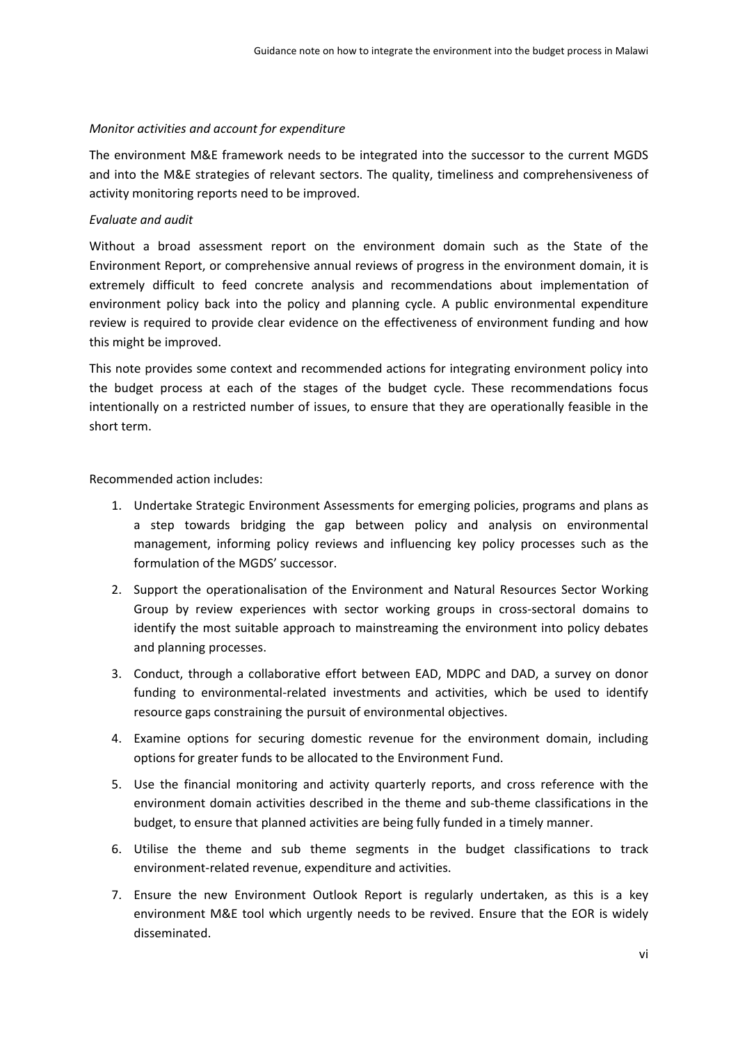*Monitor activities and account for expenditure*

The environment M&E framework needs to be integrated into the successor to the current MGDS and into the M&E strategies of relevant sectors. The quality, timeliness and comprehensiveness of activity monitoring reports need to be improved.

*Evaluate and audit*

Without a broad assessment report on the environment domain such as the State of the Environment Report, or comprehensive annual reviews of progress in the environment domain, it is extremely difficult to feed concrete analysis and recommendations about implementation of environment policy back into the policy and planning cycle. A public environmental expenditure review is required to provide clear evidence on the effectiveness of environment funding and how this might be improved.

This note provides some context and recommended actions for integrating environment policy into the budget process at each of the stages of the budget cycle. These recommendations focus intentionally on a restricted number of issues, to ensure that they are operationally feasible in the short term.

Recommended action includes:

1. Undertake Strategic Environment Assessments for emerging policies, programs and plans as a step towards bridging the gap between policy and analysis on environmental management, informing policy reviews and influencing key policy processes such as the formulation of the MGDS' successor.
2. Support the operationalisation of the Environment and Natural Resources Sector Working Group by review experiences with sector working groups in cross-sectoral domains to identify the most suitable approach to mainstreaming the environment into policy debates and planning processes.
3. Conduct, through a collaborative effort between EAD, MDPC and DAD, a survey on donor funding to environmental-related investments and activities, which be used to identify resource gaps constraining the pursuit of environmental objectives.
4. Examine options for securing domestic revenue for the environment domain, including options for greater funds to be allocated to the Environment Fund.
5. Use the financial monitoring and activity quarterly reports, and cross reference with the environment domain activities described in the theme and sub-theme classifications in the budget, to ensure that planned activities are being fully funded in a timely manner.
6. Utilise the theme and sub theme segments in the budget classifications to track environment-related revenue, expenditure and activities.
7. Ensure the new Environment Outlook Report is regularly undertaken, as this is a key environment M&E tool which urgently needs to be revived. Ensure that the EOR is widely disseminated.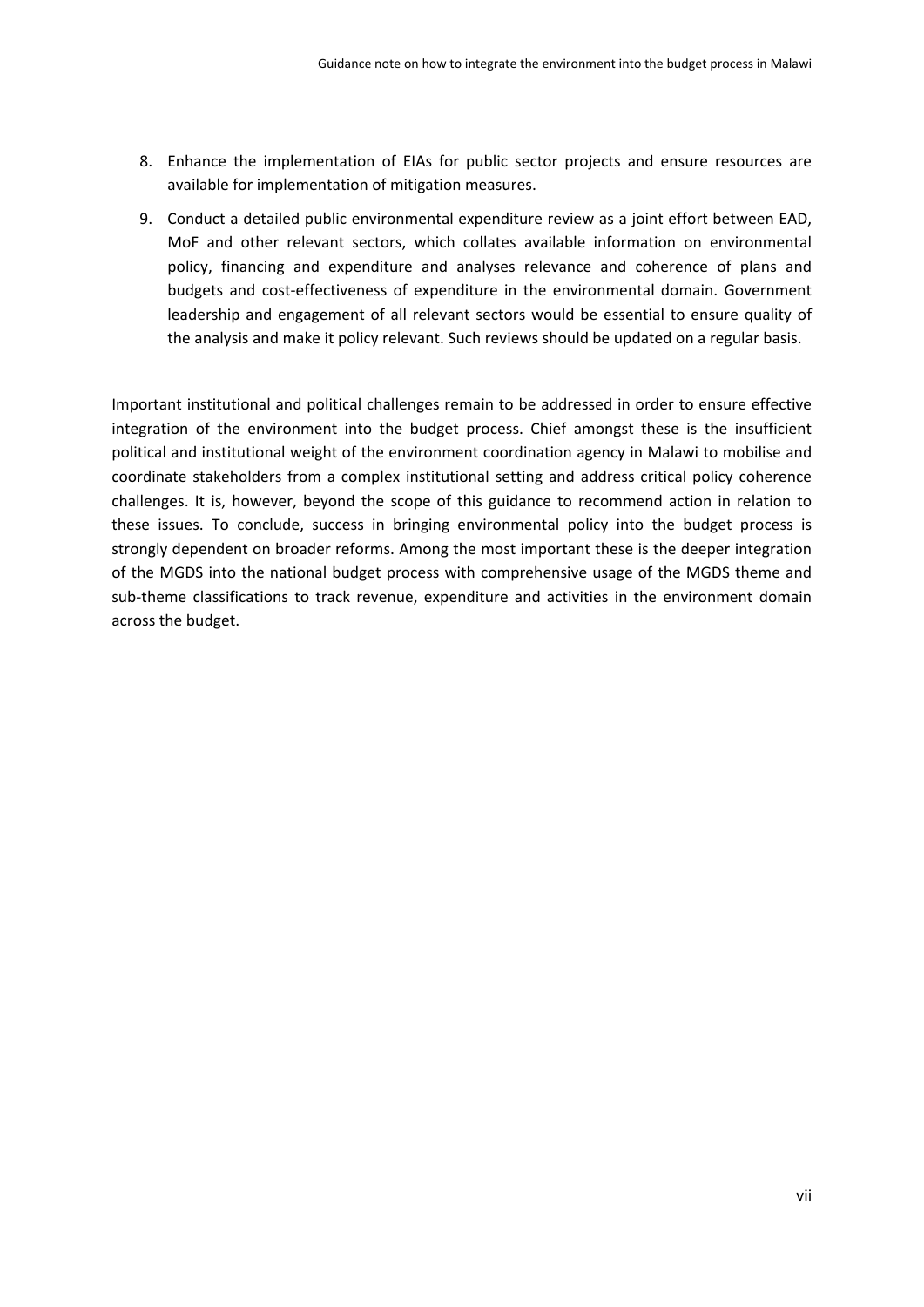8. Enhance the implementation of EIAs for public sector projects and ensure resources are available for implementation of mitigation measures.
9. Conduct a detailed public environmental expenditure review as a joint effort between EAD, MoF and other relevant sectors, which collates available information on environmental policy, financing and expenditure and analyses relevance and coherence of plans and budgets and cost-effectiveness of expenditure in the environmental domain. Government leadership and engagement of all relevant sectors would be essential to ensure quality of the analysis and make it policy relevant. Such reviews should be updated on a regular basis.

Important institutional and political challenges remain to be addressed in order to ensure effective integration of the environment into the budget process. Chief amongst these is the insufficient political and institutional weight of the environment coordination agency in Malawi to mobilise and coordinate stakeholders from a complex institutional setting and address critical policy coherence challenges. It is, however, beyond the scope of this guidance to recommend action in relation to these issues. To conclude, success in bringing environmental policy into the budget process is strongly dependent on broader reforms. Among the most important these is the deeper integration of the MGDS into the national budget process with comprehensive usage of the MGDS theme and sub-theme classifications to track revenue, expenditure and activities in the environment domain across the budget.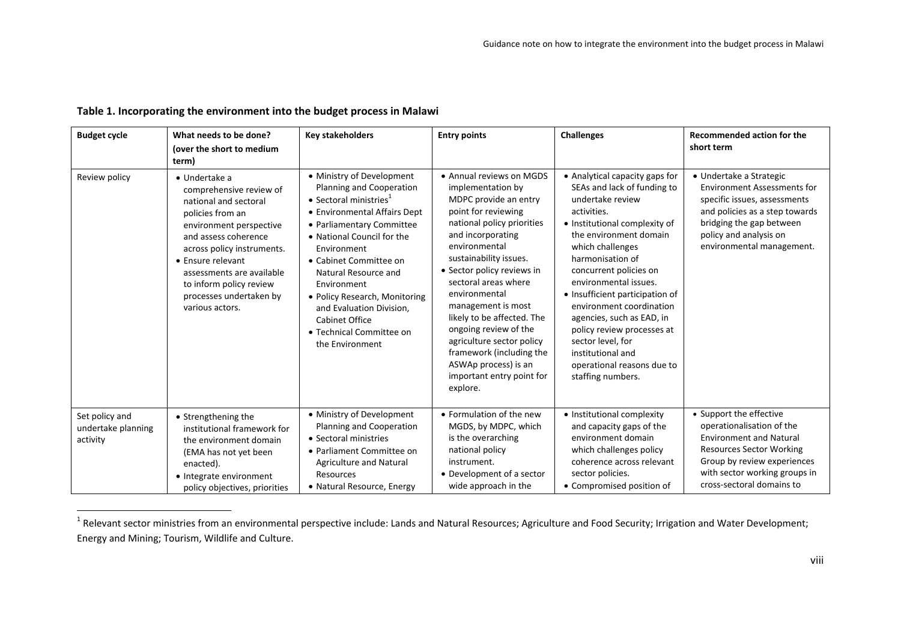**Table 1. Incorporating the environment into the budget process in Malawi**

| Budget cycle | What needs to be done? (over the short to medium term) | Key stakeholders | Entry points | Challenges | Recommended action for the short term |
|---|---|---|---|---|---|
| Review policy | • Undertake a comprehensive review of national and sectoral policies from an environment perspective and assess coherence across policy instruments.<br>• Ensure relevant assessments are available to inform policy review processes undertaken by various actors. | • Ministry of Development Planning and Cooperation<br>• Sectoral ministries[1]<br>• Environmental Affairs Dept<br>• Parliamentary Committee<br>• National Council for the Environment<br>• Cabinet Committee on Natural Resource and Environment<br>• Policy Research, Monitoring and Evaluation Division, Cabinet Office<br>• Technical Committee on the Environment | • Annual reviews on MGDS implementation by MDPC provide an entry point for reviewing national policy priorities and incorporating environmental sustainability issues.<br>• Sector policy reviews in sectoral areas where environmental management is most likely to be affected. The ongoing review of the agriculture sector policy framework (including the ASWAp process) is an important entry point for explore. | • Analytical capacity gaps for SEAs and lack of funding to undertake review activities.<br>• Institutional complexity of the environment domain which challenges harmonisation of concurrent policies on environmental issues.<br>• Insufficient participation of environment coordination agencies, such as EAD, in policy review processes at sector level, for institutional and operational reasons due to staffing numbers. | • Undertake a Strategic Environment Assessments for specific issues, assessments and policies as a step towards bridging the gap between policy and analysis on environmental management. |
| Set policy and undertake planning activity | • Strengthening the institutional framework for the environment domain (EMA has not yet been enacted).<br>• Integrate environment policy objectives, priorities | • Ministry of Development Planning and Cooperation<br>• Sectoral ministries<br>• Parliament Committee on Agriculture and Natural Resources<br>• Natural Resource, Energy | • Formulation of the new MGDS, by MDPC, which is the overarching national policy instrument.<br>• Development of a sector wide approach in the | • Institutional complexity and capacity gaps of the environment domain which challenges policy coherence across relevant sector policies.<br>• Compromised position of | • Support the effective operationalisation of the Environment and Natural Resources Sector Working Group by review experiences with sector working groups in cross-sectoral domains to |

[1] Relevant sector ministries from an environmental perspective include: Lands and Natural Resources; Agriculture and Food Security; Irrigation and Water Development; Energy and Mining; Tourism, Wildlife and Culture.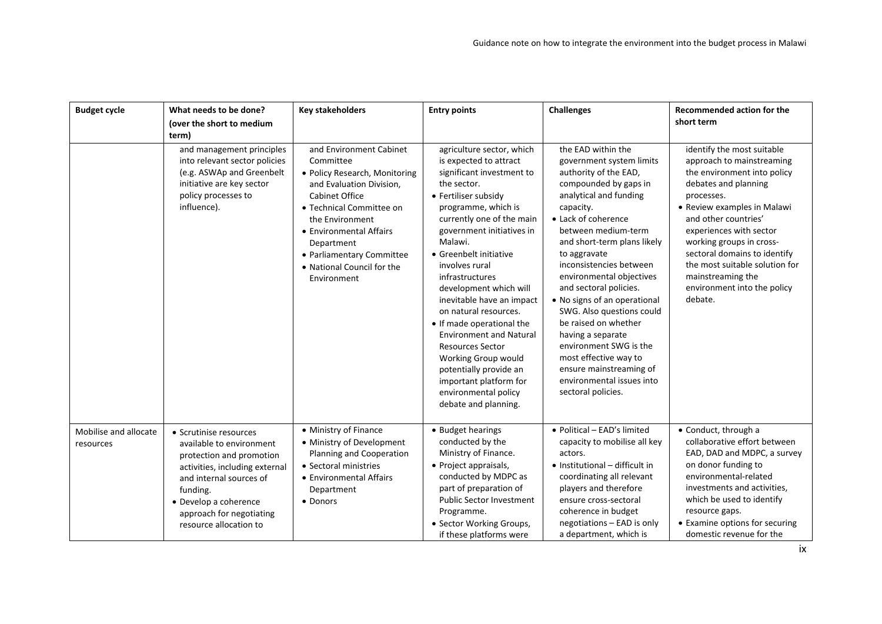| Budget cycle | What needs to be done? (over the short to medium term) | Key stakeholders | Entry points | Challenges | Recommended action for the short term |
|---|---|---|---|---|---|
| | and management principles into relevant sector policies (e.g. ASWAp and Greenbelt initiative are key sector policy processes to influence). | and Environment Cabinet Committee<br>• Policy Research, Monitoring and Evaluation Division, Cabinet Office<br>• Technical Committee on the Environment<br>• Environmental Affairs Department<br>• Parliamentary Committee<br>• National Council for the Environment | agriculture sector, which is expected to attract significant investment to the sector.<br>• Fertiliser subsidy programme, which is currently one of the main government initiatives in Malawi.<br>• Greenbelt initiative involves rural infrastructures development which will inevitable have an impact on natural resources.<br>• If made operational the Environment and Natural Resources Sector Working Group would potentially provide an important platform for environmental policy debate and planning. | the EAD within the government system limits authority of the EAD, compounded by gaps in analytical and funding capacity.<br>• Lack of coherence between medium-term and short-term plans likely to aggravate inconsistencies between environmental objectives and sectoral policies.<br>• No signs of an operational SWG. Also questions could be raised on whether having a separate environment SWG is the most effective way to ensure mainstreaming of environmental issues into sectoral policies. | identify the most suitable approach to mainstreaming the environment into policy debates and planning processes.<br>• Review examples in Malawi and other countries' experiences with sector working groups in cross-sectoral domains to identify the most suitable solution for mainstreaming the environment into the policy debate. |
| Mobilise and allocate resources | • Scrutinise resources available to environment protection and promotion activities, including external and internal sources of funding.<br>• Develop a coherence approach for negotiating resource allocation to | • Ministry of Finance<br>• Ministry of Development Planning and Cooperation<br>• Sectoral ministries<br>• Environmental Affairs Department<br>• Donors | • Budget hearings conducted by the Ministry of Finance.<br>• Project appraisals, conducted by MDPC as part of preparation of Public Sector Investment Programme.<br>• Sector Working Groups, if these platforms were | • Political – EAD's limited capacity to mobilise all key actors.<br>• Institutional – difficult in coordinating all relevant players and therefore ensure cross-sectoral coherence in budget negotiations – EAD is only a department, which is | • Conduct, through a collaborative effort between EAD, DAD and MDPC, a survey on donor funding to environmental-related investments and activities, which be used to identify resource gaps.<br>• Examine options for securing domestic revenue for the |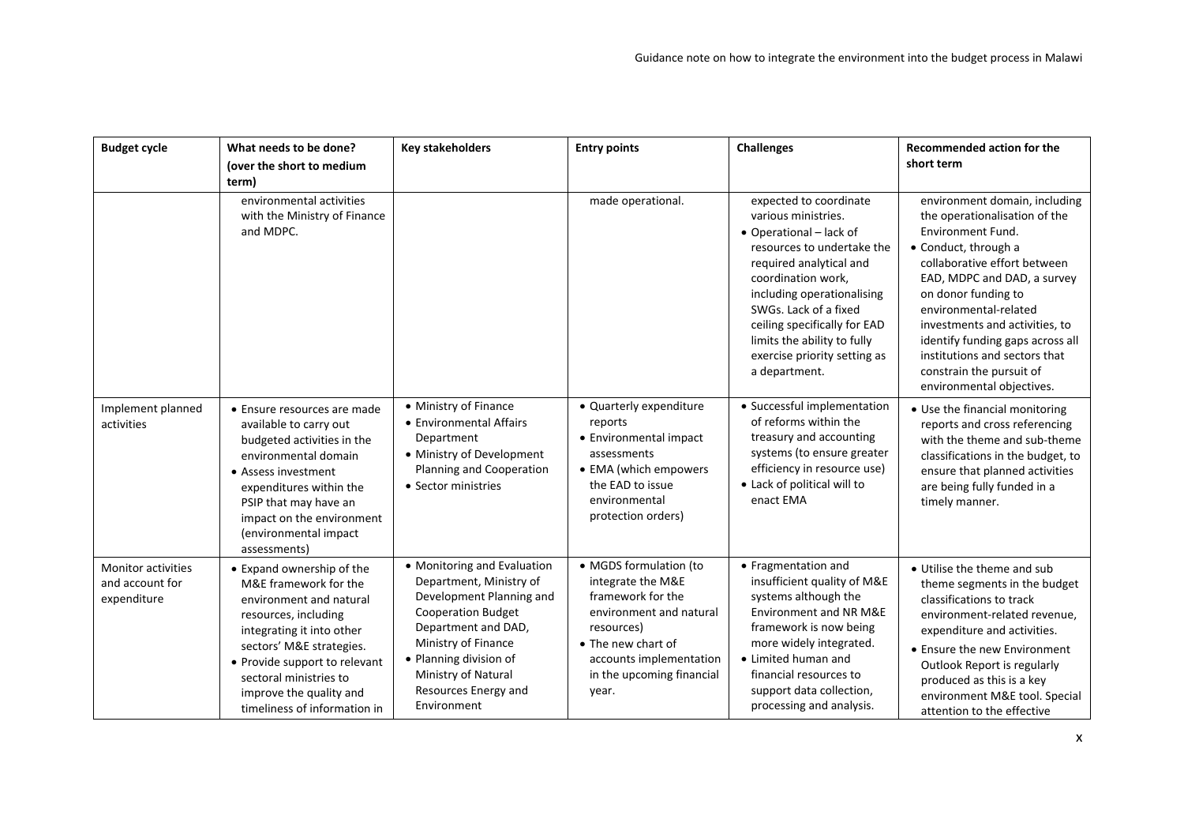| Budget cycle | What needs to be done? (over the short to medium term) | Key stakeholders | Entry points | Challenges | Recommended action for the short term |
|---|---|---|---|---|---|
| | environmental activities with the Ministry of Finance and MDPC. | | made operational. | expected to coordinate various ministries. <br>• Operational – lack of resources to undertake the required analytical and coordination work, including operationalising SWGs. Lack of a fixed ceiling specifically for EAD limits the ability to fully exercise priority setting as a department. | environment domain, including the operationalisation of the Environment Fund. <br>• Conduct, through a collaborative effort between EAD, MDPC and DAD, a survey on donor funding to environmental-related investments and activities, to identify funding gaps across all institutions and sectors that constrain the pursuit of environmental objectives. |
| Implement planned activities | • Ensure resources are made available to carry out budgeted activities in the environmental domain <br>• Assess investment expenditures within the PSIP that may have an impact on the environment (environmental impact assessments) | • Ministry of Finance <br>• Environmental Affairs Department <br>• Ministry of Development Planning and Cooperation <br>• Sector ministries | • Quarterly expenditure reports <br>• Environmental impact assessments <br>• EMA (which empowers the EAD to issue environmental protection orders) | • Successful implementation of reforms within the treasury and accounting systems (to ensure greater efficiency in resource use) <br>• Lack of political will to enact EMA | • Use the financial monitoring reports and cross referencing with the theme and sub-theme classifications in the budget, to ensure that planned activities are being fully funded in a timely manner. |
| Monitor activities and account for expenditure | • Expand ownership of the M&E framework for the environment and natural resources, including integrating it into other sectors' M&E strategies. <br>• Provide support to relevant sectoral ministries to improve the quality and timeliness of information in | • Monitoring and Evaluation Department, Ministry of Development Planning and Cooperation Budget Department and DAD, Ministry of Finance <br>• Planning division of Ministry of Natural Resources Energy and Environment | • MGDS formulation (to integrate the M&E framework for the environment and natural resources) <br>• The new chart of accounts implementation in the upcoming financial year. | • Fragmentation and insufficient quality of M&E systems although the Environment and NR M&E framework is now being more widely integrated. <br>• Limited human and financial resources to support data collection, processing and analysis. | • Utilise the theme and sub theme segments in the budget classifications to track environment-related revenue, expenditure and activities. <br>• Ensure the new Environment Outlook Report is regularly produced as this is a key environment M&E tool. Special attention to the effective |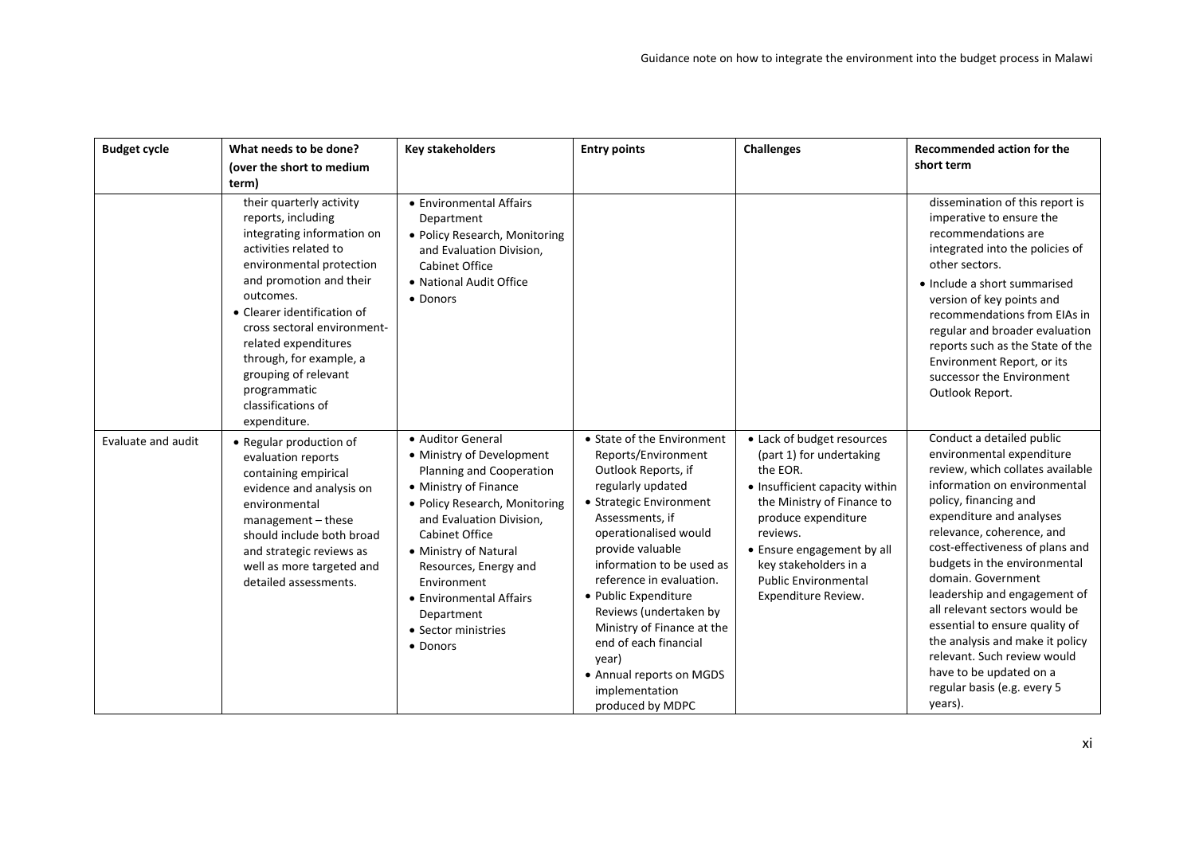| Budget cycle | What needs to be done? (over the short to medium term) | Key stakeholders | Entry points | Challenges | Recommended action for the short term |
|---|---|---|---|---|---|
| | their quarterly activity reports, including integrating information on activities related to environmental protection and promotion and their outcomes.<br>• Clearer identification of cross sectoral environment-related expenditures through, for example, a grouping of relevant programmatic classifications of expenditure. | • Environmental Affairs Department<br>• Policy Research, Monitoring and Evaluation Division, Cabinet Office<br>• National Audit Office<br>• Donors | | | dissemination of this report is imperative to ensure the recommendations are integrated into the policies of other sectors.<br>• Include a short summarised version of key points and recommendations from EIAs in regular and broader evaluation reports such as the State of the Environment Report, or its successor the Environment Outlook Report. |
| Evaluate and audit | • Regular production of evaluation reports containing empirical evidence and analysis on environmental management – these should include both broad and strategic reviews as well as more targeted and detailed assessments. | • Auditor General<br>• Ministry of Development Planning and Cooperation<br>• Ministry of Finance<br>• Policy Research, Monitoring and Evaluation Division, Cabinet Office<br>• Ministry of Natural Resources, Energy and Environment<br>• Environmental Affairs Department<br>• Sector ministries<br>• Donors | • State of the Environment Reports/Environment Outlook Reports, if regularly updated<br>• Strategic Environment Assessments, if operationalised would provide valuable information to be used as reference in evaluation.<br>• Public Expenditure Reviews (undertaken by Ministry of Finance at the end of each financial year)<br>• Annual reports on MGDS implementation produced by MDPC | • Lack of budget resources (part 1) for undertaking the EOR.<br>• Insufficient capacity within the Ministry of Finance to produce expenditure reviews.<br>• Ensure engagement by all key stakeholders in a Public Environmental Expenditure Review. | Conduct a detailed public environmental expenditure review, which collates available information on environmental policy, financing and expenditure and analyses relevance, coherence, and cost-effectiveness of plans and budgets in the environmental domain. Government leadership and engagement of all relevant sectors would be essential to ensure quality of the analysis and make it policy relevant. Such review would have to be updated on a regular basis (e.g. every 5 years). |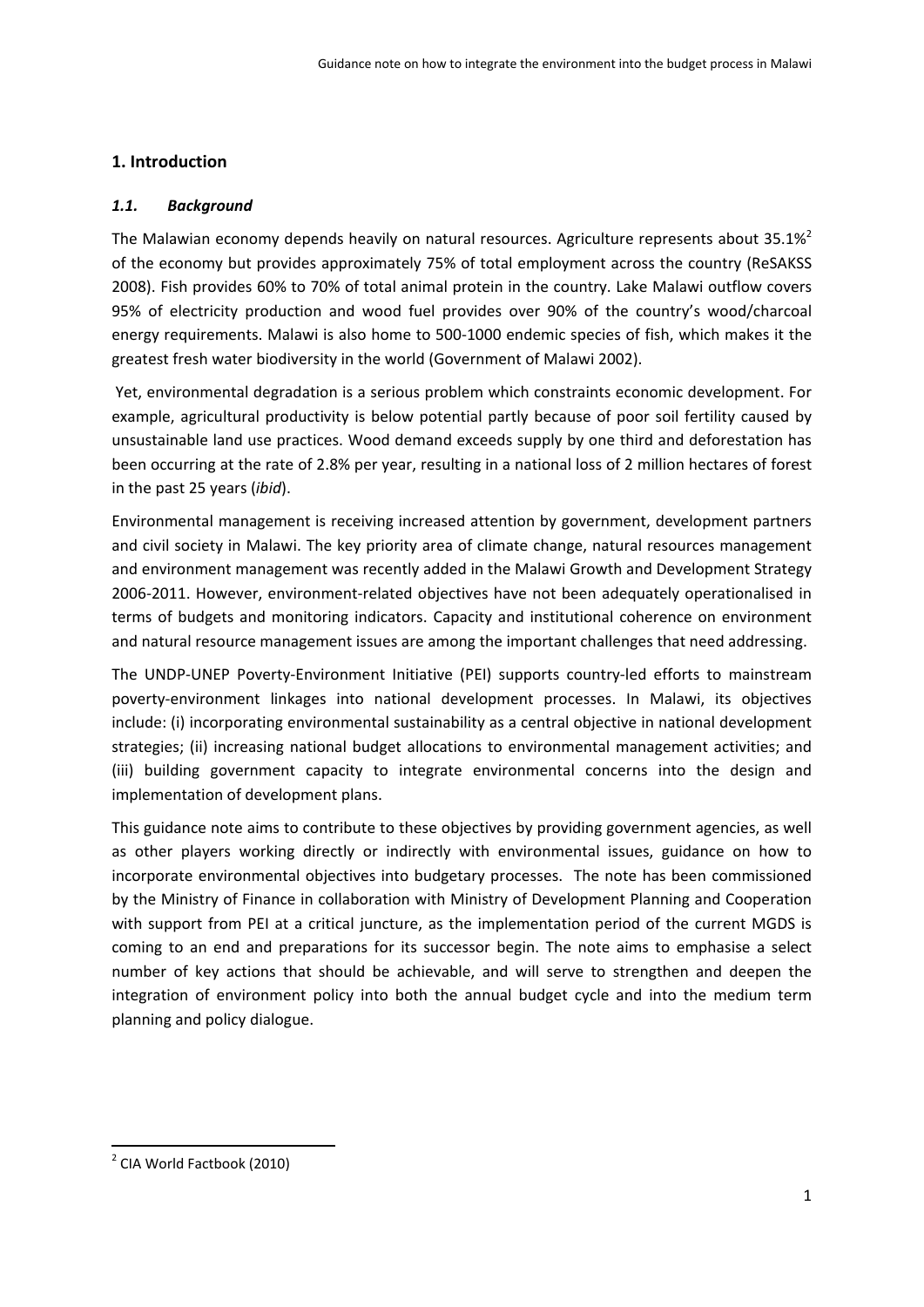# 1. Introduction

## *1.1. Background*

The Malawian economy depends heavily on natural resources. Agriculture represents about 35.1%[2] of the economy but provides approximately 75% of total employment across the country (ReSAKSS 2008). Fish provides 60% to 70% of total animal protein in the country. Lake Malawi outflow covers 95% of electricity production and wood fuel provides over 90% of the country's wood/charcoal energy requirements. Malawi is also home to 500-1000 endemic species of fish, which makes it the greatest fresh water biodiversity in the world (Government of Malawi 2002).

Yet, environmental degradation is a serious problem which constraints economic development. For example, agricultural productivity is below potential partly because of poor soil fertility caused by unsustainable land use practices. Wood demand exceeds supply by one third and deforestation has been occurring at the rate of 2.8% per year, resulting in a national loss of 2 million hectares of forest in the past 25 years (*ibid*).

Environmental management is receiving increased attention by government, development partners and civil society in Malawi. The key priority area of climate change, natural resources management and environment management was recently added in the Malawi Growth and Development Strategy 2006-2011. However, environment-related objectives have not been adequately operationalised in terms of budgets and monitoring indicators. Capacity and institutional coherence on environment and natural resource management issues are among the important challenges that need addressing.

The UNDP-UNEP Poverty-Environment Initiative (PEI) supports country-led efforts to mainstream poverty-environment linkages into national development processes. In Malawi, its objectives include: (i) incorporating environmental sustainability as a central objective in national development strategies; (ii) increasing national budget allocations to environmental management activities; and (iii) building government capacity to integrate environmental concerns into the design and implementation of development plans.

This guidance note aims to contribute to these objectives by providing government agencies, as well as other players working directly or indirectly with environmental issues, guidance on how to incorporate environmental objectives into budgetary processes. The note has been commissioned by the Ministry of Finance in collaboration with Ministry of Development Planning and Cooperation with support from PEI at a critical juncture, as the implementation period of the current MGDS is coming to an end and preparations for its successor begin. The note aims to emphasise a select number of key actions that should be achievable, and will serve to strengthen and deepen the integration of environment policy into both the annual budget cycle and into the medium term planning and policy dialogue.

---

[2] CIA World Factbook (2010)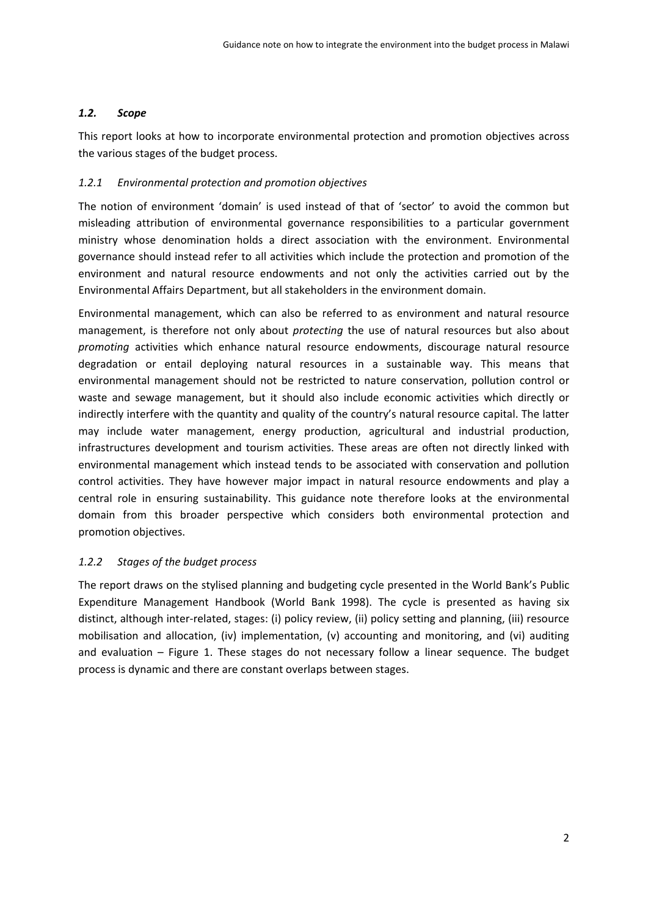### *1.2. Scope*

This report looks at how to incorporate environmental protection and promotion objectives across the various stages of the budget process.

#### *1.2.1 Environmental protection and promotion objectives*

The notion of environment 'domain' is used instead of that of 'sector' to avoid the common but misleading attribution of environmental governance responsibilities to a particular government ministry whose denomination holds a direct association with the environment. Environmental governance should instead refer to all activities which include the protection and promotion of the environment and natural resource endowments and not only the activities carried out by the Environmental Affairs Department, but all stakeholders in the environment domain.

Environmental management, which can also be referred to as environment and natural resource management, is therefore not only about *protecting* the use of natural resources but also about *promoting* activities which enhance natural resource endowments, discourage natural resource degradation or entail deploying natural resources in a sustainable way. This means that environmental management should not be restricted to nature conservation, pollution control or waste and sewage management, but it should also include economic activities which directly or indirectly interfere with the quantity and quality of the country's natural resource capital. The latter may include water management, energy production, agricultural and industrial production, infrastructures development and tourism activities. These areas are often not directly linked with environmental management which instead tends to be associated with conservation and pollution control activities. They have however major impact in natural resource endowments and play a central role in ensuring sustainability. This guidance note therefore looks at the environmental domain from this broader perspective which considers both environmental protection and promotion objectives.

#### *1.2.2 Stages of the budget process*

The report draws on the stylised planning and budgeting cycle presented in the World Bank's Public Expenditure Management Handbook (World Bank 1998). The cycle is presented as having six distinct, although inter-related, stages: (i) policy review, (ii) policy setting and planning, (iii) resource mobilisation and allocation, (iv) implementation, (v) accounting and monitoring, and (vi) auditing and evaluation – Figure 1. These stages do not necessary follow a linear sequence. The budget process is dynamic and there are constant overlaps between stages.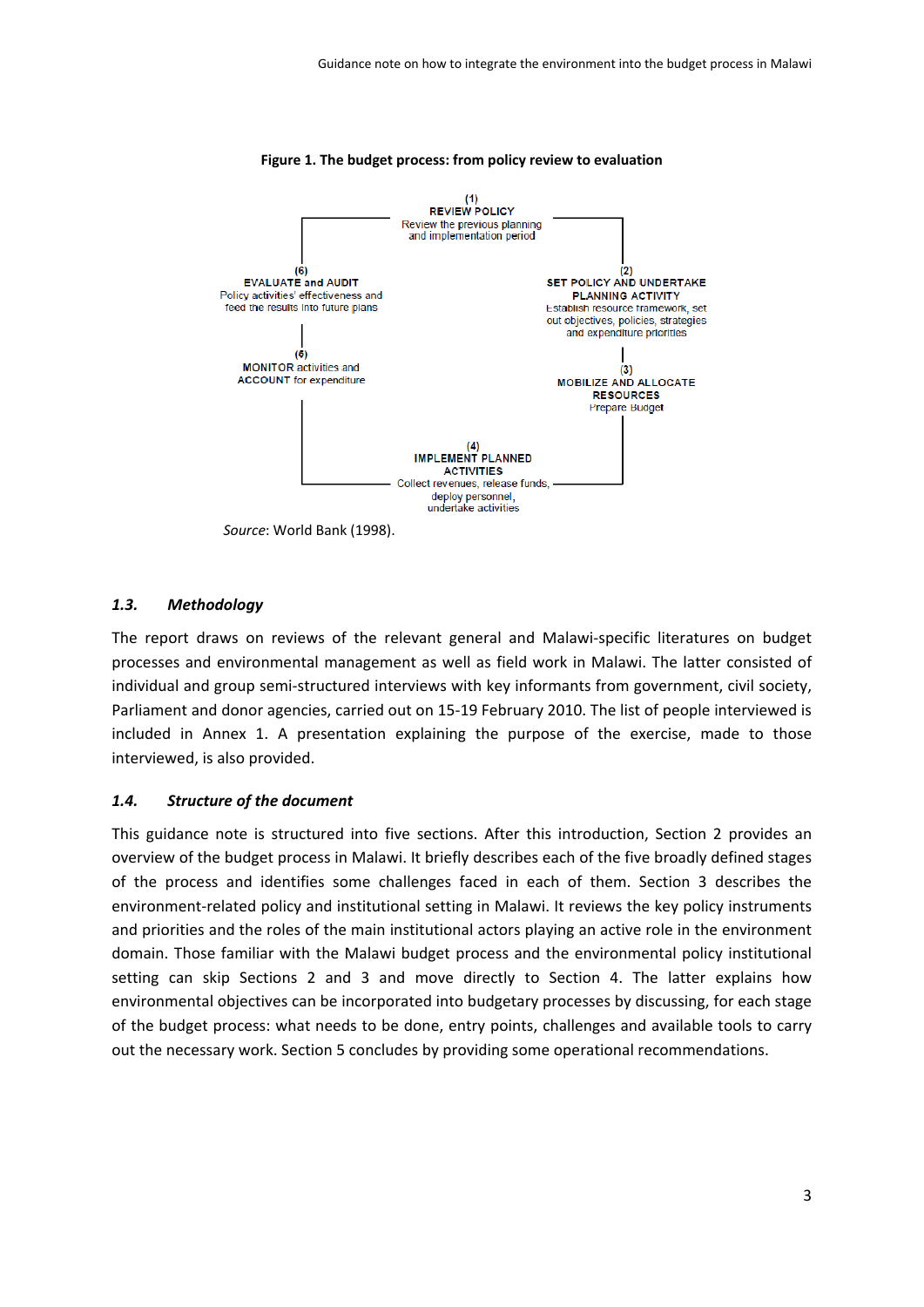**Figure 1. The budget process: from policy review to evaluation**

(1)
**REVIEW POLICY**
Review the previous planning and implementation period

(2)
**SET POLICY AND UNDERTAKE PLANNING ACTIVITY**
Establish resource framework, set out objectives, policies, strategies and expenditure priorities

(3)
**MOBILIZE AND ALLOCATE RESOURCES**
Prepare Budget

(4)
**IMPLEMENT PLANNED ACTIVITIES**
Collect revenues, release funds, deploy personnel, undertake activities

(5)
**MONITOR** activities and **ACCOUNT** for expenditure

(6)
**EVALUATE and AUDIT**
Policy activities' effectiveness and feed the results into future plans

*Source*: World Bank (1998).

### *1.3. Methodology*

The report draws on reviews of the relevant general and Malawi-specific literatures on budget processes and environmental management as well as field work in Malawi. The latter consisted of individual and group semi-structured interviews with key informants from government, civil society, Parliament and donor agencies, carried out on 15-19 February 2010. The list of people interviewed is included in Annex 1. A presentation explaining the purpose of the exercise, made to those interviewed, is also provided.

### *1.4. Structure of the document*

This guidance note is structured into five sections. After this introduction, Section 2 provides an overview of the budget process in Malawi. It briefly describes each of the five broadly defined stages of the process and identifies some challenges faced in each of them. Section 3 describes the environment-related policy and institutional setting in Malawi. It reviews the key policy instruments and priorities and the roles of the main institutional actors playing an active role in the environment domain. Those familiar with the Malawi budget process and the environmental policy institutional setting can skip Sections 2 and 3 and move directly to Section 4. The latter explains how environmental objectives can be incorporated into budgetary processes by discussing, for each stage of the budget process: what needs to be done, entry points, challenges and available tools to carry out the necessary work. Section 5 concludes by providing some operational recommendations.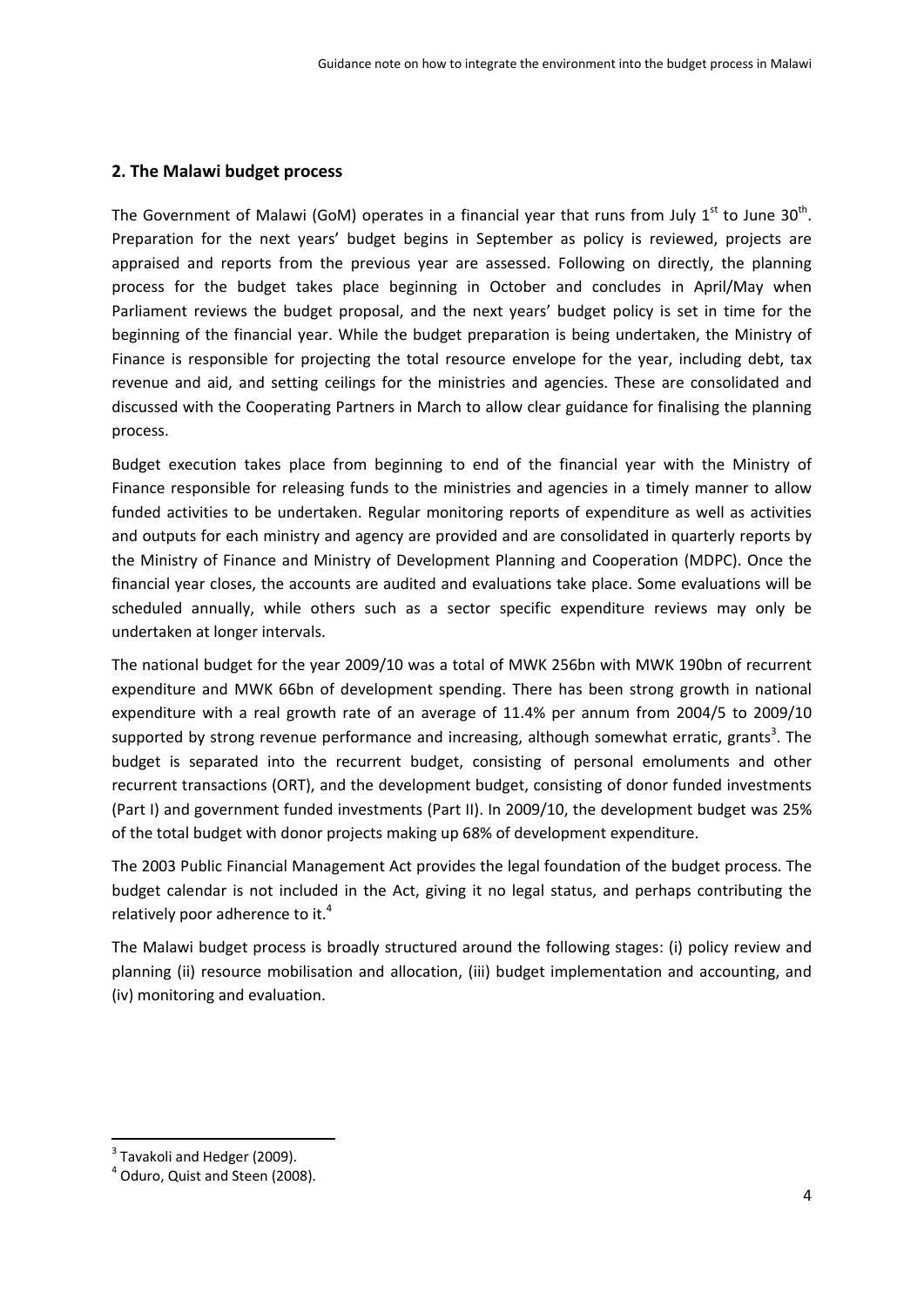## 2. The Malawi budget process

The Government of Malawi (GoM) operates in a financial year that runs from July 1st to June 30th. Preparation for the next years' budget begins in September as policy is reviewed, projects are appraised and reports from the previous year are assessed. Following on directly, the planning process for the budget takes place beginning in October and concludes in April/May when Parliament reviews the budget proposal, and the next years' budget policy is set in time for the beginning of the financial year. While the budget preparation is being undertaken, the Ministry of Finance is responsible for projecting the total resource envelope for the year, including debt, tax revenue and aid, and setting ceilings for the ministries and agencies. These are consolidated and discussed with the Cooperating Partners in March to allow clear guidance for finalising the planning process.

Budget execution takes place from beginning to end of the financial year with the Ministry of Finance responsible for releasing funds to the ministries and agencies in a timely manner to allow funded activities to be undertaken. Regular monitoring reports of expenditure as well as activities and outputs for each ministry and agency are provided and are consolidated in quarterly reports by the Ministry of Finance and Ministry of Development Planning and Cooperation (MDPC). Once the financial year closes, the accounts are audited and evaluations take place. Some evaluations will be scheduled annually, while others such as a sector specific expenditure reviews may only be undertaken at longer intervals.

The national budget for the year 2009/10 was a total of MWK 256bn with MWK 190bn of recurrent expenditure and MWK 66bn of development spending. There has been strong growth in national expenditure with a real growth rate of an average of 11.4% per annum from 2004/5 to 2009/10 supported by strong revenue performance and increasing, although somewhat erratic, grants[3]. The budget is separated into the recurrent budget, consisting of personal emoluments and other recurrent transactions (ORT), and the development budget, consisting of donor funded investments (Part I) and government funded investments (Part II). In 2009/10, the development budget was 25% of the total budget with donor projects making up 68% of development expenditure.

The 2003 Public Financial Management Act provides the legal foundation of the budget process. The budget calendar is not included in the Act, giving it no legal status, and perhaps contributing the relatively poor adherence to it.[4]

The Malawi budget process is broadly structured around the following stages: (i) policy review and planning (ii) resource mobilisation and allocation, (iii) budget implementation and accounting, and (iv) monitoring and evaluation.

[3] Tavakoli and Hedger (2009).

[4] Oduro, Quist and Steen (2008).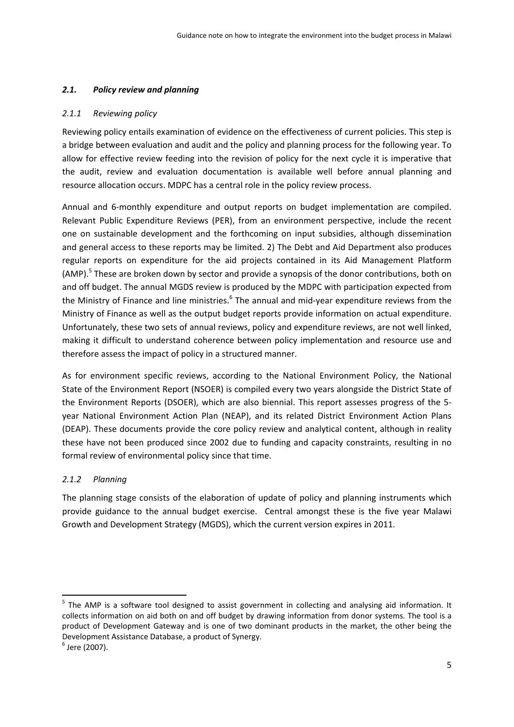### *2.1. Policy review and planning*

#### *2.1.1 Reviewing policy*

Reviewing policy entails examination of evidence on the effectiveness of current policies. This step is a bridge between evaluation and audit and the policy and planning process for the following year. To allow for effective review feeding into the revision of policy for the next cycle it is imperative that the audit, review and evaluation documentation is available well before annual planning and resource allocation occurs. MDPC has a central role in the policy review process.

Annual and 6-monthly expenditure and output reports on budget implementation are compiled. Relevant Public Expenditure Reviews (PER), from an environment perspective, include the recent one on sustainable development and the forthcoming on input subsidies, although dissemination and general access to these reports may be limited. 2) The Debt and Aid Department also produces regular reports on expenditure for the aid projects contained in its Aid Management Platform (AMP).[5] These are broken down by sector and provide a synopsis of the donor contributions, both on and off budget. The annual MGDS review is produced by the MDPC with participation expected from the Ministry of Finance and line ministries.[6] The annual and mid-year expenditure reviews from the Ministry of Finance as well as the output budget reports provide information on actual expenditure. Unfortunately, these two sets of annual reviews, policy and expenditure reviews, are not well linked, making it difficult to understand coherence between policy implementation and resource use and therefore assess the impact of policy in a structured manner.

As for environment specific reviews, according to the National Environment Policy, the National State of the Environment Report (NSOER) is compiled every two years alongside the District State of the Environment Reports (DSOER), which are also biennial. This report assesses progress of the 5-year National Environment Action Plan (NEAP), and its related District Environment Action Plans (DEAP). These documents provide the core policy review and analytical content, although in reality these have not been produced since 2002 due to funding and capacity constraints, resulting in no formal review of environmental policy since that time.

#### *2.1.2 Planning*

The planning stage consists of the elaboration of update of policy and planning instruments which provide guidance to the annual budget exercise. Central amongst these is the five year Malawi Growth and Development Strategy (MGDS), which the current version expires in 2011.

---

[5] The AMP is a software tool designed to assist government in collecting and analysing aid information. It collects information on aid both on and off budget by drawing information from donor systems. The tool is a product of Development Gateway and is one of two dominant products in the market, the other being the Development Assistance Database, a product of Synergy.

[6] Jere (2007).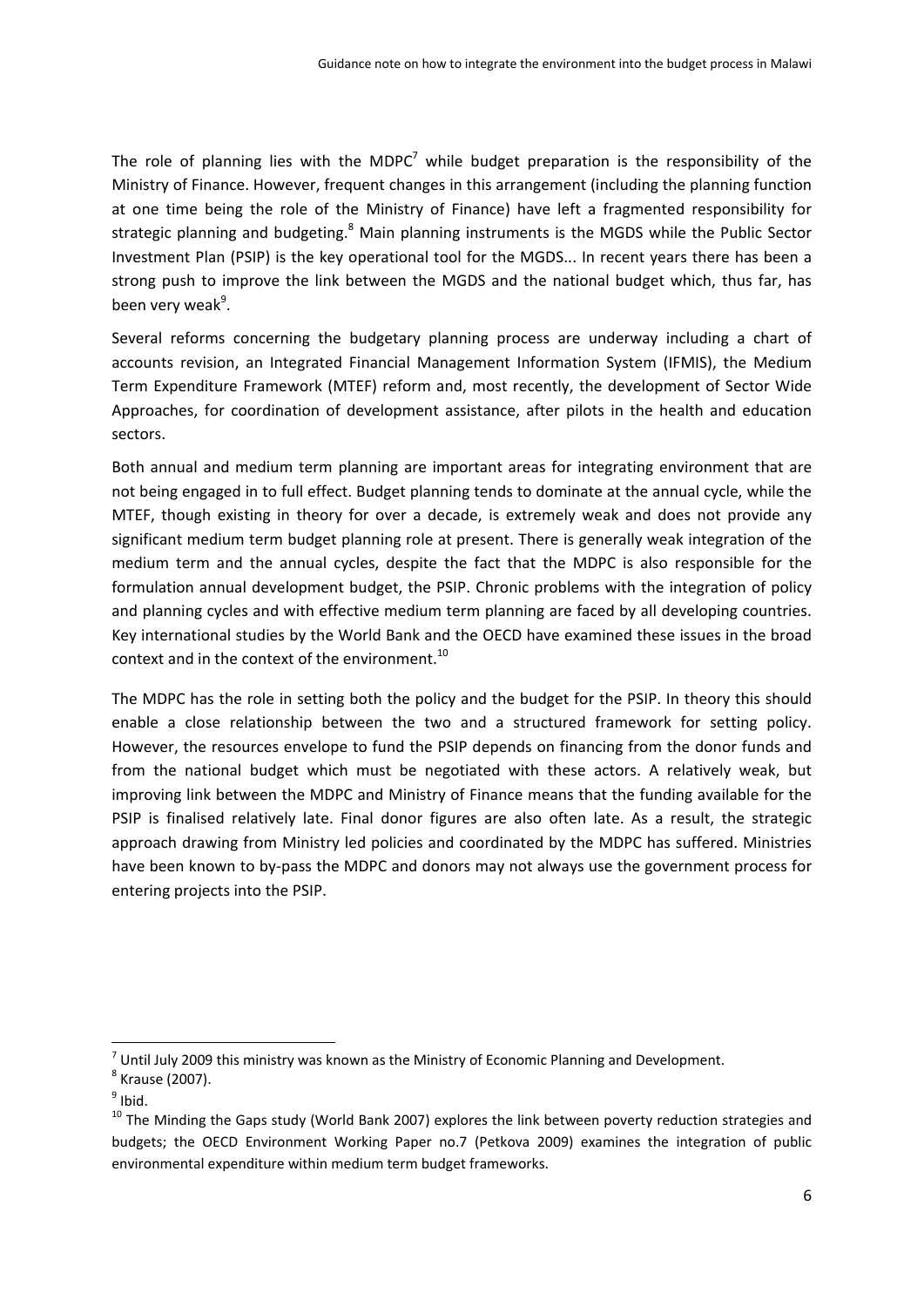The role of planning lies with the MDPC[7] while budget preparation is the responsibility of the Ministry of Finance. However, frequent changes in this arrangement (including the planning function at one time being the role of the Ministry of Finance) have left a fragmented responsibility for strategic planning and budgeting.[8] Main planning instruments is the MGDS while the Public Sector Investment Plan (PSIP) is the key operational tool for the MGDS... In recent years there has been a strong push to improve the link between the MGDS and the national budget which, thus far, has been very weak[9].

Several reforms concerning the budgetary planning process are underway including a chart of accounts revision, an Integrated Financial Management Information System (IFMIS), the Medium Term Expenditure Framework (MTEF) reform and, most recently, the development of Sector Wide Approaches, for coordination of development assistance, after pilots in the health and education sectors.

Both annual and medium term planning are important areas for integrating environment that are not being engaged in to full effect. Budget planning tends to dominate at the annual cycle, while the MTEF, though existing in theory for over a decade, is extremely weak and does not provide any significant medium term budget planning role at present. There is generally weak integration of the medium term and the annual cycles, despite the fact that the MDPC is also responsible for the formulation annual development budget, the PSIP. Chronic problems with the integration of policy and planning cycles and with effective medium term planning are faced by all developing countries. Key international studies by the World Bank and the OECD have examined these issues in the broad context and in the context of the environment.[10]

The MDPC has the role in setting both the policy and the budget for the PSIP. In theory this should enable a close relationship between the two and a structured framework for setting policy. However, the resources envelope to fund the PSIP depends on financing from the donor funds and from the national budget which must be negotiated with these actors. A relatively weak, but improving link between the MDPC and Ministry of Finance means that the funding available for the PSIP is finalised relatively late. Final donor figures are also often late. As a result, the strategic approach drawing from Ministry led policies and coordinated by the MDPC has suffered. Ministries have been known to by-pass the MDPC and donors may not always use the government process for entering projects into the PSIP.

---

[7] Until July 2009 this ministry was known as the Ministry of Economic Planning and Development.

[8] Krause (2007).

[9] Ibid.

[10] The Minding the Gaps study (World Bank 2007) explores the link between poverty reduction strategies and budgets; the OECD Environment Working Paper no.7 (Petkova 2009) examines the integration of public environmental expenditure within medium term budget frameworks.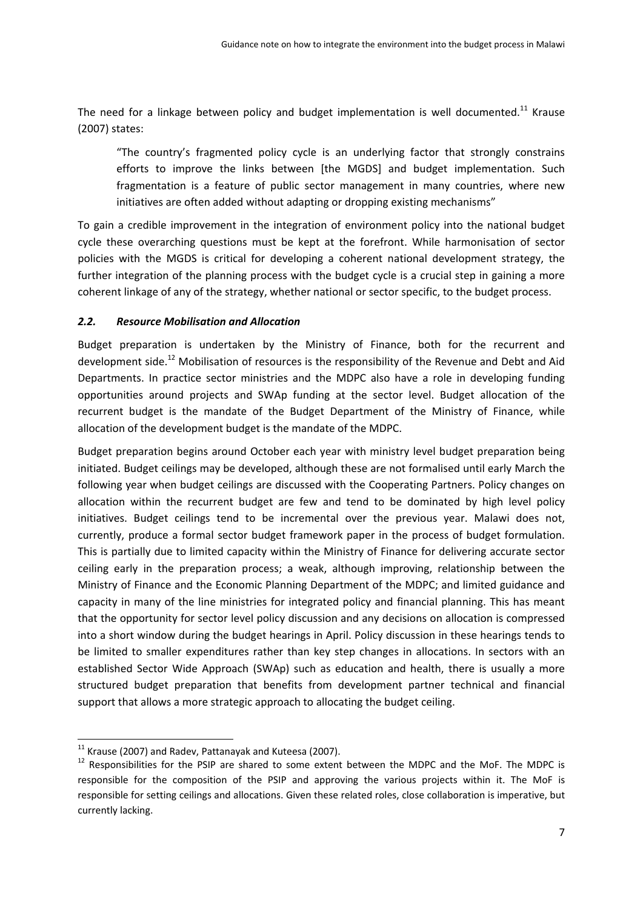The need for a linkage between policy and budget implementation is well documented.[11] Krause (2007) states:

> "The country's fragmented policy cycle is an underlying factor that strongly constrains efforts to improve the links between [the MGDS] and budget implementation. Such fragmentation is a feature of public sector management in many countries, where new initiatives are often added without adapting or dropping existing mechanisms"

To gain a credible improvement in the integration of environment policy into the national budget cycle these overarching questions must be kept at the forefront. While harmonisation of sector policies with the MGDS is critical for developing a coherent national development strategy, the further integration of the planning process with the budget cycle is a crucial step in gaining a more coherent linkage of any of the strategy, whether national or sector specific, to the budget process.

### *2.2. Resource Mobilisation and Allocation*

Budget preparation is undertaken by the Ministry of Finance, both for the recurrent and development side.[12] Mobilisation of resources is the responsibility of the Revenue and Debt and Aid Departments. In practice sector ministries and the MDPC also have a role in developing funding opportunities around projects and SWAp funding at the sector level. Budget allocation of the recurrent budget is the mandate of the Budget Department of the Ministry of Finance, while allocation of the development budget is the mandate of the MDPC.

Budget preparation begins around October each year with ministry level budget preparation being initiated. Budget ceilings may be developed, although these are not formalised until early March the following year when budget ceilings are discussed with the Cooperating Partners. Policy changes on allocation within the recurrent budget are few and tend to be dominated by high level policy initiatives. Budget ceilings tend to be incremental over the previous year. Malawi does not, currently, produce a formal sector budget framework paper in the process of budget formulation. This is partially due to limited capacity within the Ministry of Finance for delivering accurate sector ceiling early in the preparation process; a weak, although improving, relationship between the Ministry of Finance and the Economic Planning Department of the MDPC; and limited guidance and capacity in many of the line ministries for integrated policy and financial planning. This has meant that the opportunity for sector level policy discussion and any decisions on allocation is compressed into a short window during the budget hearings in April. Policy discussion in these hearings tends to be limited to smaller expenditures rather than key step changes in allocations. In sectors with an established Sector Wide Approach (SWAp) such as education and health, there is usually a more structured budget preparation that benefits from development partner technical and financial support that allows a more strategic approach to allocating the budget ceiling.

---

[11] Krause (2007) and Radev, Pattanayak and Kuteesa (2007).

[12] Responsibilities for the PSIP are shared to some extent between the MDPC and the MoF. The MDPC is responsible for the composition of the PSIP and approving the various projects within it. The MoF is responsible for setting ceilings and allocations. Given these related roles, close collaboration is imperative, but currently lacking.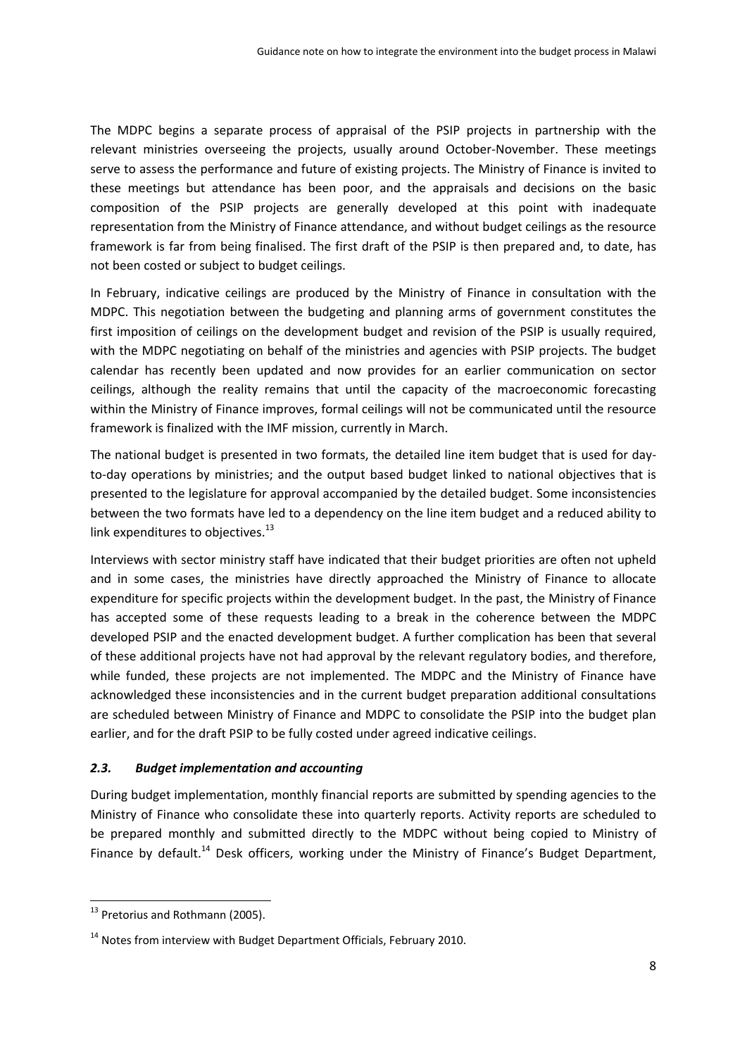The MDPC begins a separate process of appraisal of the PSIP projects in partnership with the relevant ministries overseeing the projects, usually around October-November. These meetings serve to assess the performance and future of existing projects. The Ministry of Finance is invited to these meetings but attendance has been poor, and the appraisals and decisions on the basic composition of the PSIP projects are generally developed at this point with inadequate representation from the Ministry of Finance attendance, and without budget ceilings as the resource framework is far from being finalised. The first draft of the PSIP is then prepared and, to date, has not been costed or subject to budget ceilings.

In February, indicative ceilings are produced by the Ministry of Finance in consultation with the MDPC. This negotiation between the budgeting and planning arms of government constitutes the first imposition of ceilings on the development budget and revision of the PSIP is usually required, with the MDPC negotiating on behalf of the ministries and agencies with PSIP projects. The budget calendar has recently been updated and now provides for an earlier communication on sector ceilings, although the reality remains that until the capacity of the macroeconomic forecasting within the Ministry of Finance improves, formal ceilings will not be communicated until the resource framework is finalized with the IMF mission, currently in March.

The national budget is presented in two formats, the detailed line item budget that is used for day-to-day operations by ministries; and the output based budget linked to national objectives that is presented to the legislature for approval accompanied by the detailed budget. Some inconsistencies between the two formats have led to a dependency on the line item budget and a reduced ability to link expenditures to objectives.[13]

Interviews with sector ministry staff have indicated that their budget priorities are often not upheld and in some cases, the ministries have directly approached the Ministry of Finance to allocate expenditure for specific projects within the development budget. In the past, the Ministry of Finance has accepted some of these requests leading to a break in the coherence between the MDPC developed PSIP and the enacted development budget. A further complication has been that several of these additional projects have not had approval by the relevant regulatory bodies, and therefore, while funded, these projects are not implemented. The MDPC and the Ministry of Finance have acknowledged these inconsistencies and in the current budget preparation additional consultations are scheduled between Ministry of Finance and MDPC to consolidate the PSIP into the budget plan earlier, and for the draft PSIP to be fully costed under agreed indicative ceilings.

### *2.3. Budget implementation and accounting*

During budget implementation, monthly financial reports are submitted by spending agencies to the Ministry of Finance who consolidate these into quarterly reports. Activity reports are scheduled to be prepared monthly and submitted directly to the MDPC without being copied to Ministry of Finance by default.[14] Desk officers, working under the Ministry of Finance's Budget Department,

[13] Pretorius and Rothmann (2005).

[14] Notes from interview with Budget Department Officials, February 2010.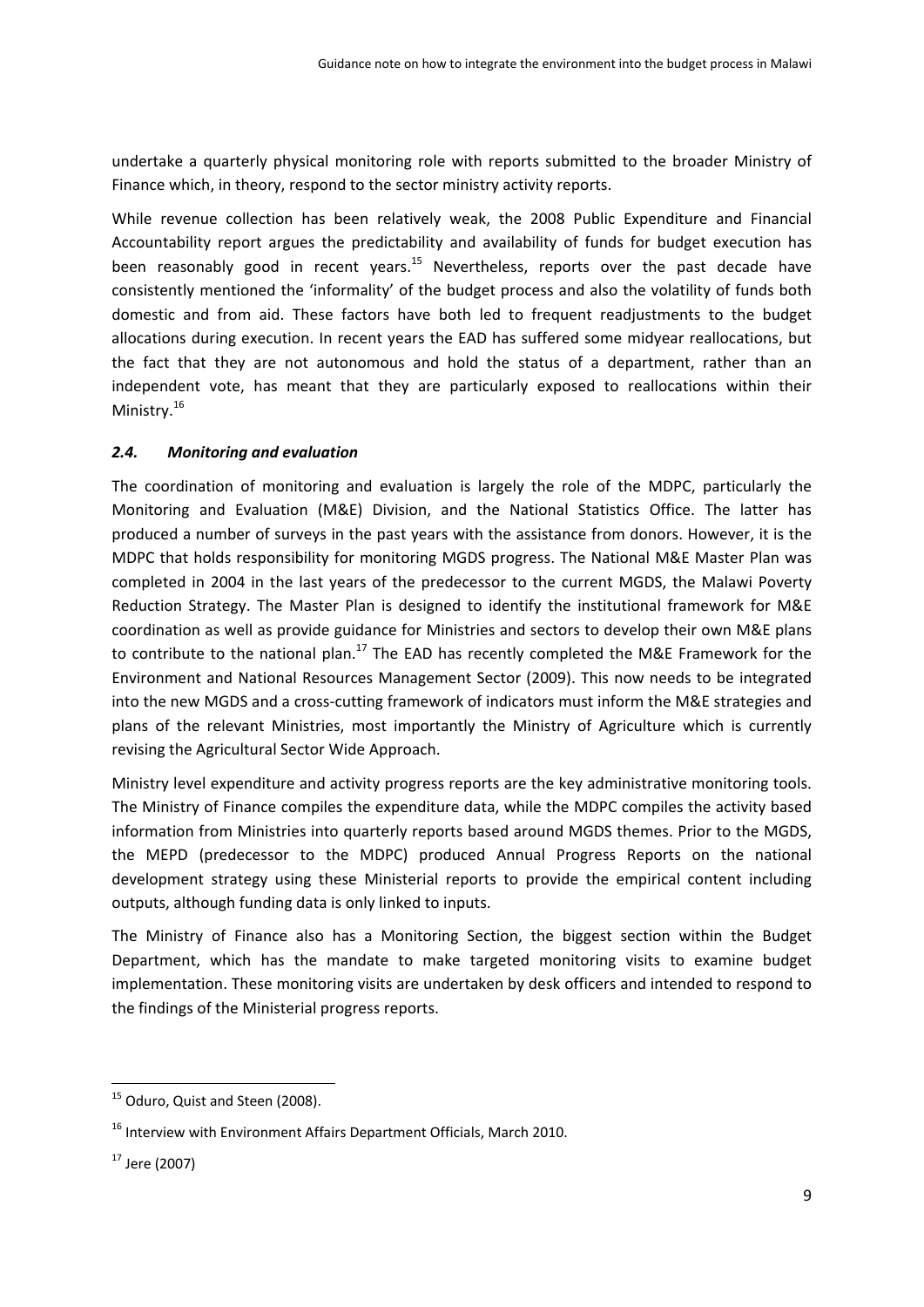undertake a quarterly physical monitoring role with reports submitted to the broader Ministry of Finance which, in theory, respond to the sector ministry activity reports.

While revenue collection has been relatively weak, the 2008 Public Expenditure and Financial Accountability report argues the predictability and availability of funds for budget execution has been reasonably good in recent years.[15] Nevertheless, reports over the past decade have consistently mentioned the 'informality' of the budget process and also the volatility of funds both domestic and from aid. These factors have both led to frequent readjustments to the budget allocations during execution. In recent years the EAD has suffered some midyear reallocations, but the fact that they are not autonomous and hold the status of a department, rather than an independent vote, has meant that they are particularly exposed to reallocations within their Ministry.[16]

### *2.4. Monitoring and evaluation*

The coordination of monitoring and evaluation is largely the role of the MDPC, particularly the Monitoring and Evaluation (M&E) Division, and the National Statistics Office. The latter has produced a number of surveys in the past years with the assistance from donors. However, it is the MDPC that holds responsibility for monitoring MGDS progress. The National M&E Master Plan was completed in 2004 in the last years of the predecessor to the current MGDS, the Malawi Poverty Reduction Strategy. The Master Plan is designed to identify the institutional framework for M&E coordination as well as provide guidance for Ministries and sectors to develop their own M&E plans to contribute to the national plan.[17] The EAD has recently completed the M&E Framework for the Environment and National Resources Management Sector (2009). This now needs to be integrated into the new MGDS and a cross-cutting framework of indicators must inform the M&E strategies and plans of the relevant Ministries, most importantly the Ministry of Agriculture which is currently revising the Agricultural Sector Wide Approach.

Ministry level expenditure and activity progress reports are the key administrative monitoring tools. The Ministry of Finance compiles the expenditure data, while the MDPC compiles the activity based information from Ministries into quarterly reports based around MGDS themes. Prior to the MGDS, the MEPD (predecessor to the MDPC) produced Annual Progress Reports on the national development strategy using these Ministerial reports to provide the empirical content including outputs, although funding data is only linked to inputs.

The Ministry of Finance also has a Monitoring Section, the biggest section within the Budget Department, which has the mandate to make targeted monitoring visits to examine budget implementation. These monitoring visits are undertaken by desk officers and intended to respond to the findings of the Ministerial progress reports.

---

[15] Oduro, Quist and Steen (2008).

[16] Interview with Environment Affairs Department Officials, March 2010.

[17] Jere (2007)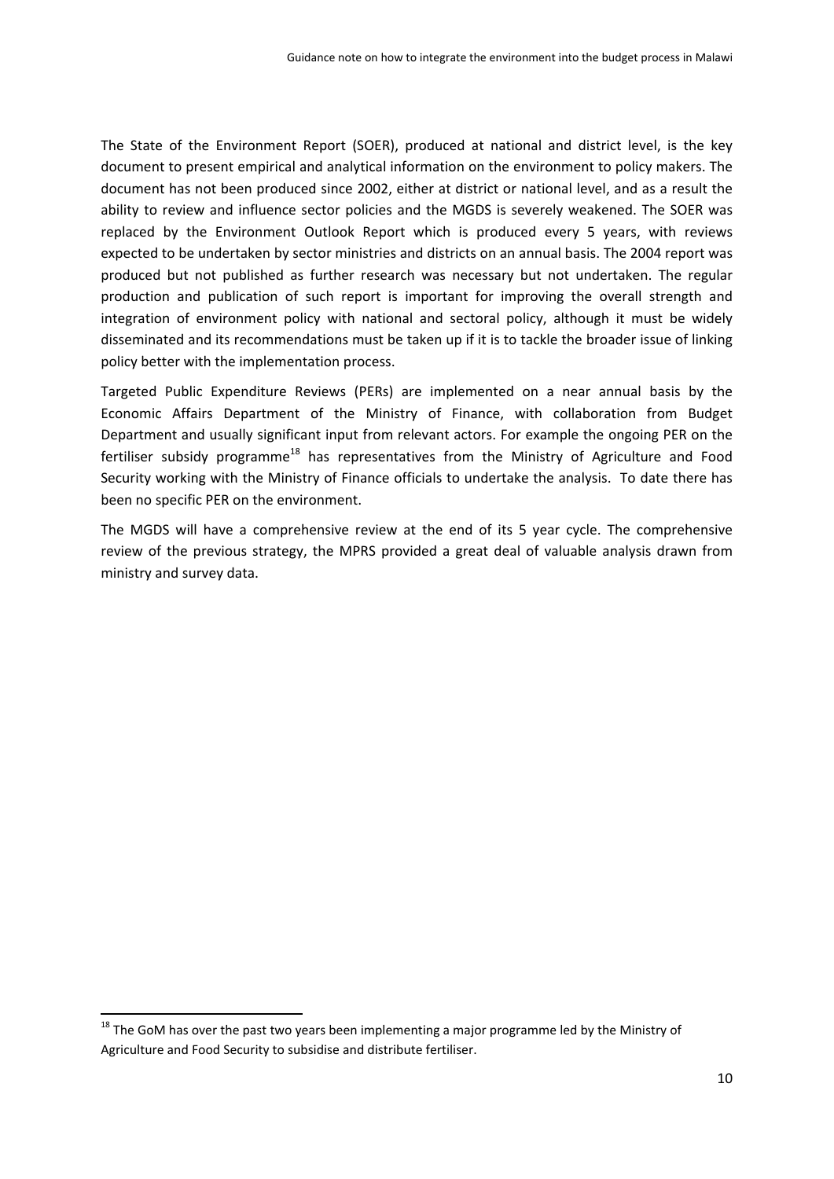The State of the Environment Report (SOER), produced at national and district level, is the key document to present empirical and analytical information on the environment to policy makers. The document has not been produced since 2002, either at district or national level, and as a result the ability to review and influence sector policies and the MGDS is severely weakened. The SOER was replaced by the Environment Outlook Report which is produced every 5 years, with reviews expected to be undertaken by sector ministries and districts on an annual basis. The 2004 report was produced but not published as further research was necessary but not undertaken. The regular production and publication of such report is important for improving the overall strength and integration of environment policy with national and sectoral policy, although it must be widely disseminated and its recommendations must be taken up if it is to tackle the broader issue of linking policy better with the implementation process.

Targeted Public Expenditure Reviews (PERs) are implemented on a near annual basis by the Economic Affairs Department of the Ministry of Finance, with collaboration from Budget Department and usually significant input from relevant actors. For example the ongoing PER on the fertiliser subsidy programme[18] has representatives from the Ministry of Agriculture and Food Security working with the Ministry of Finance officials to undertake the analysis. To date there has been no specific PER on the environment.

The MGDS will have a comprehensive review at the end of its 5 year cycle. The comprehensive review of the previous strategy, the MPRS provided a great deal of valuable analysis drawn from ministry and survey data.

[18] The GoM has over the past two years been implementing a major programme led by the Ministry of Agriculture and Food Security to subsidise and distribute fertiliser.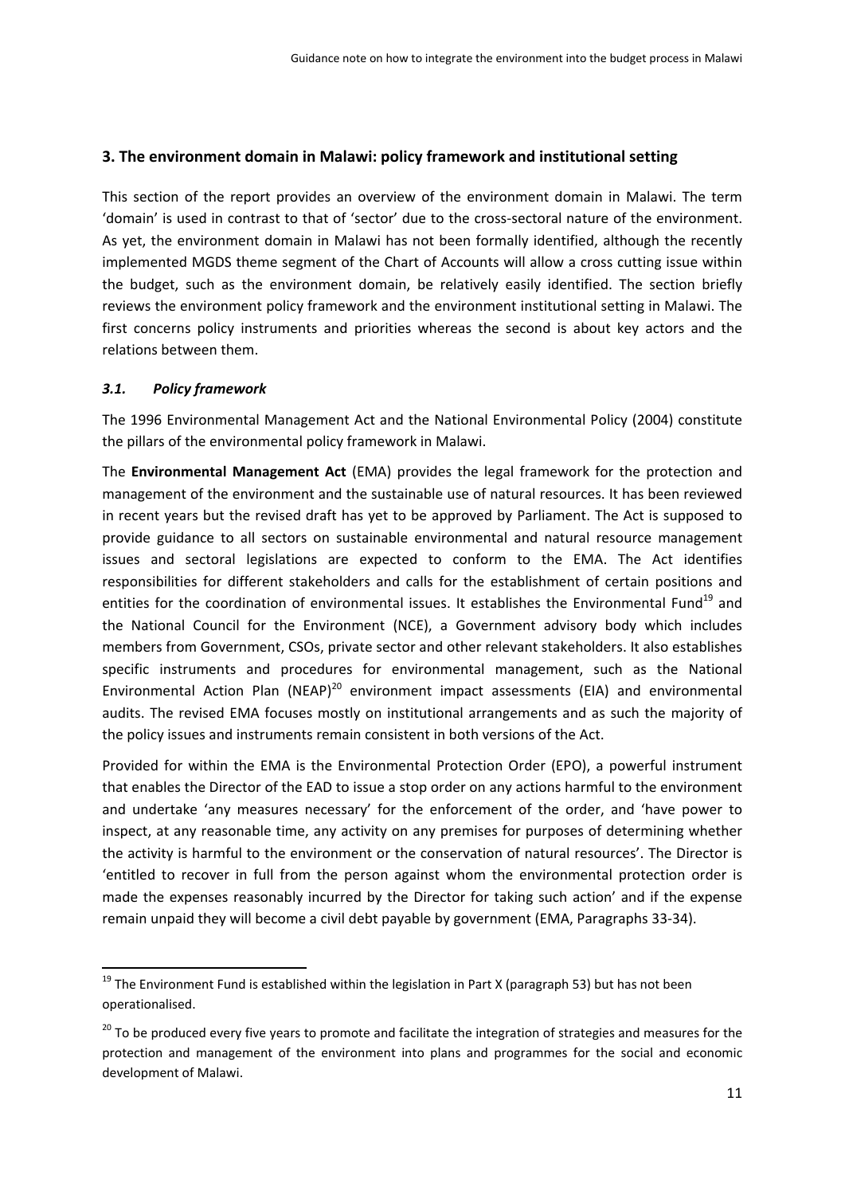## 3. The environment domain in Malawi: policy framework and institutional setting

This section of the report provides an overview of the environment domain in Malawi. The term 'domain' is used in contrast to that of 'sector' due to the cross-sectoral nature of the environment. As yet, the environment domain in Malawi has not been formally identified, although the recently implemented MGDS theme segment of the Chart of Accounts will allow a cross cutting issue within the budget, such as the environment domain, be relatively easily identified. The section briefly reviews the environment policy framework and the environment institutional setting in Malawi. The first concerns policy instruments and priorities whereas the second is about key actors and the relations between them.

### *3.1. Policy framework*

The 1996 Environmental Management Act and the National Environmental Policy (2004) constitute the pillars of the environmental policy framework in Malawi.

The **Environmental Management Act** (EMA) provides the legal framework for the protection and management of the environment and the sustainable use of natural resources. It has been reviewed in recent years but the revised draft has yet to be approved by Parliament. The Act is supposed to provide guidance to all sectors on sustainable environmental and natural resource management issues and sectoral legislations are expected to conform to the EMA. The Act identifies responsibilities for different stakeholders and calls for the establishment of certain positions and entities for the coordination of environmental issues. It establishes the Environmental Fund[19] and the National Council for the Environment (NCE), a Government advisory body which includes members from Government, CSOs, private sector and other relevant stakeholders. It also establishes specific instruments and procedures for environmental management, such as the National Environmental Action Plan (NEAP)[20] environment impact assessments (EIA) and environmental audits. The revised EMA focuses mostly on institutional arrangements and as such the majority of the policy issues and instruments remain consistent in both versions of the Act.

Provided for within the EMA is the Environmental Protection Order (EPO), a powerful instrument that enables the Director of the EAD to issue a stop order on any actions harmful to the environment and undertake 'any measures necessary' for the enforcement of the order, and 'have power to inspect, at any reasonable time, any activity on any premises for purposes of determining whether the activity is harmful to the environment or the conservation of natural resources'. The Director is 'entitled to recover in full from the person against whom the environmental protection order is made the expenses reasonably incurred by the Director for taking such action' and if the expense remain unpaid they will become a civil debt payable by government (EMA, Paragraphs 33-34).

---

[19] The Environment Fund is established within the legislation in Part X (paragraph 53) but has not been operationalised.

[20] To be produced every five years to promote and facilitate the integration of strategies and measures for the protection and management of the environment into plans and programmes for the social and economic development of Malawi.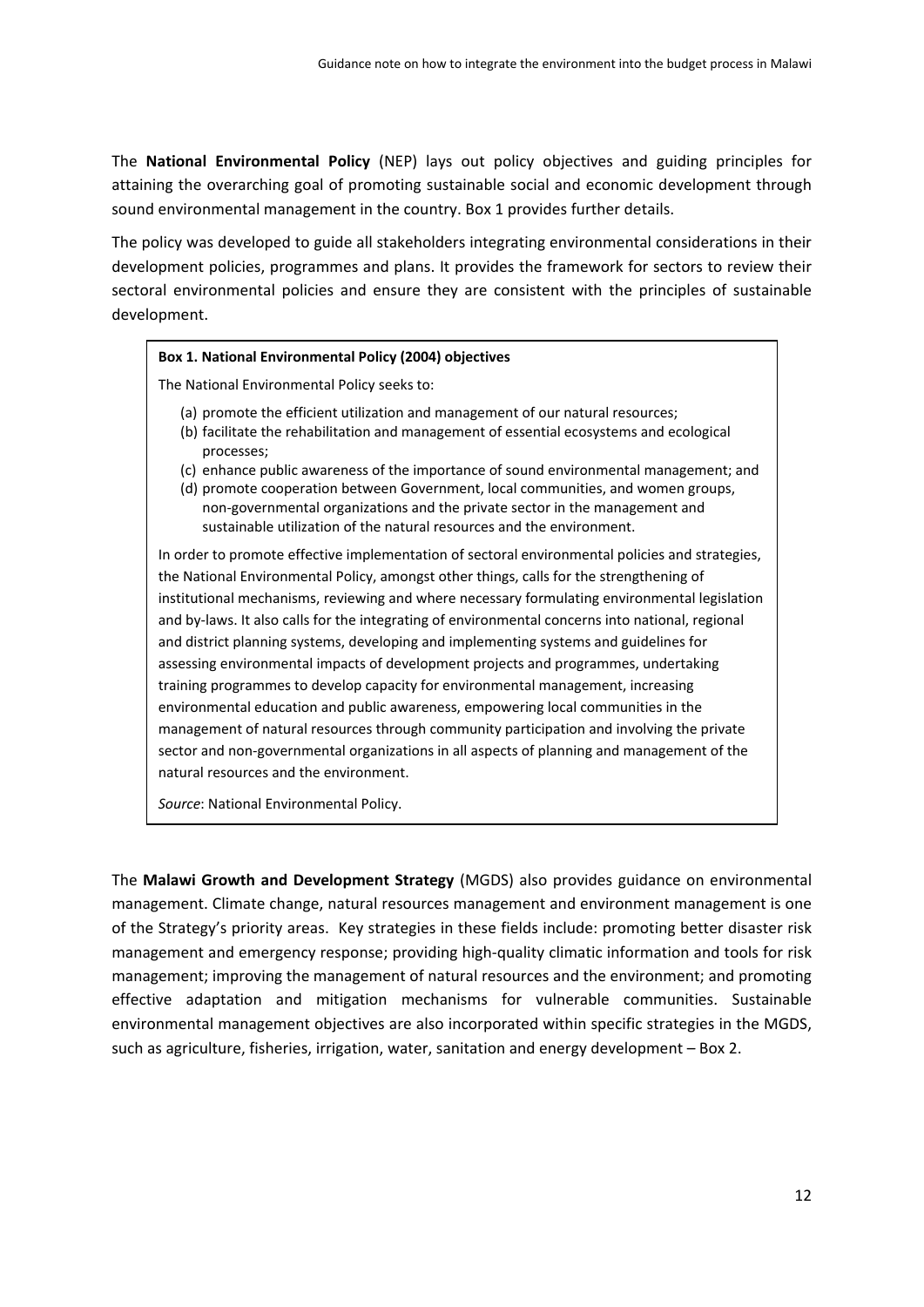The **National Environmental Policy** (NEP) lays out policy objectives and guiding principles for attaining the overarching goal of promoting sustainable social and economic development through sound environmental management in the country. Box 1 provides further details.

The policy was developed to guide all stakeholders integrating environmental considerations in their development policies, programmes and plans. It provides the framework for sectors to review their sectoral environmental policies and ensure they are consistent with the principles of sustainable development.

**Box 1. National Environmental Policy (2004) objectives**

The National Environmental Policy seeks to:

(a) promote the efficient utilization and management of our natural resources;
(b) facilitate the rehabilitation and management of essential ecosystems and ecological processes;
(c) enhance public awareness of the importance of sound environmental management; and
(d) promote cooperation between Government, local communities, and women groups, non-governmental organizations and the private sector in the management and sustainable utilization of the natural resources and the environment.

In order to promote effective implementation of sectoral environmental policies and strategies, the National Environmental Policy, amongst other things, calls for the strengthening of institutional mechanisms, reviewing and where necessary formulating environmental legislation and by-laws. It also calls for the integrating of environmental concerns into national, regional and district planning systems, developing and implementing systems and guidelines for assessing environmental impacts of development projects and programmes, undertaking training programmes to develop capacity for environmental management, increasing environmental education and public awareness, empowering local communities in the management of natural resources through community participation and involving the private sector and non-governmental organizations in all aspects of planning and management of the natural resources and the environment.

*Source*: National Environmental Policy.

The **Malawi Growth and Development Strategy** (MGDS) also provides guidance on environmental management. Climate change, natural resources management and environment management is one of the Strategy's priority areas. Key strategies in these fields include: promoting better disaster risk management and emergency response; providing high-quality climatic information and tools for risk management; improving the management of natural resources and the environment; and promoting effective adaptation and mitigation mechanisms for vulnerable communities. Sustainable environmental management objectives are also incorporated within specific strategies in the MGDS, such as agriculture, fisheries, irrigation, water, sanitation and energy development – Box 2.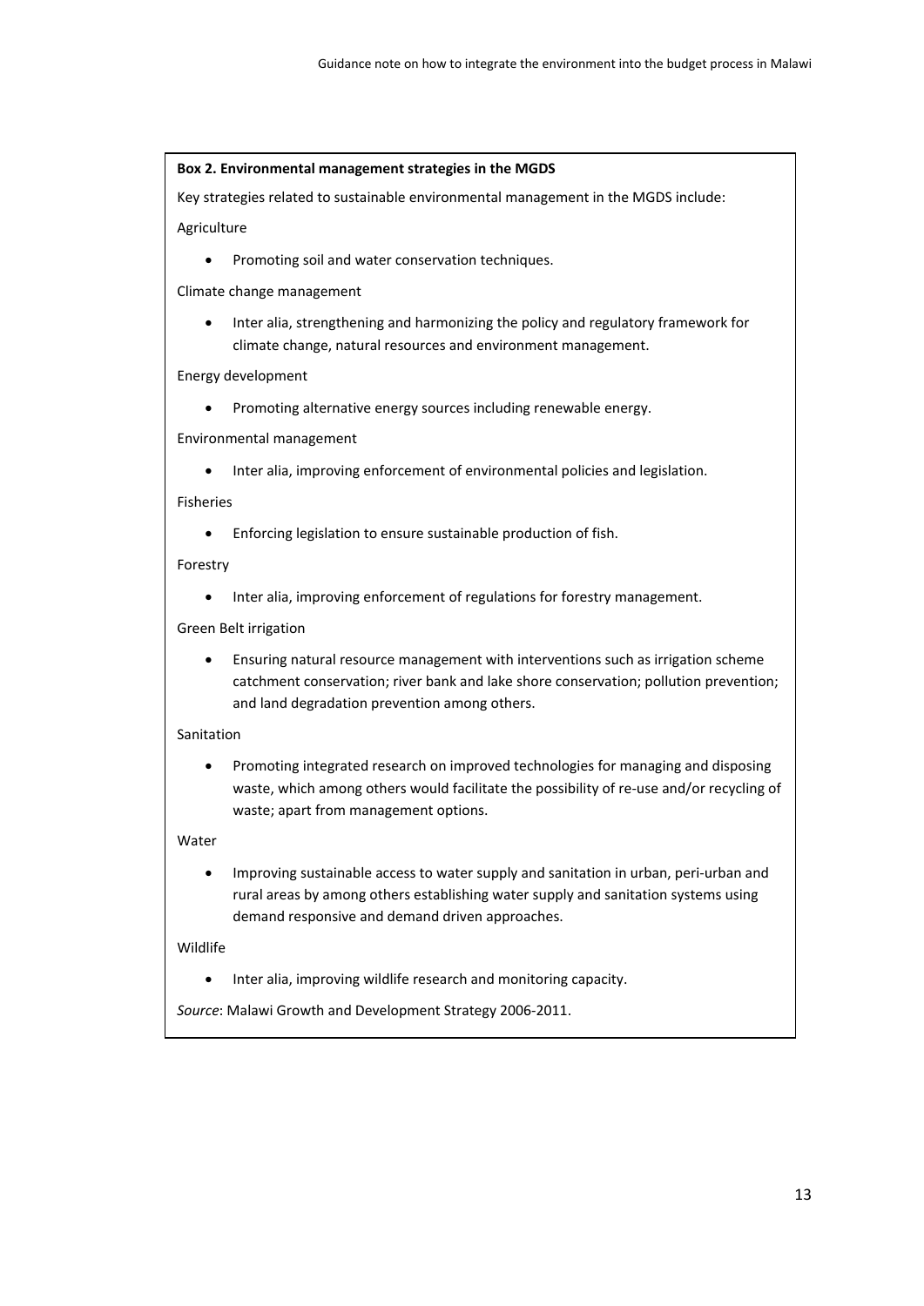**Box 2. Environmental management strategies in the MGDS**

Key strategies related to sustainable environmental management in the MGDS include:

Agriculture

- Promoting soil and water conservation techniques.

Climate change management

- Inter alia, strengthening and harmonizing the policy and regulatory framework for climate change, natural resources and environment management.

Energy development

- Promoting alternative energy sources including renewable energy.

Environmental management

- Inter alia, improving enforcement of environmental policies and legislation.

Fisheries

- Enforcing legislation to ensure sustainable production of fish.

Forestry

- Inter alia, improving enforcement of regulations for forestry management.

Green Belt irrigation

- Ensuring natural resource management with interventions such as irrigation scheme catchment conservation; river bank and lake shore conservation; pollution prevention; and land degradation prevention among others.

Sanitation

- Promoting integrated research on improved technologies for managing and disposing waste, which among others would facilitate the possibility of re-use and/or recycling of waste; apart from management options.

Water

- Improving sustainable access to water supply and sanitation in urban, peri-urban and rural areas by among others establishing water supply and sanitation systems using demand responsive and demand driven approaches.

Wildlife

- Inter alia, improving wildlife research and monitoring capacity.

*Source*: Malawi Growth and Development Strategy 2006-2011.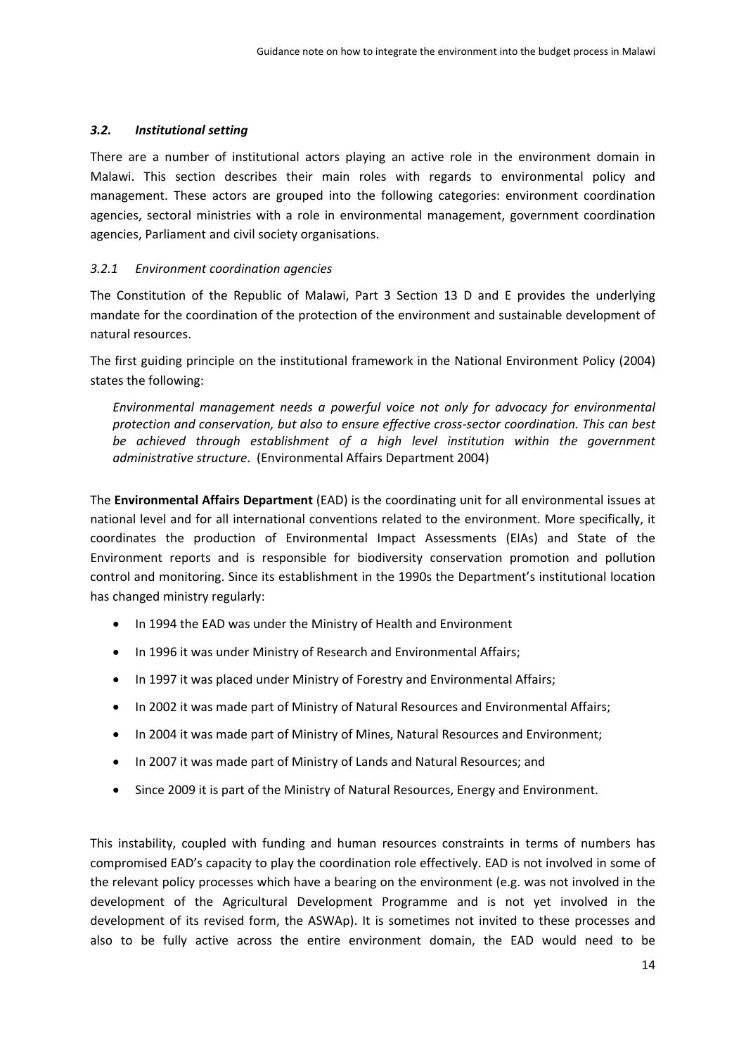### *3.2. Institutional setting*

There are a number of institutional actors playing an active role in the environment domain in Malawi. This section describes their main roles with regards to environmental policy and management. These actors are grouped into the following categories: environment coordination agencies, sectoral ministries with a role in environmental management, government coordination agencies, Parliament and civil society organisations.

#### *3.2.1 Environment coordination agencies*

The Constitution of the Republic of Malawi, Part 3 Section 13 D and E provides the underlying mandate for the coordination of the protection of the environment and sustainable development of natural resources.

The first guiding principle on the institutional framework in the National Environment Policy (2004) states the following:

> *Environmental management needs a powerful voice not only for advocacy for environmental protection and conservation, but also to ensure effective cross-sector coordination. This can best be achieved through establishment of a high level institution within the government administrative structure*. (Environmental Affairs Department 2004)

The **Environmental Affairs Department** (EAD) is the coordinating unit for all environmental issues at national level and for all international conventions related to the environment. More specifically, it coordinates the production of Environmental Impact Assessments (EIAs) and State of the Environment reports and is responsible for biodiversity conservation promotion and pollution control and monitoring. Since its establishment in the 1990s the Department's institutional location has changed ministry regularly:

- In 1994 the EAD was under the Ministry of Health and Environment
- In 1996 it was under Ministry of Research and Environmental Affairs;
- In 1997 it was placed under Ministry of Forestry and Environmental Affairs;
- In 2002 it was made part of Ministry of Natural Resources and Environmental Affairs;
- In 2004 it was made part of Ministry of Mines, Natural Resources and Environment;
- In 2007 it was made part of Ministry of Lands and Natural Resources; and
- Since 2009 it is part of the Ministry of Natural Resources, Energy and Environment.

This instability, coupled with funding and human resources constraints in terms of numbers has compromised EAD's capacity to play the coordination role effectively. EAD is not involved in some of the relevant policy processes which have a bearing on the environment (e.g. was not involved in the development of the Agricultural Development Programme and is not yet involved in the development of its revised form, the ASWAp). It is sometimes not invited to these processes and also to be fully active across the entire environment domain, the EAD would need to be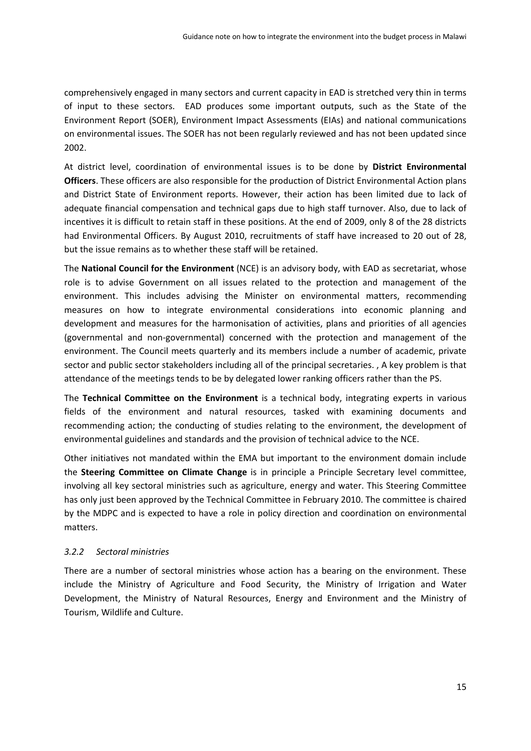comprehensively engaged in many sectors and current capacity in EAD is stretched very thin in terms of input to these sectors. EAD produces some important outputs, such as the State of the Environment Report (SOER), Environment Impact Assessments (EIAs) and national communications on environmental issues. The SOER has not been regularly reviewed and has not been updated since 2002.

At district level, coordination of environmental issues is to be done by **District Environmental Officers**. These officers are also responsible for the production of District Environmental Action plans and District State of Environment reports. However, their action has been limited due to lack of adequate financial compensation and technical gaps due to high staff turnover. Also, due to lack of incentives it is difficult to retain staff in these positions. At the end of 2009, only 8 of the 28 districts had Environmental Officers. By August 2010, recruitments of staff have increased to 20 out of 28, but the issue remains as to whether these staff will be retained.

The **National Council for the Environment** (NCE) is an advisory body, with EAD as secretariat, whose role is to advise Government on all issues related to the protection and management of the environment. This includes advising the Minister on environmental matters, recommending measures on how to integrate environmental considerations into economic planning and development and measures for the harmonisation of activities, plans and priorities of all agencies (governmental and non-governmental) concerned with the protection and management of the environment. The Council meets quarterly and its members include a number of academic, private sector and public sector stakeholders including all of the principal secretaries. , A key problem is that attendance of the meetings tends to be by delegated lower ranking officers rather than the PS.

The **Technical Committee on the Environment** is a technical body, integrating experts in various fields of the environment and natural resources, tasked with examining documents and recommending action; the conducting of studies relating to the environment, the development of environmental guidelines and standards and the provision of technical advice to the NCE.

Other initiatives not mandated within the EMA but important to the environment domain include the **Steering Committee on Climate Change** is in principle a Principle Secretary level committee, involving all key sectoral ministries such as agriculture, energy and water. This Steering Committee has only just been approved by the Technical Committee in February 2010. The committee is chaired by the MDPC and is expected to have a role in policy direction and coordination on environmental matters.

### *3.2.2 Sectoral ministries*

There are a number of sectoral ministries whose action has a bearing on the environment. These include the Ministry of Agriculture and Food Security, the Ministry of Irrigation and Water Development, the Ministry of Natural Resources, Energy and Environment and the Ministry of Tourism, Wildlife and Culture.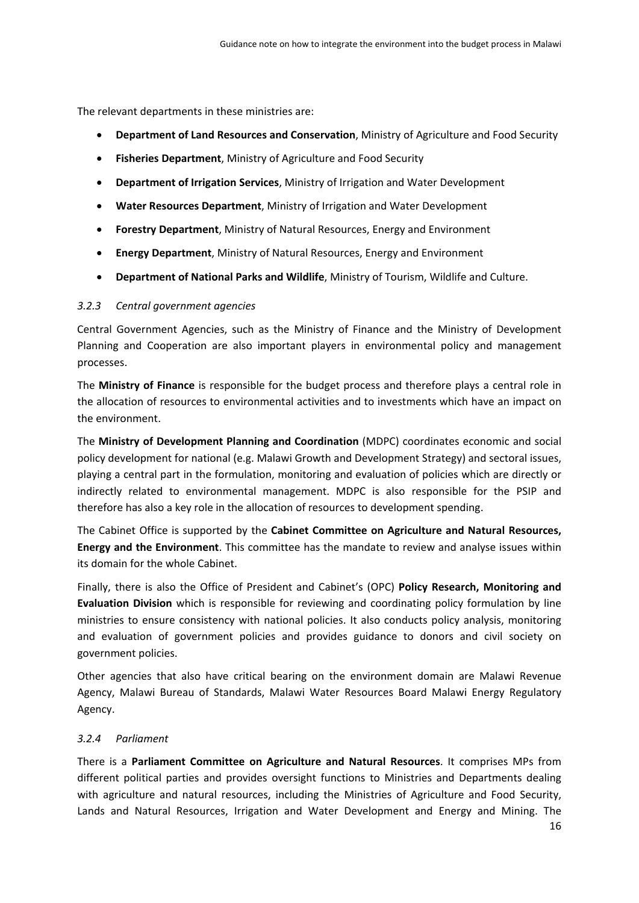The relevant departments in these ministries are:

- **Department of Land Resources and Conservation**, Ministry of Agriculture and Food Security
- **Fisheries Department**, Ministry of Agriculture and Food Security
- **Department of Irrigation Services**, Ministry of Irrigation and Water Development
- **Water Resources Department**, Ministry of Irrigation and Water Development
- **Forestry Department**, Ministry of Natural Resources, Energy and Environment
- **Energy Department**, Ministry of Natural Resources, Energy and Environment
- **Department of National Parks and Wildlife**, Ministry of Tourism, Wildlife and Culture.

### *3.2.3 Central government agencies*

Central Government Agencies, such as the Ministry of Finance and the Ministry of Development Planning and Cooperation are also important players in environmental policy and management processes.

The **Ministry of Finance** is responsible for the budget process and therefore plays a central role in the allocation of resources to environmental activities and to investments which have an impact on the environment.

The **Ministry of Development Planning and Coordination** (MDPC) coordinates economic and social policy development for national (e.g. Malawi Growth and Development Strategy) and sectoral issues, playing a central part in the formulation, monitoring and evaluation of policies which are directly or indirectly related to environmental management. MDPC is also responsible for the PSIP and therefore has also a key role in the allocation of resources to development spending.

The Cabinet Office is supported by the **Cabinet Committee on Agriculture and Natural Resources, Energy and the Environment**. This committee has the mandate to review and analyse issues within its domain for the whole Cabinet.

Finally, there is also the Office of President and Cabinet's (OPC) **Policy Research, Monitoring and Evaluation Division** which is responsible for reviewing and coordinating policy formulation by line ministries to ensure consistency with national policies. It also conducts policy analysis, monitoring and evaluation of government policies and provides guidance to donors and civil society on government policies.

Other agencies that also have critical bearing on the environment domain are Malawi Revenue Agency, Malawi Bureau of Standards, Malawi Water Resources Board Malawi Energy Regulatory Agency.

### *3.2.4 Parliament*

There is a **Parliament Committee on Agriculture and Natural Resources**. It comprises MPs from different political parties and provides oversight functions to Ministries and Departments dealing with agriculture and natural resources, including the Ministries of Agriculture and Food Security, Lands and Natural Resources, Irrigation and Water Development and Energy and Mining. The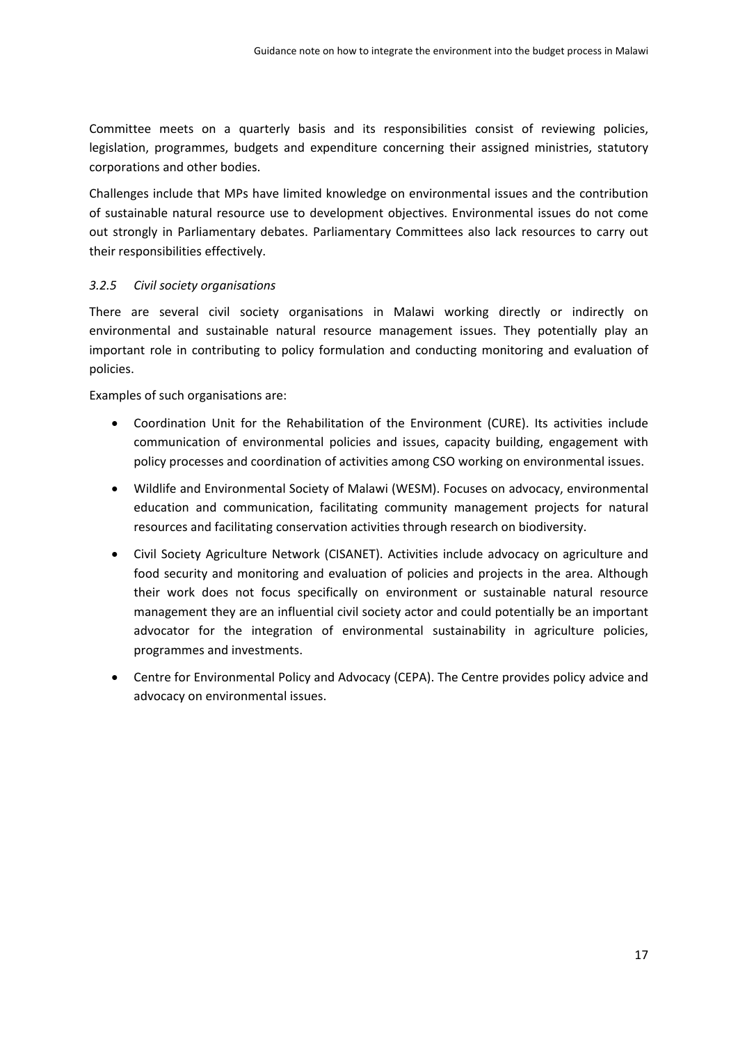Committee meets on a quarterly basis and its responsibilities consist of reviewing policies, legislation, programmes, budgets and expenditure concerning their assigned ministries, statutory corporations and other bodies.

Challenges include that MPs have limited knowledge on environmental issues and the contribution of sustainable natural resource use to development objectives. Environmental issues do not come out strongly in Parliamentary debates. Parliamentary Committees also lack resources to carry out their responsibilities effectively.

### *3.2.5 Civil society organisations*

There are several civil society organisations in Malawi working directly or indirectly on environmental and sustainable natural resource management issues. They potentially play an important role in contributing to policy formulation and conducting monitoring and evaluation of policies.

Examples of such organisations are:

- Coordination Unit for the Rehabilitation of the Environment (CURE). Its activities include communication of environmental policies and issues, capacity building, engagement with policy processes and coordination of activities among CSO working on environmental issues.
- Wildlife and Environmental Society of Malawi (WESM). Focuses on advocacy, environmental education and communication, facilitating community management projects for natural resources and facilitating conservation activities through research on biodiversity.
- Civil Society Agriculture Network (CISANET). Activities include advocacy on agriculture and food security and monitoring and evaluation of policies and projects in the area. Although their work does not focus specifically on environment or sustainable natural resource management they are an influential civil society actor and could potentially be an important advocator for the integration of environmental sustainability in agriculture policies, programmes and investments.
- Centre for Environmental Policy and Advocacy (CEPA). The Centre provides policy advice and advocacy on environmental issues.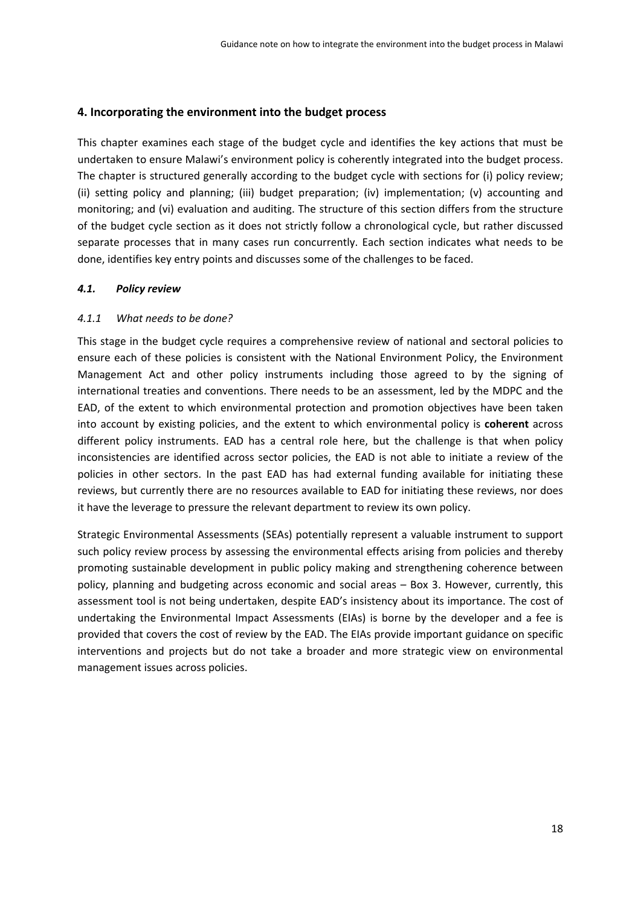## 4. Incorporating the environment into the budget process

This chapter examines each stage of the budget cycle and identifies the key actions that must be undertaken to ensure Malawi's environment policy is coherently integrated into the budget process. The chapter is structured generally according to the budget cycle with sections for (i) policy review; (ii) setting policy and planning; (iii) budget preparation; (iv) implementation; (v) accounting and monitoring; and (vi) evaluation and auditing. The structure of this section differs from the structure of the budget cycle section as it does not strictly follow a chronological cycle, but rather discussed separate processes that in many cases run concurrently. Each section indicates what needs to be done, identifies key entry points and discusses some of the challenges to be faced.

### *4.1. Policy review*

#### *4.1.1 What needs to be done?*

This stage in the budget cycle requires a comprehensive review of national and sectoral policies to ensure each of these policies is consistent with the National Environment Policy, the Environment Management Act and other policy instruments including those agreed to by the signing of international treaties and conventions. There needs to be an assessment, led by the MDPC and the EAD, of the extent to which environmental protection and promotion objectives have been taken into account by existing policies, and the extent to which environmental policy is **coherent** across different policy instruments. EAD has a central role here, but the challenge is that when policy inconsistencies are identified across sector policies, the EAD is not able to initiate a review of the policies in other sectors. In the past EAD has had external funding available for initiating these reviews, but currently there are no resources available to EAD for initiating these reviews, nor does it have the leverage to pressure the relevant department to review its own policy.

Strategic Environmental Assessments (SEAs) potentially represent a valuable instrument to support such policy review process by assessing the environmental effects arising from policies and thereby promoting sustainable development in public policy making and strengthening coherence between policy, planning and budgeting across economic and social areas – Box 3. However, currently, this assessment tool is not being undertaken, despite EAD's insistency about its importance. The cost of undertaking the Environmental Impact Assessments (EIAs) is borne by the developer and a fee is provided that covers the cost of review by the EAD. The EIAs provide important guidance on specific interventions and projects but do not take a broader and more strategic view on environmental management issues across policies.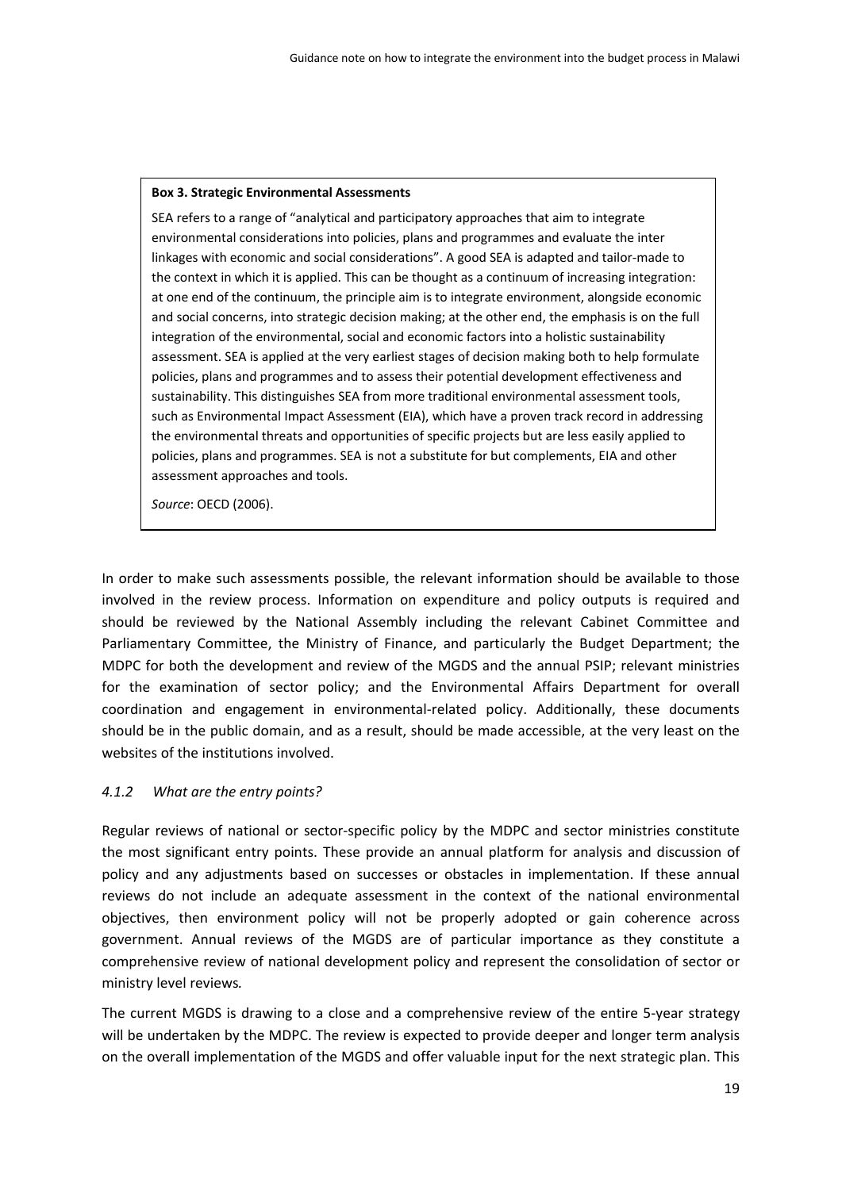> **Box 3. Strategic Environmental Assessments**
>
> SEA refers to a range of "analytical and participatory approaches that aim to integrate environmental considerations into policies, plans and programmes and evaluate the inter linkages with economic and social considerations". A good SEA is adapted and tailor-made to the context in which it is applied. This can be thought as a continuum of increasing integration: at one end of the continuum, the principle aim is to integrate environment, alongside economic and social concerns, into strategic decision making; at the other end, the emphasis is on the full integration of the environmental, social and economic factors into a holistic sustainability assessment. SEA is applied at the very earliest stages of decision making both to help formulate policies, plans and programmes and to assess their potential development effectiveness and sustainability. This distinguishes SEA from more traditional environmental assessment tools, such as Environmental Impact Assessment (EIA), which have a proven track record in addressing the environmental threats and opportunities of specific projects but are less easily applied to policies, plans and programmes. SEA is not a substitute for but complements, EIA and other assessment approaches and tools.
>
> *Source*: OECD (2006).

In order to make such assessments possible, the relevant information should be available to those involved in the review process. Information on expenditure and policy outputs is required and should be reviewed by the National Assembly including the relevant Cabinet Committee and Parliamentary Committee, the Ministry of Finance, and particularly the Budget Department; the MDPC for both the development and review of the MGDS and the annual PSIP; relevant ministries for the examination of sector policy; and the Environmental Affairs Department for overall coordination and engagement in environmental-related policy. Additionally, these documents should be in the public domain, and as a result, should be made accessible, at the very least on the websites of the institutions involved.

#### *4.1.2 What are the entry points?*

Regular reviews of national or sector-specific policy by the MDPC and sector ministries constitute the most significant entry points. These provide an annual platform for analysis and discussion of policy and any adjustments based on successes or obstacles in implementation. If these annual reviews do not include an adequate assessment in the context of the national environmental objectives, then environment policy will not be properly adopted or gain coherence across government. Annual reviews of the MGDS are of particular importance as they constitute a comprehensive review of national development policy and represent the consolidation of sector or ministry level reviews*.*

The current MGDS is drawing to a close and a comprehensive review of the entire 5-year strategy will be undertaken by the MDPC. The review is expected to provide deeper and longer term analysis on the overall implementation of the MGDS and offer valuable input for the next strategic plan. This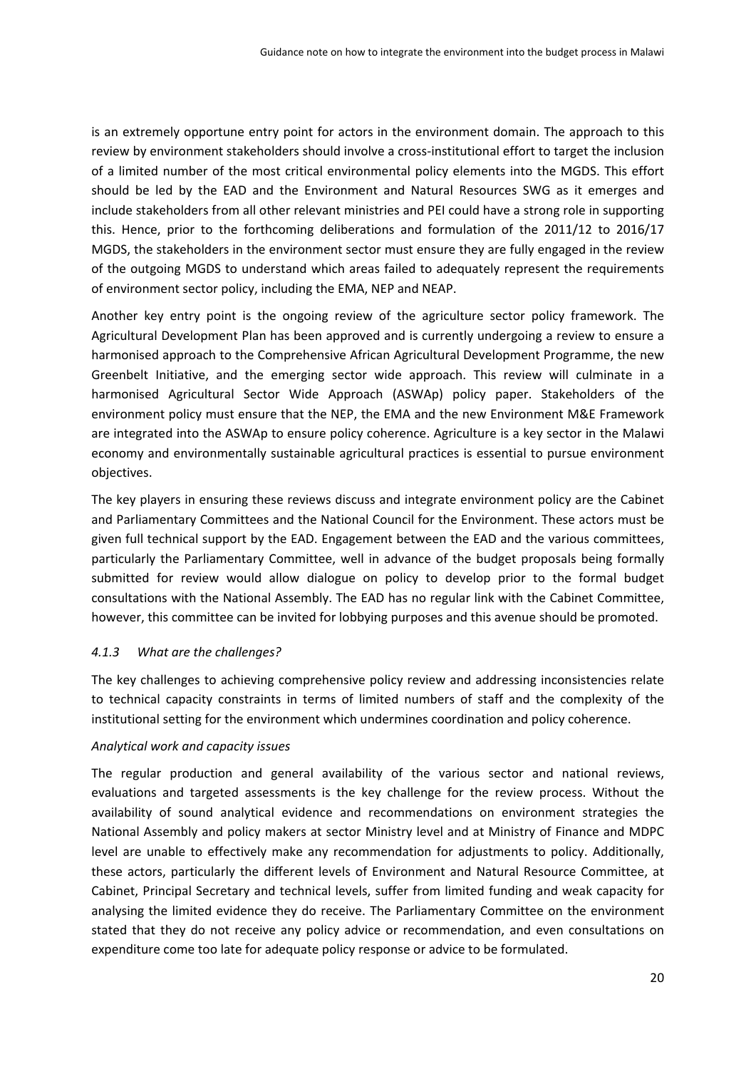is an extremely opportune entry point for actors in the environment domain. The approach to this review by environment stakeholders should involve a cross-institutional effort to target the inclusion of a limited number of the most critical environmental policy elements into the MGDS. This effort should be led by the EAD and the Environment and Natural Resources SWG as it emerges and include stakeholders from all other relevant ministries and PEI could have a strong role in supporting this. Hence, prior to the forthcoming deliberations and formulation of the 2011/12 to 2016/17 MGDS, the stakeholders in the environment sector must ensure they are fully engaged in the review of the outgoing MGDS to understand which areas failed to adequately represent the requirements of environment sector policy, including the EMA, NEP and NEAP.

Another key entry point is the ongoing review of the agriculture sector policy framework. The Agricultural Development Plan has been approved and is currently undergoing a review to ensure a harmonised approach to the Comprehensive African Agricultural Development Programme, the new Greenbelt Initiative, and the emerging sector wide approach. This review will culminate in a harmonised Agricultural Sector Wide Approach (ASWAp) policy paper. Stakeholders of the environment policy must ensure that the NEP, the EMA and the new Environment M&E Framework are integrated into the ASWAp to ensure policy coherence. Agriculture is a key sector in the Malawi economy and environmentally sustainable agricultural practices is essential to pursue environment objectives.

The key players in ensuring these reviews discuss and integrate environment policy are the Cabinet and Parliamentary Committees and the National Council for the Environment. These actors must be given full technical support by the EAD. Engagement between the EAD and the various committees, particularly the Parliamentary Committee, well in advance of the budget proposals being formally submitted for review would allow dialogue on policy to develop prior to the formal budget consultations with the National Assembly. The EAD has no regular link with the Cabinet Committee, however, this committee can be invited for lobbying purposes and this avenue should be promoted.

#### *4.1.3 What are the challenges?*

The key challenges to achieving comprehensive policy review and addressing inconsistencies relate to technical capacity constraints in terms of limited numbers of staff and the complexity of the institutional setting for the environment which undermines coordination and policy coherence.

*Analytical work and capacity issues*

The regular production and general availability of the various sector and national reviews, evaluations and targeted assessments is the key challenge for the review process. Without the availability of sound analytical evidence and recommendations on environment strategies the National Assembly and policy makers at sector Ministry level and at Ministry of Finance and MDPC level are unable to effectively make any recommendation for adjustments to policy. Additionally, these actors, particularly the different levels of Environment and Natural Resource Committee, at Cabinet, Principal Secretary and technical levels, suffer from limited funding and weak capacity for analysing the limited evidence they do receive. The Parliamentary Committee on the environment stated that they do not receive any policy advice or recommendation, and even consultations on expenditure come too late for adequate policy response or advice to be formulated.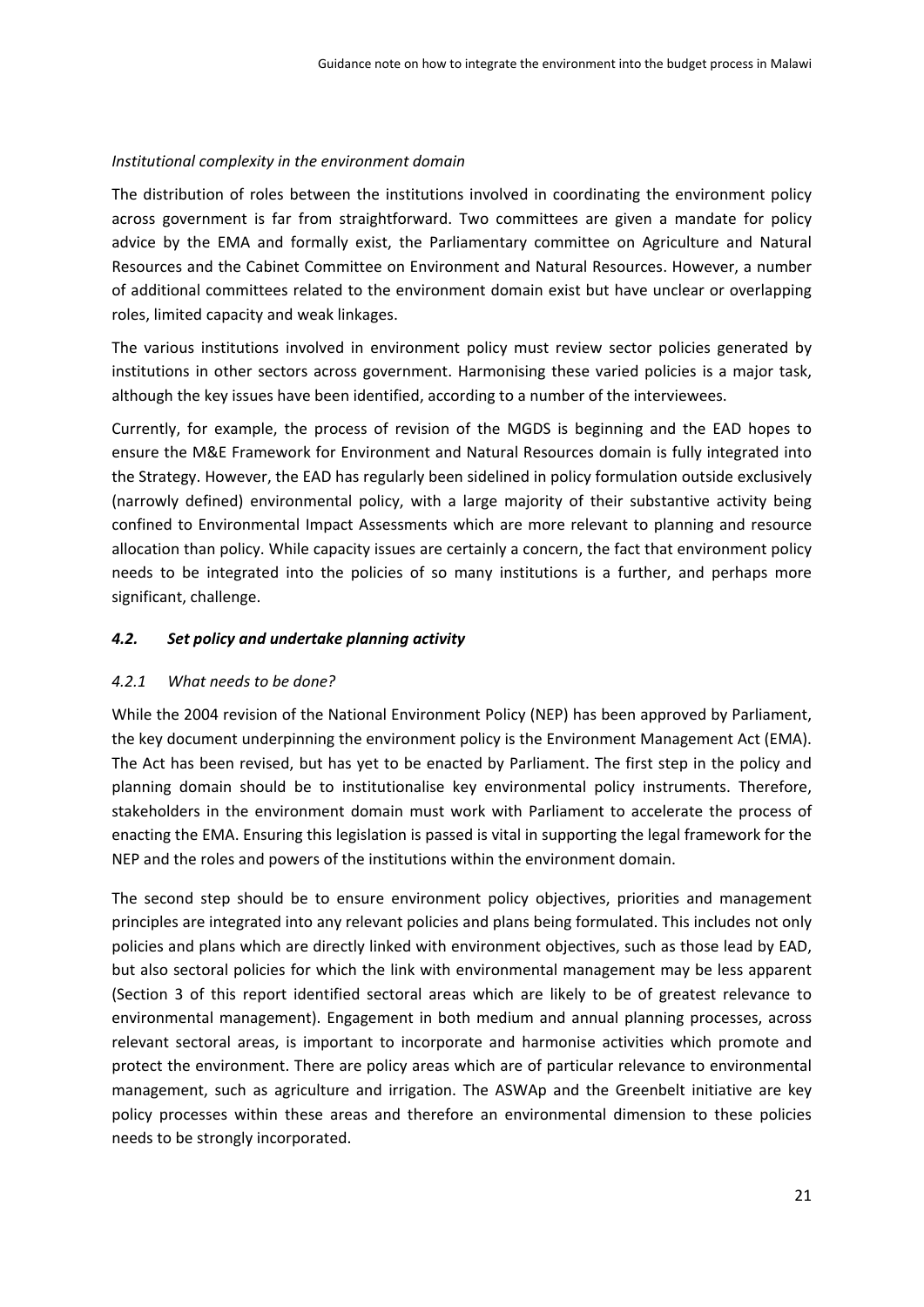*Institutional complexity in the environment domain*

The distribution of roles between the institutions involved in coordinating the environment policy across government is far from straightforward. Two committees are given a mandate for policy advice by the EMA and formally exist, the Parliamentary committee on Agriculture and Natural Resources and the Cabinet Committee on Environment and Natural Resources. However, a number of additional committees related to the environment domain exist but have unclear or overlapping roles, limited capacity and weak linkages.

The various institutions involved in environment policy must review sector policies generated by institutions in other sectors across government. Harmonising these varied policies is a major task, although the key issues have been identified, according to a number of the interviewees.

Currently, for example, the process of revision of the MGDS is beginning and the EAD hopes to ensure the M&E Framework for Environment and Natural Resources domain is fully integrated into the Strategy. However, the EAD has regularly been sidelined in policy formulation outside exclusively (narrowly defined) environmental policy, with a large majority of their substantive activity being confined to Environmental Impact Assessments which are more relevant to planning and resource allocation than policy. While capacity issues are certainly a concern, the fact that environment policy needs to be integrated into the policies of so many institutions is a further, and perhaps more significant, challenge.

### *4.2. Set policy and undertake planning activity*

#### *4.2.1 What needs to be done?*

While the 2004 revision of the National Environment Policy (NEP) has been approved by Parliament, the key document underpinning the environment policy is the Environment Management Act (EMA). The Act has been revised, but has yet to be enacted by Parliament. The first step in the policy and planning domain should be to institutionalise key environmental policy instruments. Therefore, stakeholders in the environment domain must work with Parliament to accelerate the process of enacting the EMA. Ensuring this legislation is passed is vital in supporting the legal framework for the NEP and the roles and powers of the institutions within the environment domain.

The second step should be to ensure environment policy objectives, priorities and management principles are integrated into any relevant policies and plans being formulated. This includes not only policies and plans which are directly linked with environment objectives, such as those lead by EAD, but also sectoral policies for which the link with environmental management may be less apparent (Section 3 of this report identified sectoral areas which are likely to be of greatest relevance to environmental management). Engagement in both medium and annual planning processes, across relevant sectoral areas, is important to incorporate and harmonise activities which promote and protect the environment. There are policy areas which are of particular relevance to environmental management, such as agriculture and irrigation. The ASWAp and the Greenbelt initiative are key policy processes within these areas and therefore an environmental dimension to these policies needs to be strongly incorporated.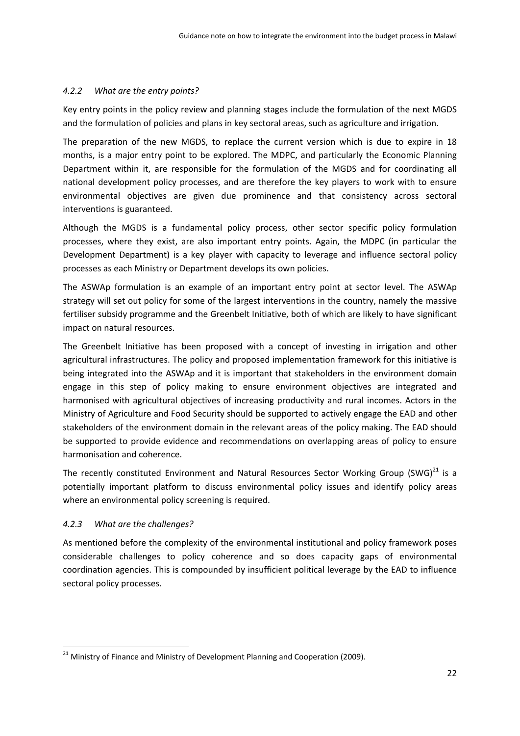#### *4.2.2 What are the entry points?*

Key entry points in the policy review and planning stages include the formulation of the next MGDS and the formulation of policies and plans in key sectoral areas, such as agriculture and irrigation.

The preparation of the new MGDS, to replace the current version which is due to expire in 18 months, is a major entry point to be explored. The MDPC, and particularly the Economic Planning Department within it, are responsible for the formulation of the MGDS and for coordinating all national development policy processes, and are therefore the key players to work with to ensure environmental objectives are given due prominence and that consistency across sectoral interventions is guaranteed.

Although the MGDS is a fundamental policy process, other sector specific policy formulation processes, where they exist, are also important entry points. Again, the MDPC (in particular the Development Department) is a key player with capacity to leverage and influence sectoral policy processes as each Ministry or Department develops its own policies.

The ASWAp formulation is an example of an important entry point at sector level. The ASWAp strategy will set out policy for some of the largest interventions in the country, namely the massive fertiliser subsidy programme and the Greenbelt Initiative, both of which are likely to have significant impact on natural resources.

The Greenbelt Initiative has been proposed with a concept of investing in irrigation and other agricultural infrastructures. The policy and proposed implementation framework for this initiative is being integrated into the ASWAp and it is important that stakeholders in the environment domain engage in this step of policy making to ensure environment objectives are integrated and harmonised with agricultural objectives of increasing productivity and rural incomes. Actors in the Ministry of Agriculture and Food Security should be supported to actively engage the EAD and other stakeholders of the environment domain in the relevant areas of the policy making. The EAD should be supported to provide evidence and recommendations on overlapping areas of policy to ensure harmonisation and coherence.

The recently constituted Environment and Natural Resources Sector Working Group (SWG)[21] is a potentially important platform to discuss environmental policy issues and identify policy areas where an environmental policy screening is required.

#### *4.2.3 What are the challenges?*

As mentioned before the complexity of the environmental institutional and policy framework poses considerable challenges to policy coherence and so does capacity gaps of environmental coordination agencies. This is compounded by insufficient political leverage by the EAD to influence sectoral policy processes.

[21] Ministry of Finance and Ministry of Development Planning and Cooperation (2009).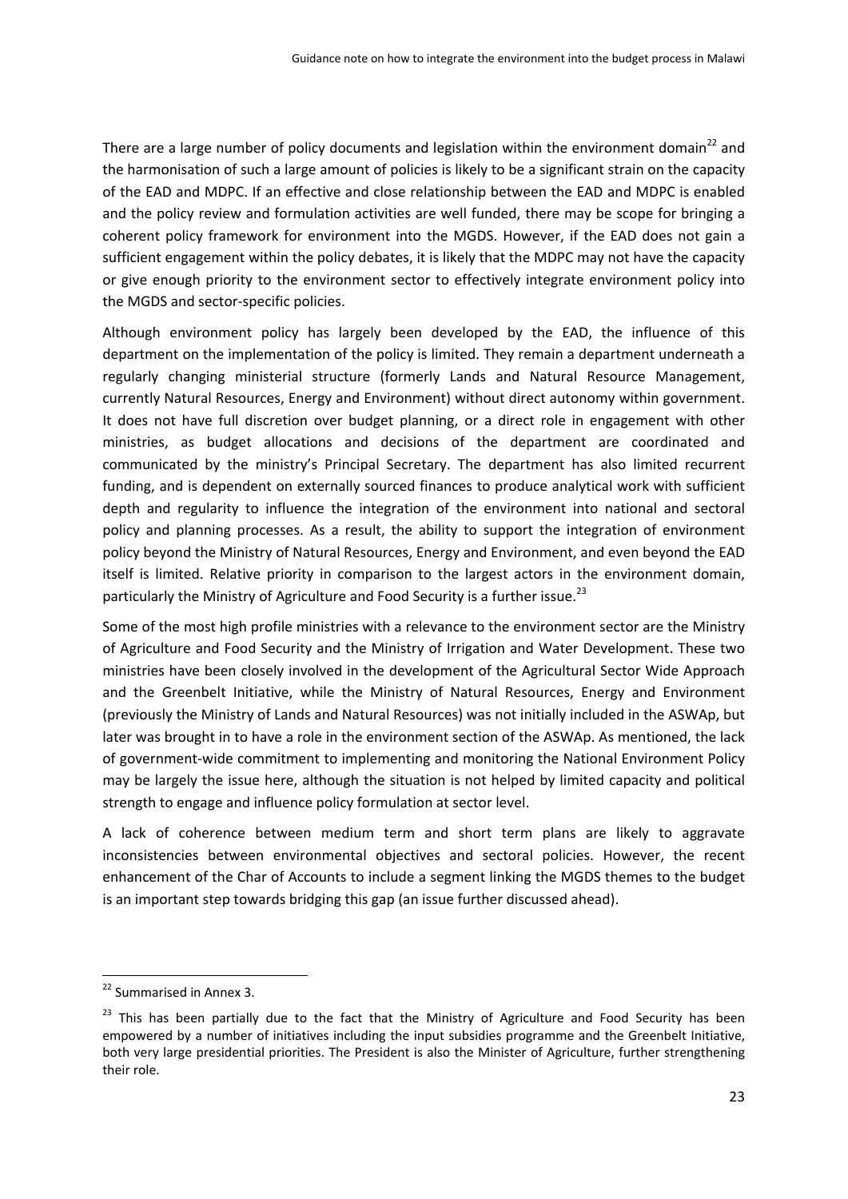There are a large number of policy documents and legislation within the environment domain[22] and the harmonisation of such a large amount of policies is likely to be a significant strain on the capacity of the EAD and MDPC. If an effective and close relationship between the EAD and MDPC is enabled and the policy review and formulation activities are well funded, there may be scope for bringing a coherent policy framework for environment into the MGDS. However, if the EAD does not gain a sufficient engagement within the policy debates, it is likely that the MDPC may not have the capacity or give enough priority to the environment sector to effectively integrate environment policy into the MGDS and sector-specific policies.

Although environment policy has largely been developed by the EAD, the influence of this department on the implementation of the policy is limited. They remain a department underneath a regularly changing ministerial structure (formerly Lands and Natural Resource Management, currently Natural Resources, Energy and Environment) without direct autonomy within government. It does not have full discretion over budget planning, or a direct role in engagement with other ministries, as budget allocations and decisions of the department are coordinated and communicated by the ministry's Principal Secretary. The department has also limited recurrent funding, and is dependent on externally sourced finances to produce analytical work with sufficient depth and regularity to influence the integration of the environment into national and sectoral policy and planning processes. As a result, the ability to support the integration of environment policy beyond the Ministry of Natural Resources, Energy and Environment, and even beyond the EAD itself is limited. Relative priority in comparison to the largest actors in the environment domain, particularly the Ministry of Agriculture and Food Security is a further issue.[23]

Some of the most high profile ministries with a relevance to the environment sector are the Ministry of Agriculture and Food Security and the Ministry of Irrigation and Water Development. These two ministries have been closely involved in the development of the Agricultural Sector Wide Approach and the Greenbelt Initiative, while the Ministry of Natural Resources, Energy and Environment (previously the Ministry of Lands and Natural Resources) was not initially included in the ASWAp, but later was brought in to have a role in the environment section of the ASWAp. As mentioned, the lack of government-wide commitment to implementing and monitoring the National Environment Policy may be largely the issue here, although the situation is not helped by limited capacity and political strength to engage and influence policy formulation at sector level.

A lack of coherence between medium term and short term plans are likely to aggravate inconsistencies between environmental objectives and sectoral policies. However, the recent enhancement of the Char of Accounts to include a segment linking the MGDS themes to the budget is an important step towards bridging this gap (an issue further discussed ahead).

---

[22] Summarised in Annex 3.

[23] This has been partially due to the fact that the Ministry of Agriculture and Food Security has been empowered by a number of initiatives including the input subsidies programme and the Greenbelt Initiative, both very large presidential priorities. The President is also the Minister of Agriculture, further strengthening their role.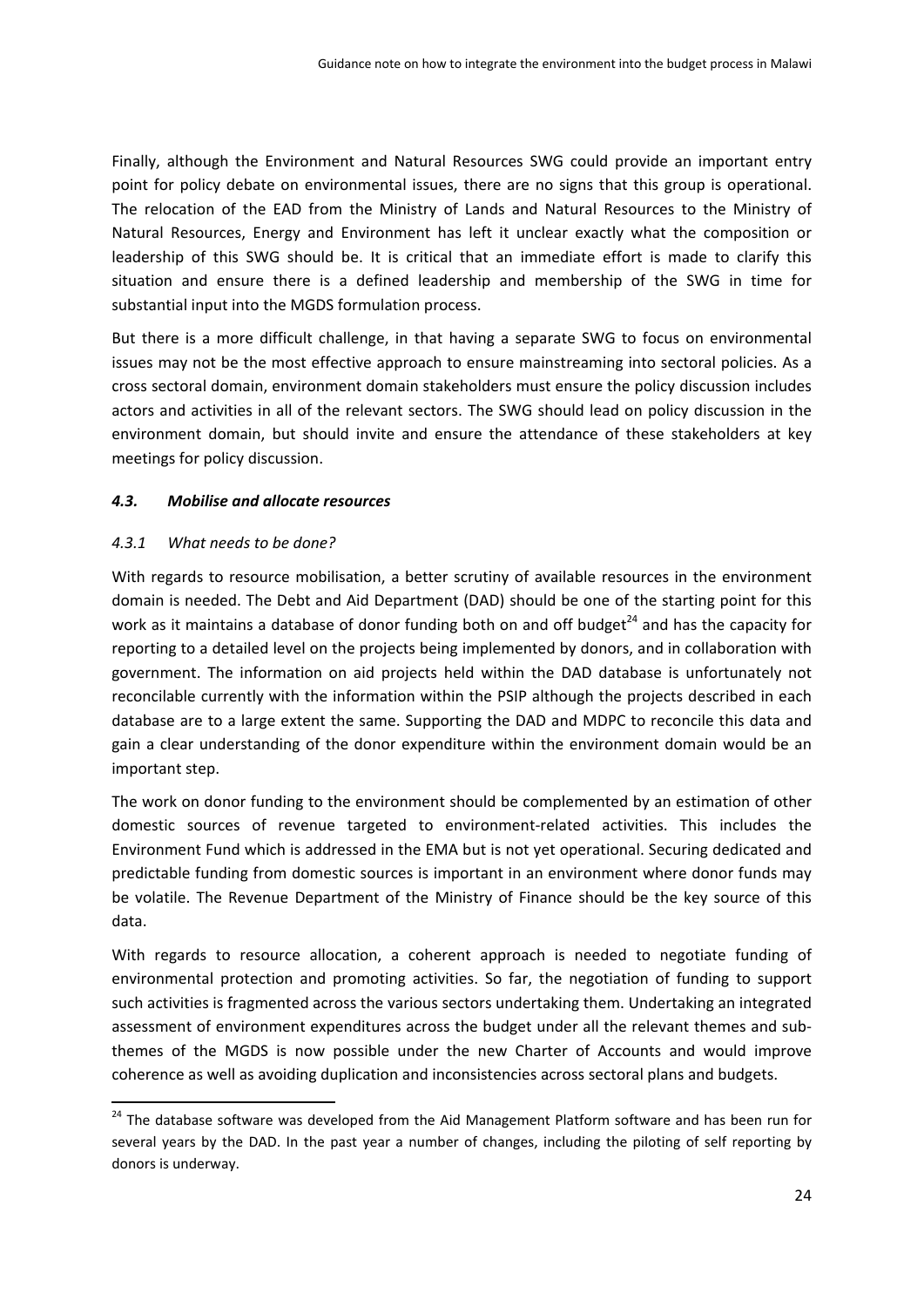Finally, although the Environment and Natural Resources SWG could provide an important entry point for policy debate on environmental issues, there are no signs that this group is operational. The relocation of the EAD from the Ministry of Lands and Natural Resources to the Ministry of Natural Resources, Energy and Environment has left it unclear exactly what the composition or leadership of this SWG should be. It is critical that an immediate effort is made to clarify this situation and ensure there is a defined leadership and membership of the SWG in time for substantial input into the MGDS formulation process.

But there is a more difficult challenge, in that having a separate SWG to focus on environmental issues may not be the most effective approach to ensure mainstreaming into sectoral policies. As a cross sectoral domain, environment domain stakeholders must ensure the policy discussion includes actors and activities in all of the relevant sectors. The SWG should lead on policy discussion in the environment domain, but should invite and ensure the attendance of these stakeholders at key meetings for policy discussion.

### *4.3. Mobilise and allocate resources*

#### *4.3.1 What needs to be done?*

With regards to resource mobilisation, a better scrutiny of available resources in the environment domain is needed. The Debt and Aid Department (DAD) should be one of the starting point for this work as it maintains a database of donor funding both on and off budget[24] and has the capacity for reporting to a detailed level on the projects being implemented by donors, and in collaboration with government. The information on aid projects held within the DAD database is unfortunately not reconcilable currently with the information within the PSIP although the projects described in each database are to a large extent the same. Supporting the DAD and MDPC to reconcile this data and gain a clear understanding of the donor expenditure within the environment domain would be an important step.

The work on donor funding to the environment should be complemented by an estimation of other domestic sources of revenue targeted to environment-related activities. This includes the Environment Fund which is addressed in the EMA but is not yet operational. Securing dedicated and predictable funding from domestic sources is important in an environment where donor funds may be volatile. The Revenue Department of the Ministry of Finance should be the key source of this data.

With regards to resource allocation, a coherent approach is needed to negotiate funding of environmental protection and promoting activities. So far, the negotiation of funding to support such activities is fragmented across the various sectors undertaking them. Undertaking an integrated assessment of environment expenditures across the budget under all the relevant themes and sub-themes of the MGDS is now possible under the new Charter of Accounts and would improve coherence as well as avoiding duplication and inconsistencies across sectoral plans and budgets.

[24] The database software was developed from the Aid Management Platform software and has been run for several years by the DAD. In the past year a number of changes, including the piloting of self reporting by donors is underway.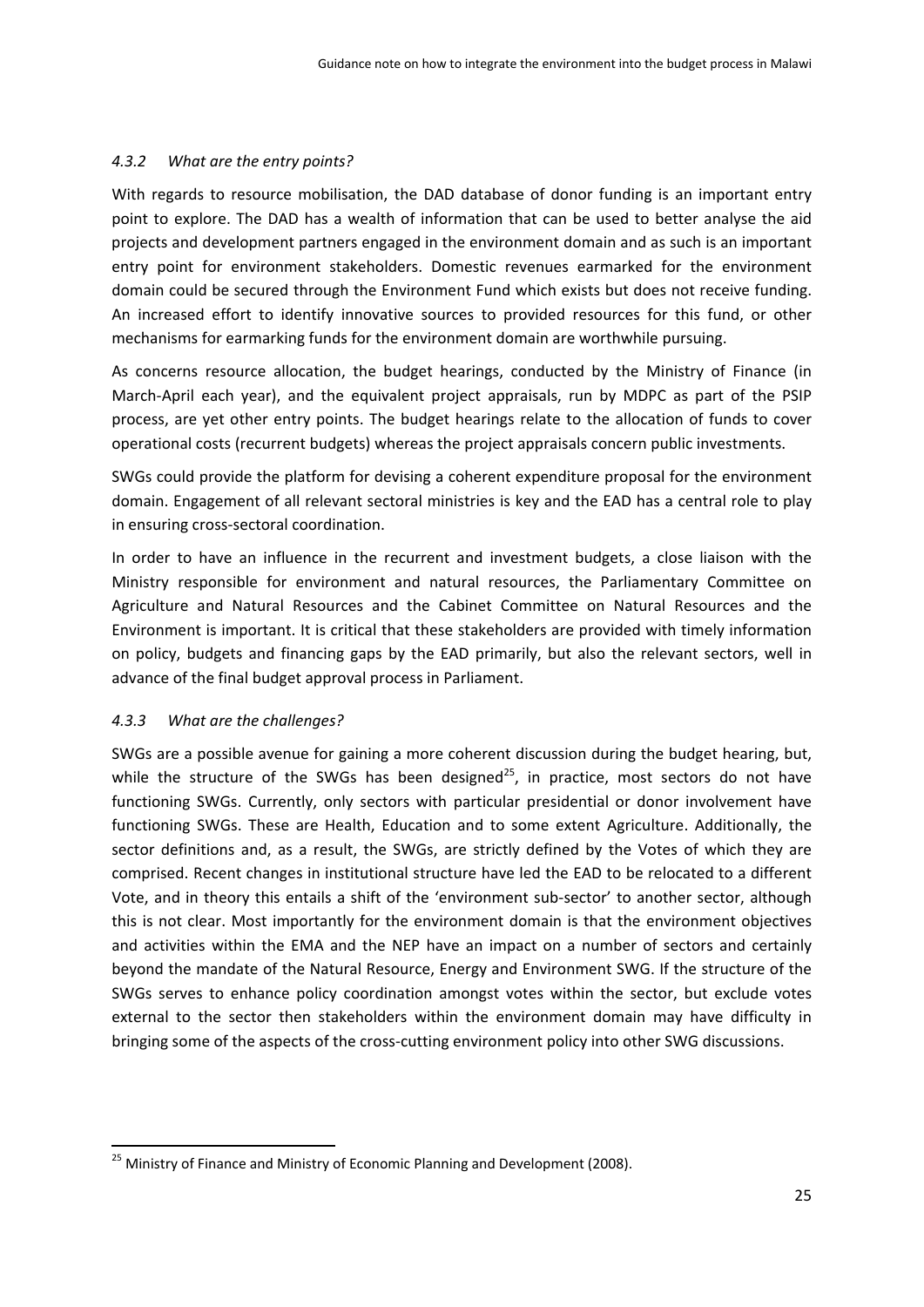#### *4.3.2 What are the entry points?*

With regards to resource mobilisation, the DAD database of donor funding is an important entry point to explore. The DAD has a wealth of information that can be used to better analyse the aid projects and development partners engaged in the environment domain and as such is an important entry point for environment stakeholders. Domestic revenues earmarked for the environment domain could be secured through the Environment Fund which exists but does not receive funding. An increased effort to identify innovative sources to provided resources for this fund, or other mechanisms for earmarking funds for the environment domain are worthwhile pursuing.

As concerns resource allocation, the budget hearings, conducted by the Ministry of Finance (in March-April each year), and the equivalent project appraisals, run by MDPC as part of the PSIP process, are yet other entry points. The budget hearings relate to the allocation of funds to cover operational costs (recurrent budgets) whereas the project appraisals concern public investments.

SWGs could provide the platform for devising a coherent expenditure proposal for the environment domain. Engagement of all relevant sectoral ministries is key and the EAD has a central role to play in ensuring cross-sectoral coordination.

In order to have an influence in the recurrent and investment budgets, a close liaison with the Ministry responsible for environment and natural resources, the Parliamentary Committee on Agriculture and Natural Resources and the Cabinet Committee on Natural Resources and the Environment is important. It is critical that these stakeholders are provided with timely information on policy, budgets and financing gaps by the EAD primarily, but also the relevant sectors, well in advance of the final budget approval process in Parliament.

#### *4.3.3 What are the challenges?*

SWGs are a possible avenue for gaining a more coherent discussion during the budget hearing, but, while the structure of the SWGs has been designed[25], in practice, most sectors do not have functioning SWGs. Currently, only sectors with particular presidential or donor involvement have functioning SWGs. These are Health, Education and to some extent Agriculture. Additionally, the sector definitions and, as a result, the SWGs, are strictly defined by the Votes of which they are comprised. Recent changes in institutional structure have led the EAD to be relocated to a different Vote, and in theory this entails a shift of the 'environment sub-sector' to another sector, although this is not clear. Most importantly for the environment domain is that the environment objectives and activities within the EMA and the NEP have an impact on a number of sectors and certainly beyond the mandate of the Natural Resource, Energy and Environment SWG. If the structure of the SWGs serves to enhance policy coordination amongst votes within the sector, but exclude votes external to the sector then stakeholders within the environment domain may have difficulty in bringing some of the aspects of the cross-cutting environment policy into other SWG discussions.

---

[25] Ministry of Finance and Ministry of Economic Planning and Development (2008).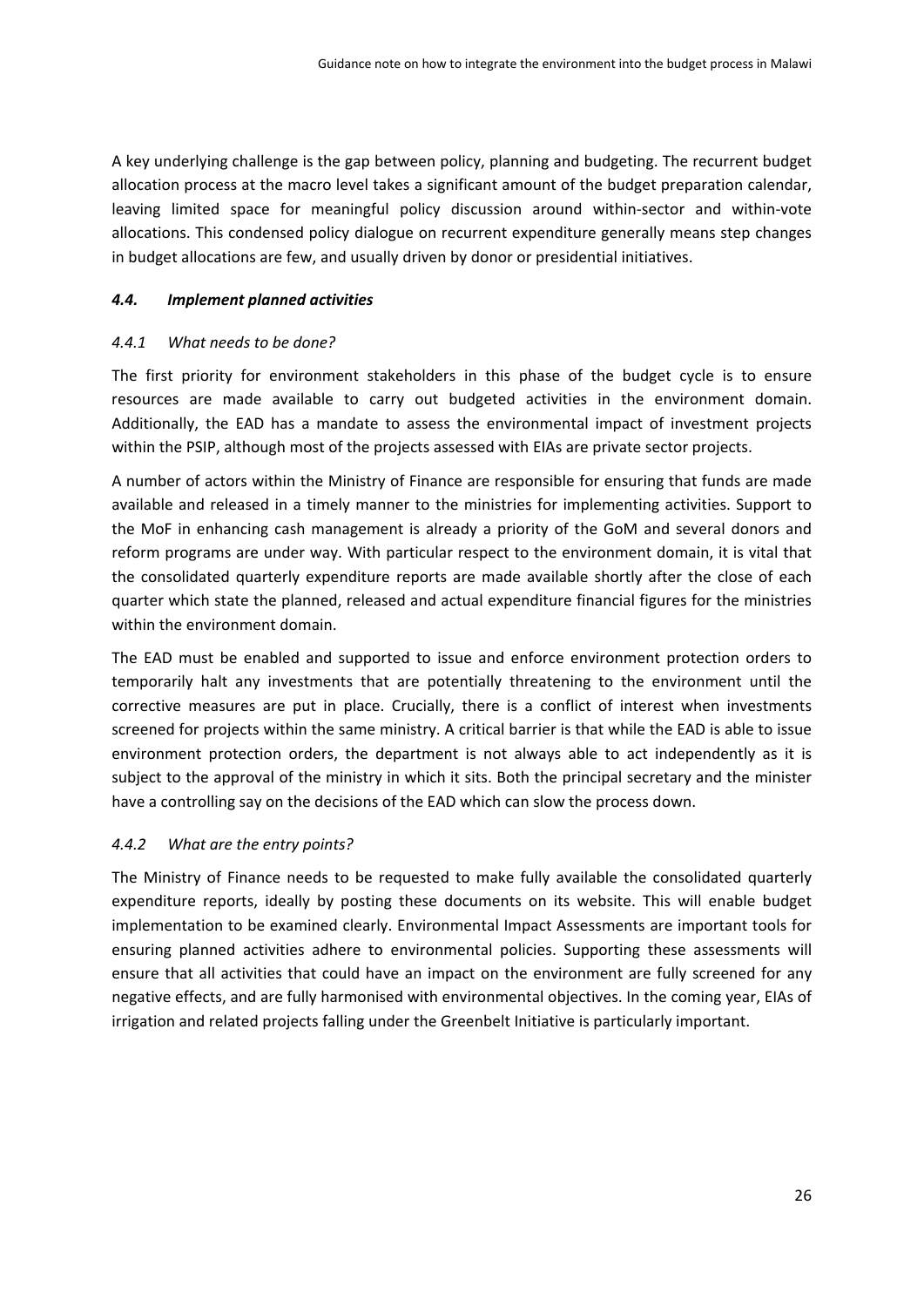A key underlying challenge is the gap between policy, planning and budgeting. The recurrent budget allocation process at the macro level takes a significant amount of the budget preparation calendar, leaving limited space for meaningful policy discussion around within-sector and within-vote allocations. This condensed policy dialogue on recurrent expenditure generally means step changes in budget allocations are few, and usually driven by donor or presidential initiatives.

### *4.4. Implement planned activities*

#### *4.4.1 What needs to be done?*

The first priority for environment stakeholders in this phase of the budget cycle is to ensure resources are made available to carry out budgeted activities in the environment domain. Additionally, the EAD has a mandate to assess the environmental impact of investment projects within the PSIP, although most of the projects assessed with EIAs are private sector projects.

A number of actors within the Ministry of Finance are responsible for ensuring that funds are made available and released in a timely manner to the ministries for implementing activities. Support to the MoF in enhancing cash management is already a priority of the GoM and several donors and reform programs are under way. With particular respect to the environment domain, it is vital that the consolidated quarterly expenditure reports are made available shortly after the close of each quarter which state the planned, released and actual expenditure financial figures for the ministries within the environment domain.

The EAD must be enabled and supported to issue and enforce environment protection orders to temporarily halt any investments that are potentially threatening to the environment until the corrective measures are put in place. Crucially, there is a conflict of interest when investments screened for projects within the same ministry. A critical barrier is that while the EAD is able to issue environment protection orders, the department is not always able to act independently as it is subject to the approval of the ministry in which it sits. Both the principal secretary and the minister have a controlling say on the decisions of the EAD which can slow the process down.

#### *4.4.2 What are the entry points?*

The Ministry of Finance needs to be requested to make fully available the consolidated quarterly expenditure reports, ideally by posting these documents on its website. This will enable budget implementation to be examined clearly. Environmental Impact Assessments are important tools for ensuring planned activities adhere to environmental policies. Supporting these assessments will ensure that all activities that could have an impact on the environment are fully screened for any negative effects, and are fully harmonised with environmental objectives. In the coming year, EIAs of irrigation and related projects falling under the Greenbelt Initiative is particularly important.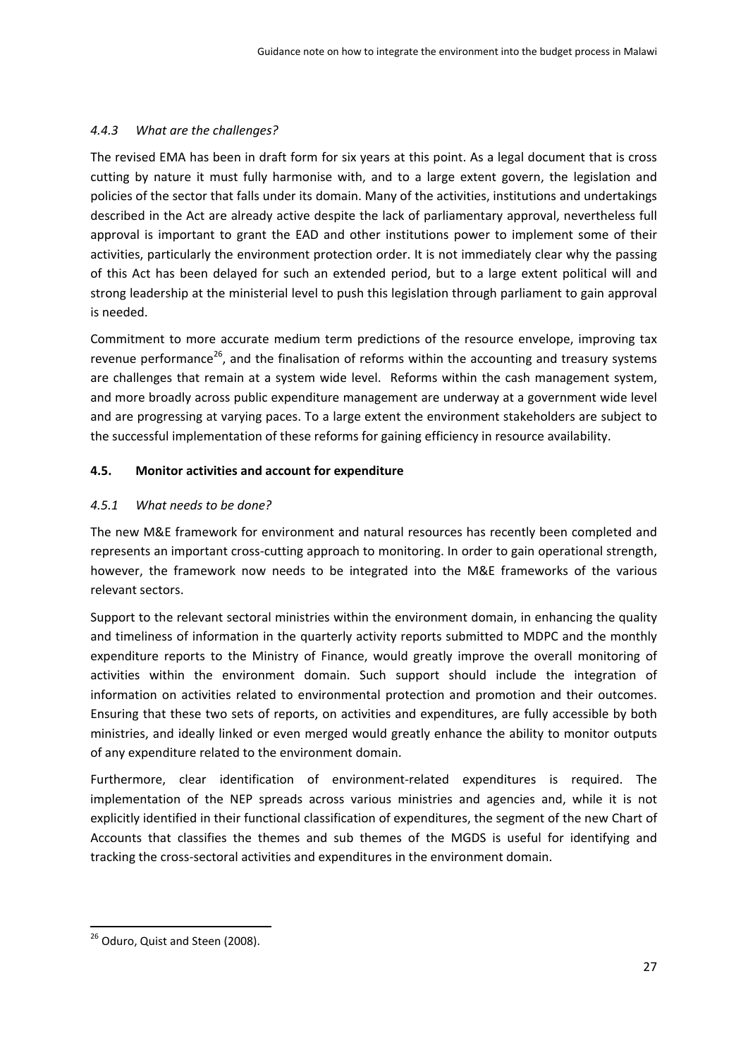#### *4.4.3 What are the challenges?*

The revised EMA has been in draft form for six years at this point. As a legal document that is cross cutting by nature it must fully harmonise with, and to a large extent govern, the legislation and policies of the sector that falls under its domain. Many of the activities, institutions and undertakings described in the Act are already active despite the lack of parliamentary approval, nevertheless full approval is important to grant the EAD and other institutions power to implement some of their activities, particularly the environment protection order. It is not immediately clear why the passing of this Act has been delayed for such an extended period, but to a large extent political will and strong leadership at the ministerial level to push this legislation through parliament to gain approval is needed.

Commitment to more accurate medium term predictions of the resource envelope, improving tax revenue performance[26], and the finalisation of reforms within the accounting and treasury systems are challenges that remain at a system wide level. Reforms within the cash management system, and more broadly across public expenditure management are underway at a government wide level and are progressing at varying paces. To a large extent the environment stakeholders are subject to the successful implementation of these reforms for gaining efficiency in resource availability.

### **4.5. Monitor activities and account for expenditure**

#### *4.5.1 What needs to be done?*

The new M&E framework for environment and natural resources has recently been completed and represents an important cross-cutting approach to monitoring. In order to gain operational strength, however, the framework now needs to be integrated into the M&E frameworks of the various relevant sectors.

Support to the relevant sectoral ministries within the environment domain, in enhancing the quality and timeliness of information in the quarterly activity reports submitted to MDPC and the monthly expenditure reports to the Ministry of Finance, would greatly improve the overall monitoring of activities within the environment domain. Such support should include the integration of information on activities related to environmental protection and promotion and their outcomes. Ensuring that these two sets of reports, on activities and expenditures, are fully accessible by both ministries, and ideally linked or even merged would greatly enhance the ability to monitor outputs of any expenditure related to the environment domain.

Furthermore, clear identification of environment-related expenditures is required. The implementation of the NEP spreads across various ministries and agencies and, while it is not explicitly identified in their functional classification of expenditures, the segment of the new Chart of Accounts that classifies the themes and sub themes of the MGDS is useful for identifying and tracking the cross-sectoral activities and expenditures in the environment domain.

---

[26] Oduro, Quist and Steen (2008).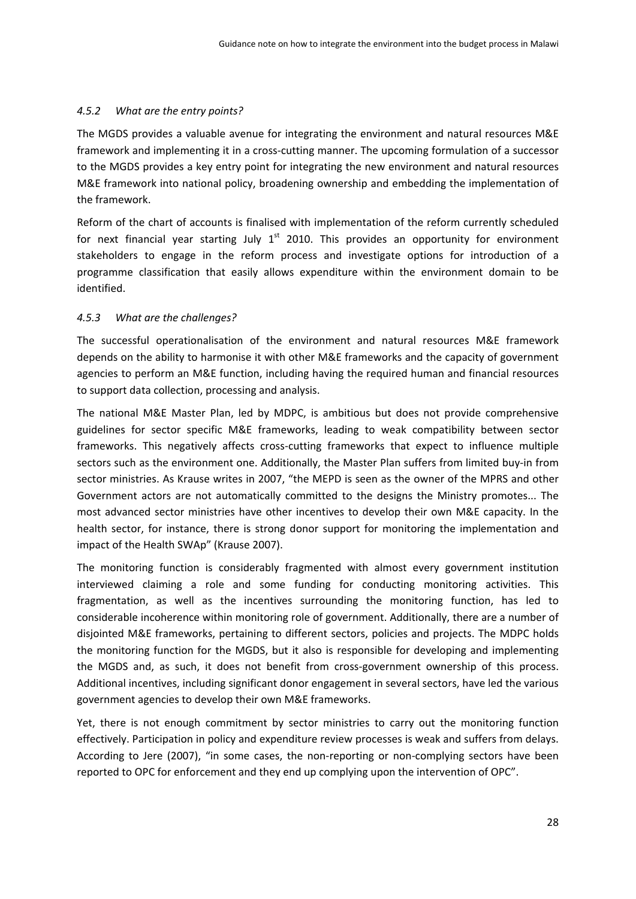#### *4.5.2 What are the entry points?*

The MGDS provides a valuable avenue for integrating the environment and natural resources M&E framework and implementing it in a cross-cutting manner. The upcoming formulation of a successor to the MGDS provides a key entry point for integrating the new environment and natural resources M&E framework into national policy, broadening ownership and embedding the implementation of the framework.

Reform of the chart of accounts is finalised with implementation of the reform currently scheduled for next financial year starting July 1st 2010. This provides an opportunity for environment stakeholders to engage in the reform process and investigate options for introduction of a programme classification that easily allows expenditure within the environment domain to be identified.

#### *4.5.3 What are the challenges?*

The successful operationalisation of the environment and natural resources M&E framework depends on the ability to harmonise it with other M&E frameworks and the capacity of government agencies to perform an M&E function, including having the required human and financial resources to support data collection, processing and analysis.

The national M&E Master Plan, led by MDPC, is ambitious but does not provide comprehensive guidelines for sector specific M&E frameworks, leading to weak compatibility between sector frameworks. This negatively affects cross-cutting frameworks that expect to influence multiple sectors such as the environment one. Additionally, the Master Plan suffers from limited buy-in from sector ministries. As Krause writes in 2007, "the MEPD is seen as the owner of the MPRS and other Government actors are not automatically committed to the designs the Ministry promotes... The most advanced sector ministries have other incentives to develop their own M&E capacity. In the health sector, for instance, there is strong donor support for monitoring the implementation and impact of the Health SWAp" (Krause 2007).

The monitoring function is considerably fragmented with almost every government institution interviewed claiming a role and some funding for conducting monitoring activities. This fragmentation, as well as the incentives surrounding the monitoring function, has led to considerable incoherence within monitoring role of government. Additionally, there are a number of disjointed M&E frameworks, pertaining to different sectors, policies and projects. The MDPC holds the monitoring function for the MGDS, but it also is responsible for developing and implementing the MGDS and, as such, it does not benefit from cross-government ownership of this process. Additional incentives, including significant donor engagement in several sectors, have led the various government agencies to develop their own M&E frameworks.

Yet, there is not enough commitment by sector ministries to carry out the monitoring function effectively. Participation in policy and expenditure review processes is weak and suffers from delays. According to Jere (2007), "in some cases, the non-reporting or non-complying sectors have been reported to OPC for enforcement and they end up complying upon the intervention of OPC".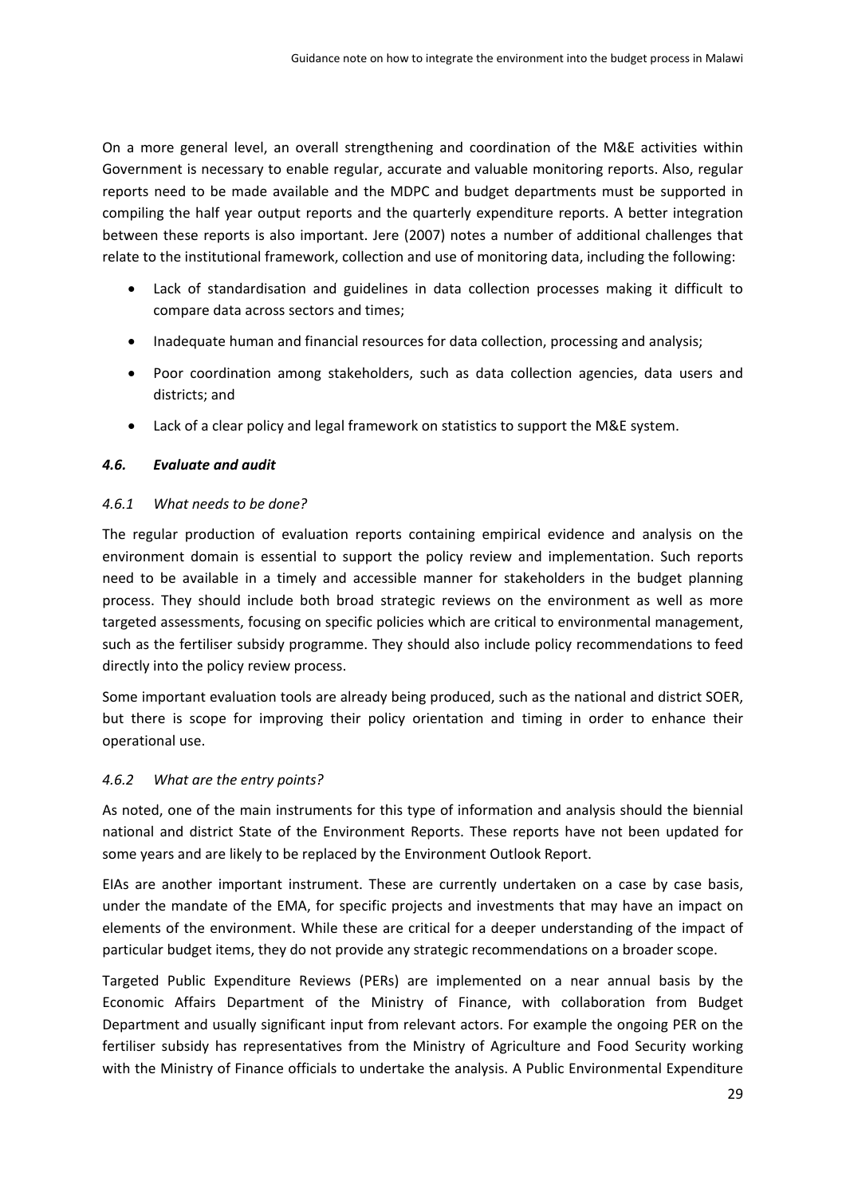On a more general level, an overall strengthening and coordination of the M&E activities within Government is necessary to enable regular, accurate and valuable monitoring reports. Also, regular reports need to be made available and the MDPC and budget departments must be supported in compiling the half year output reports and the quarterly expenditure reports. A better integration between these reports is also important. Jere (2007) notes a number of additional challenges that relate to the institutional framework, collection and use of monitoring data, including the following:

- Lack of standardisation and guidelines in data collection processes making it difficult to compare data across sectors and times;
- Inadequate human and financial resources for data collection, processing and analysis;
- Poor coordination among stakeholders, such as data collection agencies, data users and districts; and
- Lack of a clear policy and legal framework on statistics to support the M&E system.

### *4.6. Evaluate and audit*

#### *4.6.1 What needs to be done?*

The regular production of evaluation reports containing empirical evidence and analysis on the environment domain is essential to support the policy review and implementation. Such reports need to be available in a timely and accessible manner for stakeholders in the budget planning process. They should include both broad strategic reviews on the environment as well as more targeted assessments, focusing on specific policies which are critical to environmental management, such as the fertiliser subsidy programme. They should also include policy recommendations to feed directly into the policy review process.

Some important evaluation tools are already being produced, such as the national and district SOER, but there is scope for improving their policy orientation and timing in order to enhance their operational use.

#### *4.6.2 What are the entry points?*

As noted, one of the main instruments for this type of information and analysis should the biennial national and district State of the Environment Reports. These reports have not been updated for some years and are likely to be replaced by the Environment Outlook Report.

EIAs are another important instrument. These are currently undertaken on a case by case basis, under the mandate of the EMA, for specific projects and investments that may have an impact on elements of the environment. While these are critical for a deeper understanding of the impact of particular budget items, they do not provide any strategic recommendations on a broader scope.

Targeted Public Expenditure Reviews (PERs) are implemented on a near annual basis by the Economic Affairs Department of the Ministry of Finance, with collaboration from Budget Department and usually significant input from relevant actors. For example the ongoing PER on the fertiliser subsidy has representatives from the Ministry of Agriculture and Food Security working with the Ministry of Finance officials to undertake the analysis. A Public Environmental Expenditure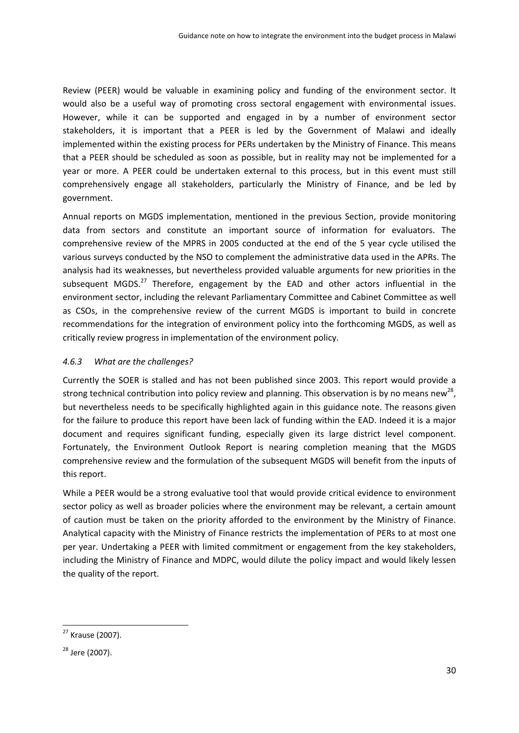Review (PEER) would be valuable in examining policy and funding of the environment sector. It would also be a useful way of promoting cross sectoral engagement with environmental issues. However, while it can be supported and engaged in by a number of environment sector stakeholders, it is important that a PEER is led by the Government of Malawi and ideally implemented within the existing process for PERs undertaken by the Ministry of Finance. This means that a PEER should be scheduled as soon as possible, but in reality may not be implemented for a year or more. A PEER could be undertaken external to this process, but in this event must still comprehensively engage all stakeholders, particularly the Ministry of Finance, and be led by government.

Annual reports on MGDS implementation, mentioned in the previous Section, provide monitoring data from sectors and constitute an important source of information for evaluators. The comprehensive review of the MPRS in 2005 conducted at the end of the 5 year cycle utilised the various surveys conducted by the NSO to complement the administrative data used in the APRs. The analysis had its weaknesses, but nevertheless provided valuable arguments for new priorities in the subsequent MGDS.[27] Therefore, engagement by the EAD and other actors influential in the environment sector, including the relevant Parliamentary Committee and Cabinet Committee as well as CSOs, in the comprehensive review of the current MGDS is important to build in concrete recommendations for the integration of environment policy into the forthcoming MGDS, as well as critically review progress in implementation of the environment policy.

### *4.6.3 What are the challenges?*

Currently the SOER is stalled and has not been published since 2003. This report would provide a strong technical contribution into policy review and planning. This observation is by no means new[28], but nevertheless needs to be specifically highlighted again in this guidance note. The reasons given for the failure to produce this report have been lack of funding within the EAD. Indeed it is a major document and requires significant funding, especially given its large district level component. Fortunately, the Environment Outlook Report is nearing completion meaning that the MGDS comprehensive review and the formulation of the subsequent MGDS will benefit from the inputs of this report.

While a PEER would be a strong evaluative tool that would provide critical evidence to environment sector policy as well as broader policies where the environment may be relevant, a certain amount of caution must be taken on the priority afforded to the environment by the Ministry of Finance. Analytical capacity with the Ministry of Finance restricts the implementation of PERs to at most one per year. Undertaking a PEER with limited commitment or engagement from the key stakeholders, including the Ministry of Finance and MDPC, would dilute the policy impact and would likely lessen the quality of the report.

[27] Krause (2007).

[28] Jere (2007).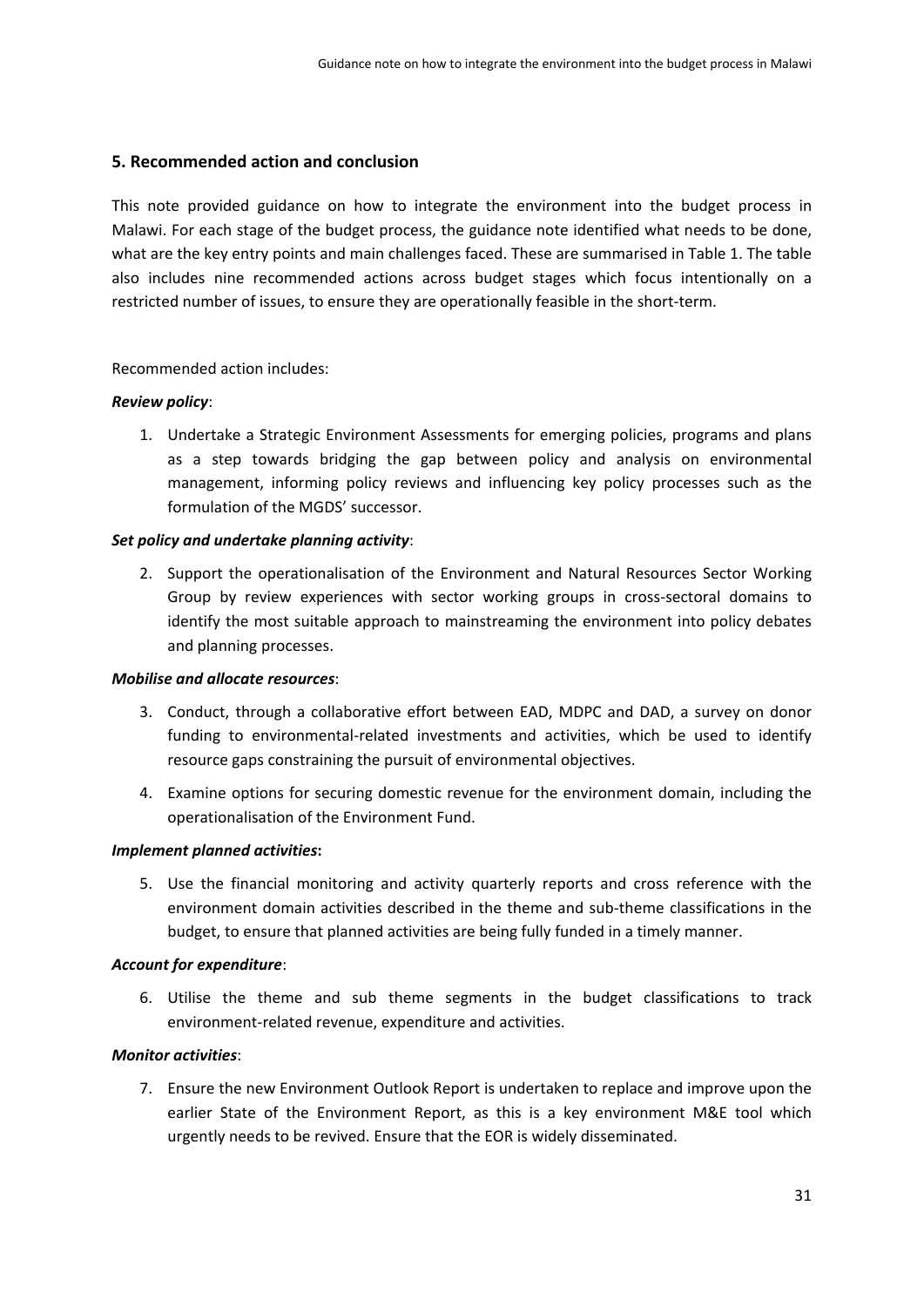## 5. Recommended action and conclusion

This note provided guidance on how to integrate the environment into the budget process in Malawi. For each stage of the budget process, the guidance note identified what needs to be done, what are the key entry points and main challenges faced. These are summarised in Table 1. The table also includes nine recommended actions across budget stages which focus intentionally on a restricted number of issues, to ensure they are operationally feasible in the short-term.

Recommended action includes:

***Review policy***:

1. Undertake a Strategic Environment Assessments for emerging policies, programs and plans as a step towards bridging the gap between policy and analysis on environmental management, informing policy reviews and influencing key policy processes such as the formulation of the MGDS' successor.

***Set policy and undertake planning activity***:

2. Support the operationalisation of the Environment and Natural Resources Sector Working Group by review experiences with sector working groups in cross-sectoral domains to identify the most suitable approach to mainstreaming the environment into policy debates and planning processes.

***Mobilise and allocate resources***:

3. Conduct, through a collaborative effort between EAD, MDPC and DAD, a survey on donor funding to environmental-related investments and activities, which be used to identify resource gaps constraining the pursuit of environmental objectives.
4. Examine options for securing domestic revenue for the environment domain, including the operationalisation of the Environment Fund.

***Implement planned activities*:**

5. Use the financial monitoring and activity quarterly reports and cross reference with the environment domain activities described in the theme and sub-theme classifications in the budget, to ensure that planned activities are being fully funded in a timely manner.

***Account for expenditure***:

6. Utilise the theme and sub theme segments in the budget classifications to track environment-related revenue, expenditure and activities.

***Monitor activities***:

7. Ensure the new Environment Outlook Report is undertaken to replace and improve upon the earlier State of the Environment Report, as this is a key environment M&E tool which urgently needs to be revived. Ensure that the EOR is widely disseminated.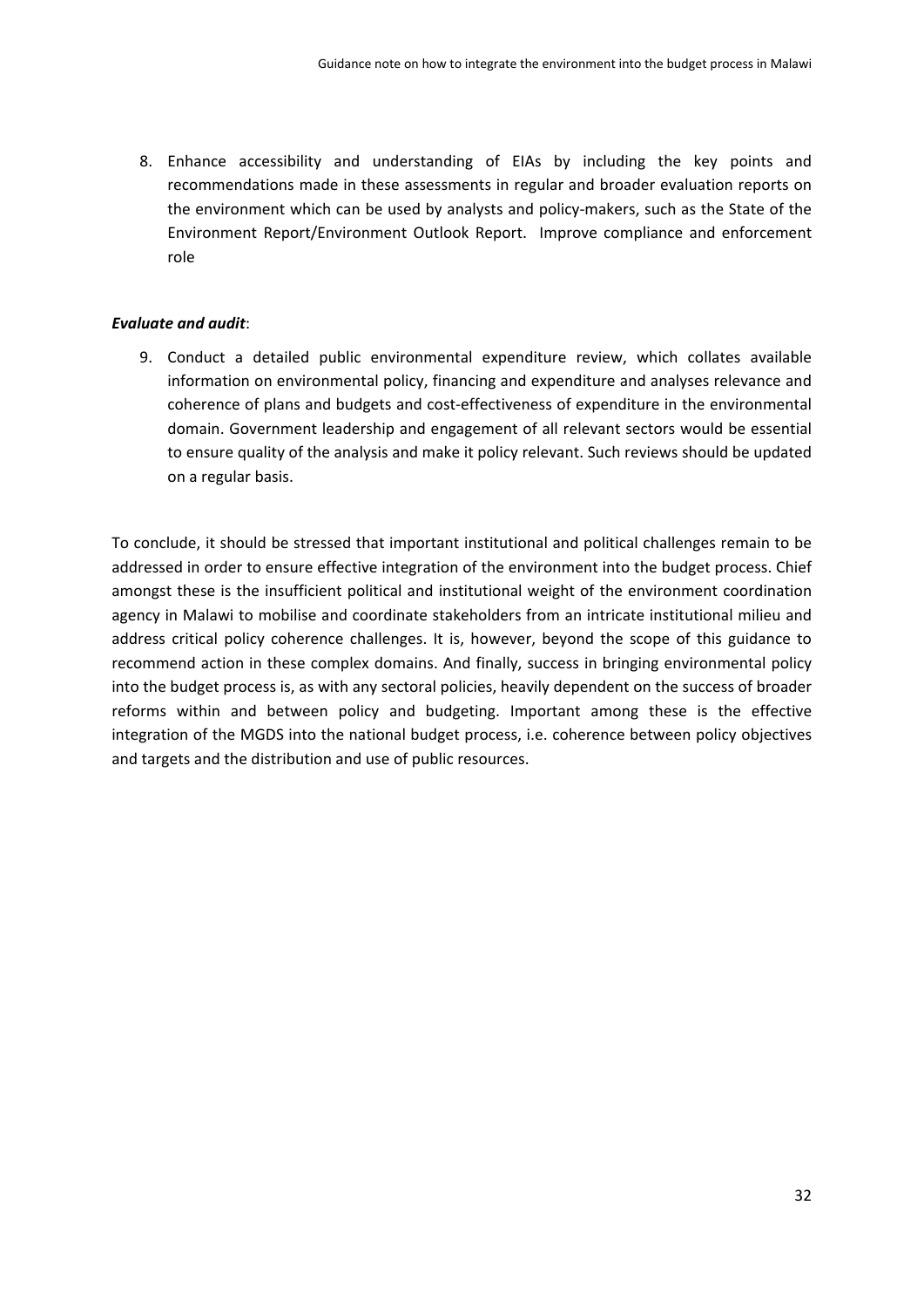8. Enhance accessibility and understanding of EIAs by including the key points and recommendations made in these assessments in regular and broader evaluation reports on the environment which can be used by analysts and policy-makers, such as the State of the Environment Report/Environment Outlook Report. Improve compliance and enforcement role

***Evaluate and audit***:

9. Conduct a detailed public environmental expenditure review, which collates available information on environmental policy, financing and expenditure and analyses relevance and coherence of plans and budgets and cost-effectiveness of expenditure in the environmental domain. Government leadership and engagement of all relevant sectors would be essential to ensure quality of the analysis and make it policy relevant. Such reviews should be updated on a regular basis.

To conclude, it should be stressed that important institutional and political challenges remain to be addressed in order to ensure effective integration of the environment into the budget process. Chief amongst these is the insufficient political and institutional weight of the environment coordination agency in Malawi to mobilise and coordinate stakeholders from an intricate institutional milieu and address critical policy coherence challenges. It is, however, beyond the scope of this guidance to recommend action in these complex domains. And finally, success in bringing environmental policy into the budget process is, as with any sectoral policies, heavily dependent on the success of broader reforms within and between policy and budgeting. Important among these is the effective integration of the MGDS into the national budget process, i.e. coherence between policy objectives and targets and the distribution and use of public resources.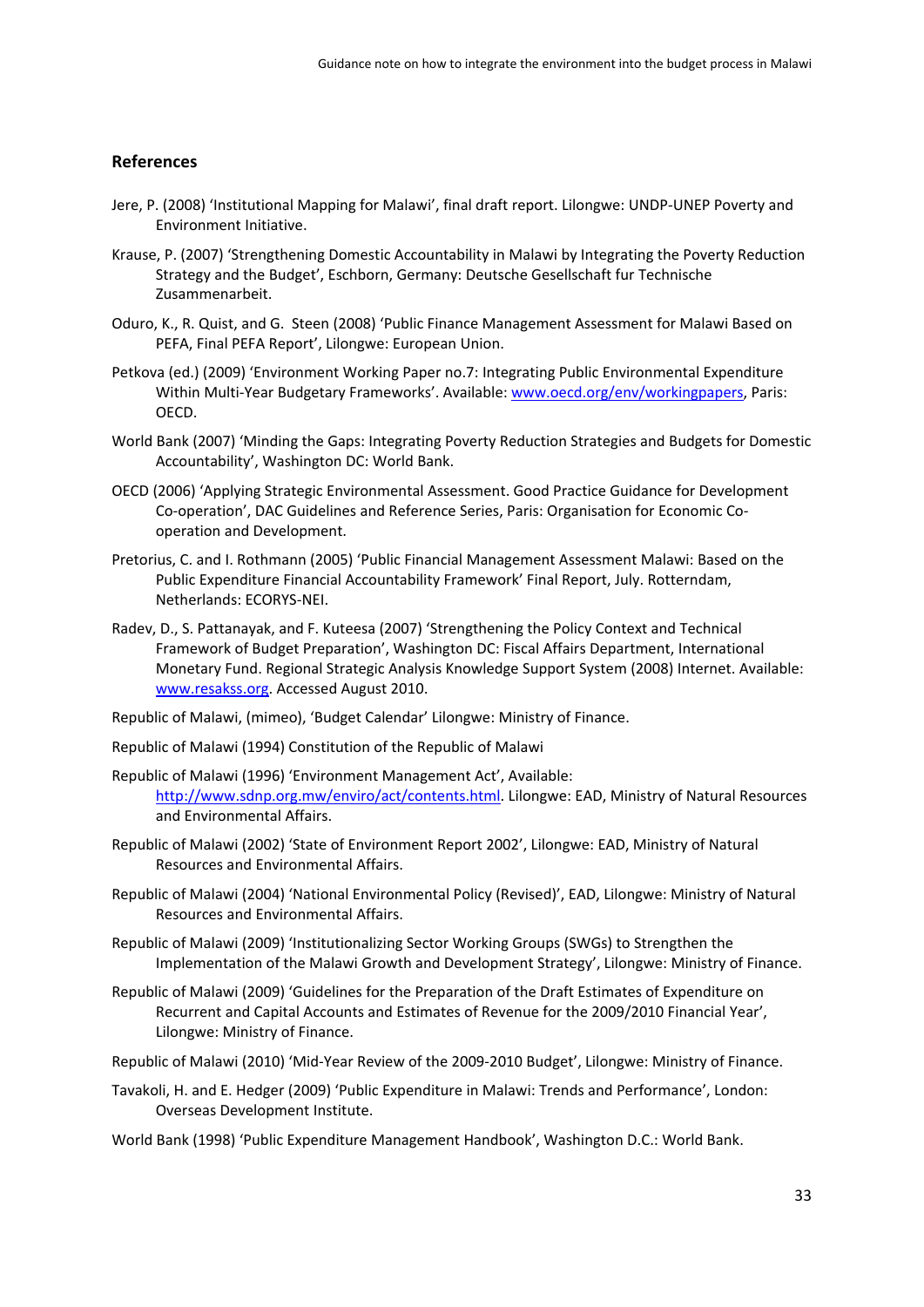## References

Jere, P. (2008) 'Institutional Mapping for Malawi', final draft report. Lilongwe: UNDP-UNEP Poverty and Environment Initiative.

Krause, P. (2007) 'Strengthening Domestic Accountability in Malawi by Integrating the Poverty Reduction Strategy and the Budget', Eschborn, Germany: Deutsche Gesellschaft fur Technische Zusammenarbeit.

Oduro, K., R. Quist, and G. Steen (2008) 'Public Finance Management Assessment for Malawi Based on PEFA, Final PEFA Report', Lilongwe: European Union.

Petkova (ed.) (2009) 'Environment Working Paper no.7: Integrating Public Environmental Expenditure Within Multi-Year Budgetary Frameworks'. Available: www.oecd.org/env/workingpapers, Paris: OECD.

World Bank (2007) 'Minding the Gaps: Integrating Poverty Reduction Strategies and Budgets for Domestic Accountability', Washington DC: World Bank.

OECD (2006) 'Applying Strategic Environmental Assessment. Good Practice Guidance for Development Co-operation', DAC Guidelines and Reference Series, Paris: Organisation for Economic Co-operation and Development.

Pretorius, C. and I. Rothmann (2005) 'Public Financial Management Assessment Malawi: Based on the Public Expenditure Financial Accountability Framework' Final Report, July. Rotterndam, Netherlands: ECORYS-NEI.

Radev, D., S. Pattanayak, and F. Kuteesa (2007) 'Strengthening the Policy Context and Technical Framework of Budget Preparation', Washington DC: Fiscal Affairs Department, International Monetary Fund. Regional Strategic Analysis Knowledge Support System (2008) Internet. Available: www.resakss.org. Accessed August 2010.

Republic of Malawi, (mimeo), 'Budget Calendar' Lilongwe: Ministry of Finance.

Republic of Malawi (1994) Constitution of the Republic of Malawi

Republic of Malawi (1996) 'Environment Management Act', Available: http://www.sdnp.org.mw/enviro/act/contents.html. Lilongwe: EAD, Ministry of Natural Resources and Environmental Affairs.

Republic of Malawi (2002) 'State of Environment Report 2002', Lilongwe: EAD, Ministry of Natural Resources and Environmental Affairs.

Republic of Malawi (2004) 'National Environmental Policy (Revised)', EAD, Lilongwe: Ministry of Natural Resources and Environmental Affairs.

Republic of Malawi (2009) 'Institutionalizing Sector Working Groups (SWGs) to Strengthen the Implementation of the Malawi Growth and Development Strategy', Lilongwe: Ministry of Finance.

Republic of Malawi (2009) 'Guidelines for the Preparation of the Draft Estimates of Expenditure on Recurrent and Capital Accounts and Estimates of Revenue for the 2009/2010 Financial Year', Lilongwe: Ministry of Finance.

Republic of Malawi (2010) 'Mid-Year Review of the 2009-2010 Budget', Lilongwe: Ministry of Finance.

Tavakoli, H. and E. Hedger (2009) 'Public Expenditure in Malawi: Trends and Performance', London: Overseas Development Institute.

World Bank (1998) 'Public Expenditure Management Handbook', Washington D.C.: World Bank.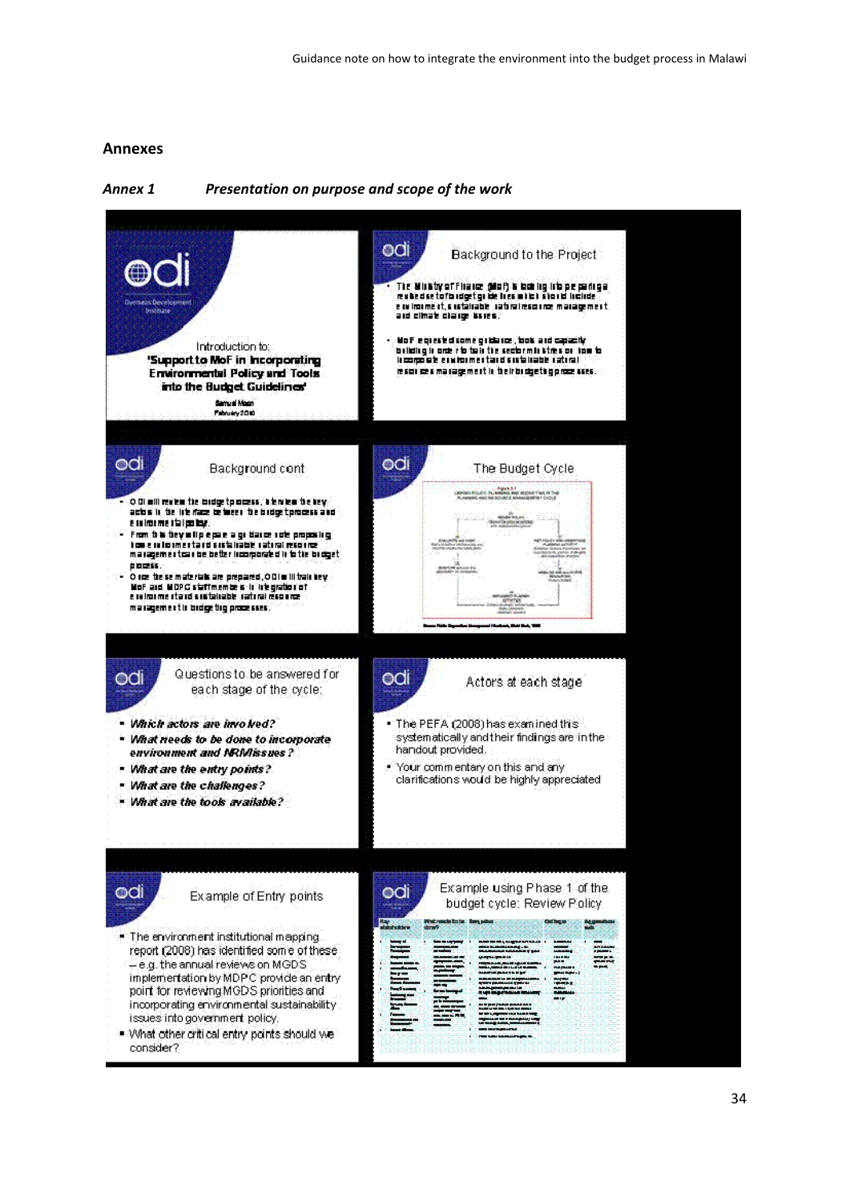## Annexes

### *Annex 1 Presentation on purpose and scope of the work*

**Slide 1**

odi — Overseas Development Institute

Introduction to:

'Support to MoF in Incorporating Environmental Policy and Tools into the Budget Guidelines'

Samuel Moon

February 2010

**Slide 2: Background to the Project**

- The Ministry of Finance (MoF) is looking into preparing a revised set of budget guidelines which should include environment, sustainable natural resource management and climate change issues.
- MoF requested some guidance, tools and capacity building in order to train the sector ministries on how to incorporate environment and sustainable natural resources management in their budgeting processes.

**Slide 3: Background cont**

- ODI will review the budget process, interview the key actors in the interface between the budget process and environmental policy.
- From this they will prepare a guidance note proposing how environment and sustainable natural resource management can be better incorporated in to the budget process.
- Once these materials are prepared, ODI will train key MoF and MDPC staff members in integration of environment and sustainable natural resource management in budgeting processes.

**Slide 4: The Budget Cycle**

**Slide 5: Questions to be answered for each stage of the cycle:**

- ***What actors are involved?***
- ***What needs to be done to incorporate environment and NRM issues?***
- ***What are the entry points?***
- ***What are the challenges?***
- ***What are the tools available?***

**Slide 6: Actors at each stage**

- The PEFA (2008) has examined this systematically and their findings are in the handout provided.
- Your commentary on this and any clarifications would be highly appreciated

**Slide 7: Example of Entry points**

- The environment institutional mapping report (2008) has identified some of these – e.g. the annual reviews on MGDS implementation by MDPC provide an entry point for reviewing MGDS priorities and incorporating environmental sustainability issues into government policy.
- What other critical entry points should we consider?

**Slide 8: Example using Phase 1 of the budget cycle: Review Policy**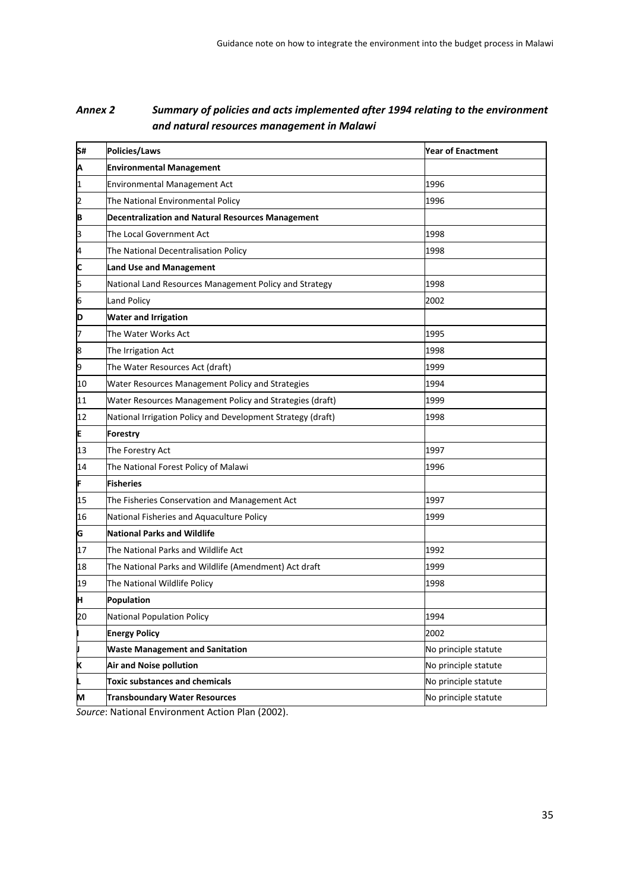## *Annex 2 Summary of policies and acts implemented after 1994 relating to the environment and natural resources management in Malawi*

| S# | Policies/Laws | Year of Enactment |
|---|---|---|
| **A** | **Environmental Management** | |
| 1 | Environmental Management Act | 1996 |
| 2 | The National Environmental Policy | 1996 |
| **B** | **Decentralization and Natural Resources Management** | |
| 3 | The Local Government Act | 1998 |
| 4 | The National Decentralisation Policy | 1998 |
| **C** | **Land Use and Management** | |
| 5 | National Land Resources Management Policy and Strategy | 1998 |
| 6 | Land Policy | 2002 |
| **D** | **Water and Irrigation** | |
| 7 | The Water Works Act | 1995 |
| 8 | The Irrigation Act | 1998 |
| 9 | The Water Resources Act (draft) | 1999 |
| 10 | Water Resources Management Policy and Strategies | 1994 |
| 11 | Water Resources Management Policy and Strategies (draft) | 1999 |
| 12 | National Irrigation Policy and Development Strategy (draft) | 1998 |
| **E** | **Forestry** | |
| 13 | The Forestry Act | 1997 |
| 14 | The National Forest Policy of Malawi | 1996 |
| **F** | **Fisheries** | |
| 15 | The Fisheries Conservation and Management Act | 1997 |
| 16 | National Fisheries and Aquaculture Policy | 1999 |
| **G** | **National Parks and Wildlife** | |
| 17 | The National Parks and Wildlife Act | 1992 |
| 18 | The National Parks and Wildlife (Amendment) Act draft | 1999 |
| 19 | The National Wildlife Policy | 1998 |
| **H** | **Population** | |
| 20 | National Population Policy | 1994 |
| **I** | **Energy Policy** | 2002 |
| **J** | **Waste Management and Sanitation** | No principle statute |
| **K** | **Air and Noise pollution** | No principle statute |
| **L** | **Toxic substances and chemicals** | No principle statute |
| **M** | **Transboundary Water Resources** | No principle statute |

*Source*: National Environment Action Plan (2002).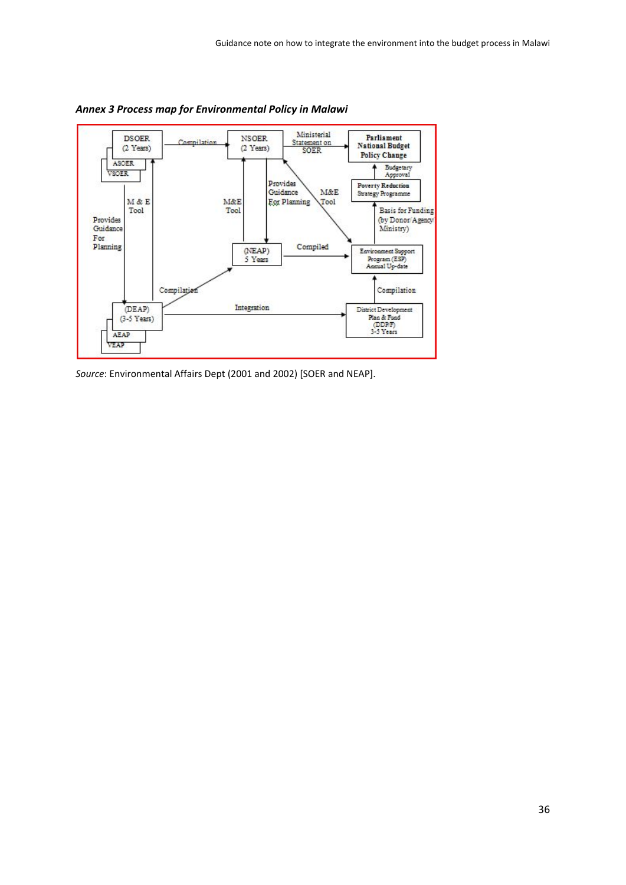*Annex 3 Process map for Environmental Policy in Malawi*

*Source*: Environmental Affairs Dept (2001 and 2002) [SOER and NEAP].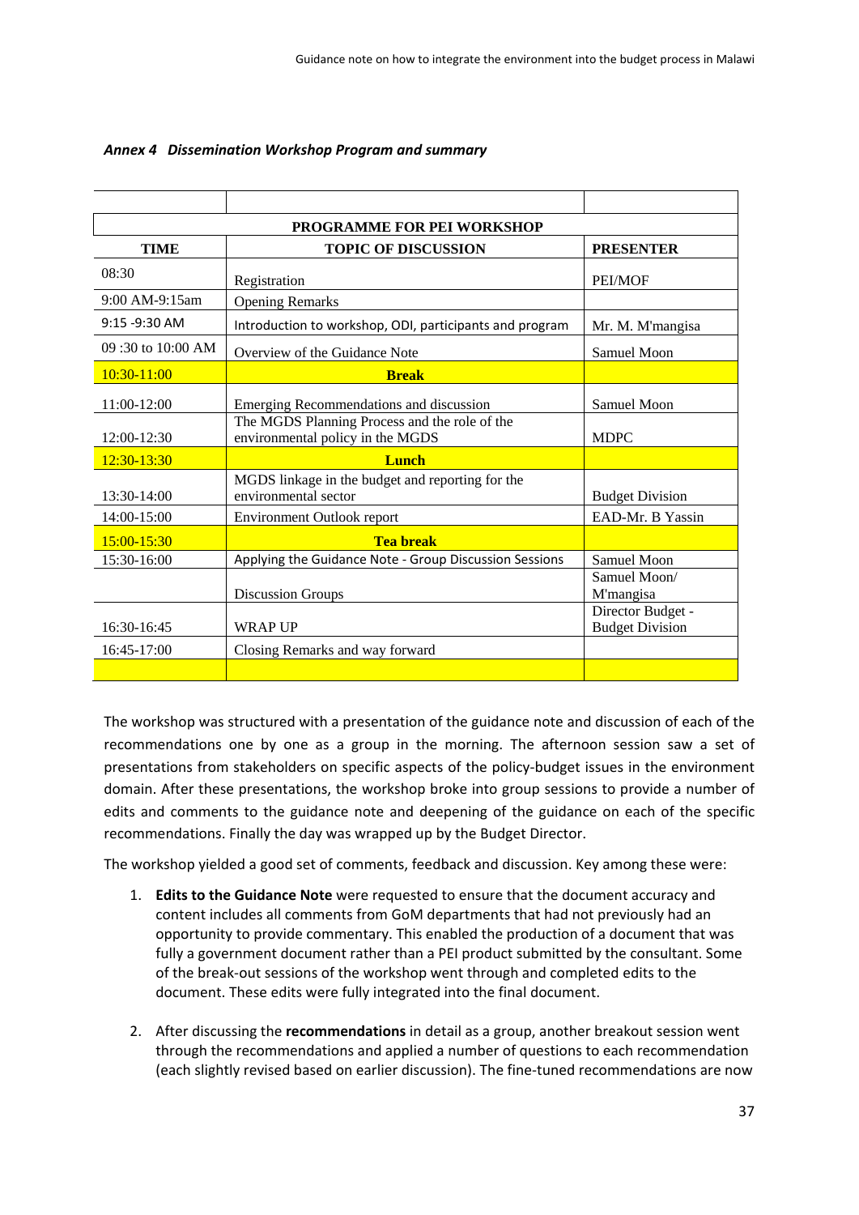*Annex 4 Dissemination Workshop Program and summary*

| PROGRAMME FOR PEI WORKSHOP | | |
|---|---|---|
| **TIME** | **TOPIC OF DISCUSSION** | **PRESENTER** |
| 08:30 | Registration | PEI/MOF |
| 9:00 AM-9:15am | Opening Remarks | |
| 9:15 -9:30 AM | Introduction to workshop, ODI, participants and program | Mr. M. M'mangisa |
| 09 :30 to 10:00 AM | Overview of the Guidance Note | Samuel Moon |
| 10:30-11:00 | **Break** | |
| 11:00-12:00 | Emerging Recommendations and discussion | Samuel Moon |
| 12:00-12:30 | The MGDS Planning Process and the role of the environmental policy in the MGDS | MDPC |
| 12:30-13:30 | **Lunch** | |
| 13:30-14:00 | MGDS linkage in the budget and reporting for the environmental sector | Budget Division |
| 14:00-15:00 | Environment Outlook report | EAD-Mr. B Yassin |
| 15:00-15:30 | **Tea break** | |
| 15:30-16:00 | Applying the Guidance Note - Group Discussion Sessions | Samuel Moon |
| | Discussion Groups | Samuel Moon/ M'mangisa |
| 16:30-16:45 | WRAP UP | Director Budget - Budget Division |
| 16:45-17:00 | Closing Remarks and way forward | |
| | | |

The workshop was structured with a presentation of the guidance note and discussion of each of the recommendations one by one as a group in the morning. The afternoon session saw a set of presentations from stakeholders on specific aspects of the policy-budget issues in the environment domain. After these presentations, the workshop broke into group sessions to provide a number of edits and comments to the guidance note and deepening of the guidance on each of the specific recommendations. Finally the day was wrapped up by the Budget Director.

The workshop yielded a good set of comments, feedback and discussion. Key among these were:

1. **Edits to the Guidance Note** were requested to ensure that the document accuracy and content includes all comments from GoM departments that had not previously had an opportunity to provide commentary. This enabled the production of a document that was fully a government document rather than a PEI product submitted by the consultant. Some of the break-out sessions of the workshop went through and completed edits to the document. These edits were fully integrated into the final document.

2. After discussing the **recommendations** in detail as a group, another breakout session went through the recommendations and applied a number of questions to each recommendation (each slightly revised based on earlier discussion). The fine-tuned recommendations are now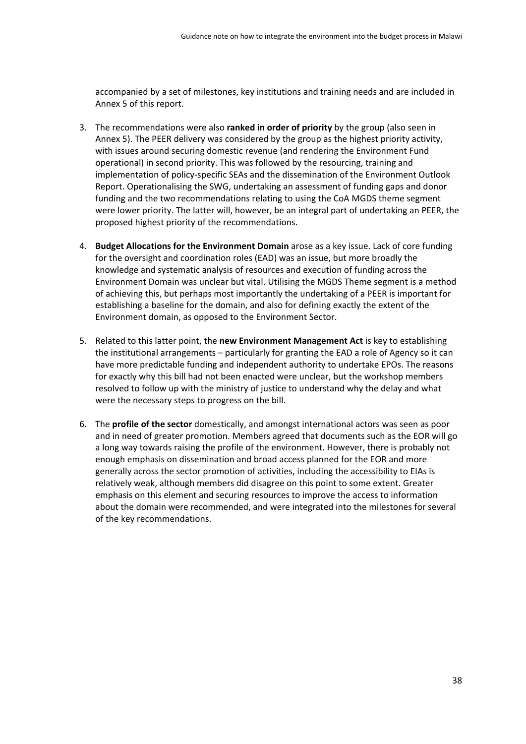accompanied by a set of milestones, key institutions and training needs and are included in Annex 5 of this report.

3. The recommendations were also **ranked in order of priority** by the group (also seen in Annex 5). The PEER delivery was considered by the group as the highest priority activity, with issues around securing domestic revenue (and rendering the Environment Fund operational) in second priority. This was followed by the resourcing, training and implementation of policy-specific SEAs and the dissemination of the Environment Outlook Report. Operationalising the SWG, undertaking an assessment of funding gaps and donor funding and the two recommendations relating to using the CoA MGDS theme segment were lower priority. The latter will, however, be an integral part of undertaking an PEER, the proposed highest priority of the recommendations.

4. **Budget Allocations for the Environment Domain** arose as a key issue. Lack of core funding for the oversight and coordination roles (EAD) was an issue, but more broadly the knowledge and systematic analysis of resources and execution of funding across the Environment Domain was unclear but vital. Utilising the MGDS Theme segment is a method of achieving this, but perhaps most importantly the undertaking of a PEER is important for establishing a baseline for the domain, and also for defining exactly the extent of the Environment domain, as opposed to the Environment Sector.

5. Related to this latter point, the **new Environment Management Act** is key to establishing the institutional arrangements – particularly for granting the EAD a role of Agency so it can have more predictable funding and independent authority to undertake EPOs. The reasons for exactly why this bill had not been enacted were unclear, but the workshop members resolved to follow up with the ministry of justice to understand why the delay and what were the necessary steps to progress on the bill.

6. The **profile of the sector** domestically, and amongst international actors was seen as poor and in need of greater promotion. Members agreed that documents such as the EOR will go a long way towards raising the profile of the environment. However, there is probably not enough emphasis on dissemination and broad access planned for the EOR and more generally across the sector promotion of activities, including the accessibility to EIAs is relatively weak, although members did disagree on this point to some extent. Greater emphasis on this element and securing resources to improve the access to information about the domain were recommended, and were integrated into the milestones for several of the key recommendations.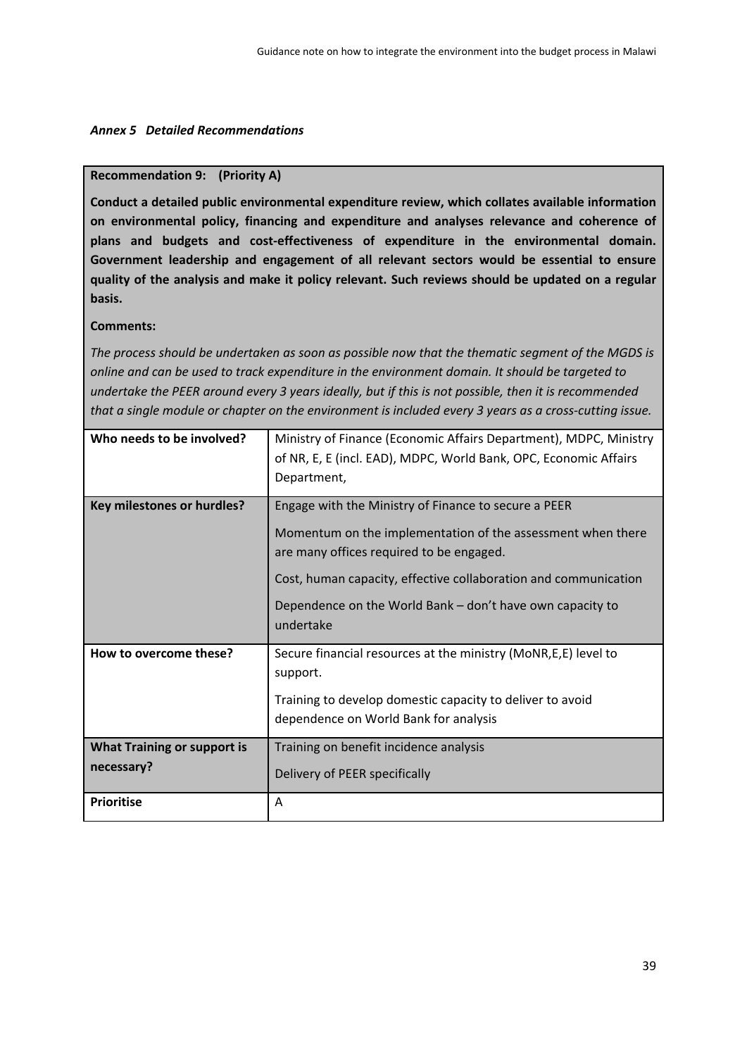*Annex 5 Detailed Recommendations*

**Recommendation 9: (Priority A)**

**Conduct a detailed public environmental expenditure review, which collates available information on environmental policy, financing and expenditure and analyses relevance and coherence of plans and budgets and cost-effectiveness of expenditure in the environmental domain. Government leadership and engagement of all relevant sectors would be essential to ensure quality of the analysis and make it policy relevant. Such reviews should be updated on a regular basis.**

**Comments:**

*The process should be undertaken as soon as possible now that the thematic segment of the MGDS is online and can be used to track expenditure in the environment domain. It should be targeted to undertake the PEER around every 3 years ideally, but if this is not possible, then it is recommended that a single module or chapter on the environment is included every 3 years as a cross-cutting issue.*

| | |
|---|---|
| **Who needs to be involved?** | Ministry of Finance (Economic Affairs Department), MDPC, Ministry of NR, E, E (incl. EAD), MDPC, World Bank, OPC, Economic Affairs Department, |
| **Key milestones or hurdles?** | Engage with the Ministry of Finance to secure a PEER<br><br>Momentum on the implementation of the assessment when there are many offices required to be engaged.<br><br>Cost, human capacity, effective collaboration and communication<br><br>Dependence on the World Bank – don't have own capacity to undertake |
| **How to overcome these?** | Secure financial resources at the ministry (MoNR,E,E) level to support.<br><br>Training to develop domestic capacity to deliver to avoid dependence on World Bank for analysis |
| **What Training or support is necessary?** | Training on benefit incidence analysis<br><br>Delivery of PEER specifically |
| **Prioritise** | A |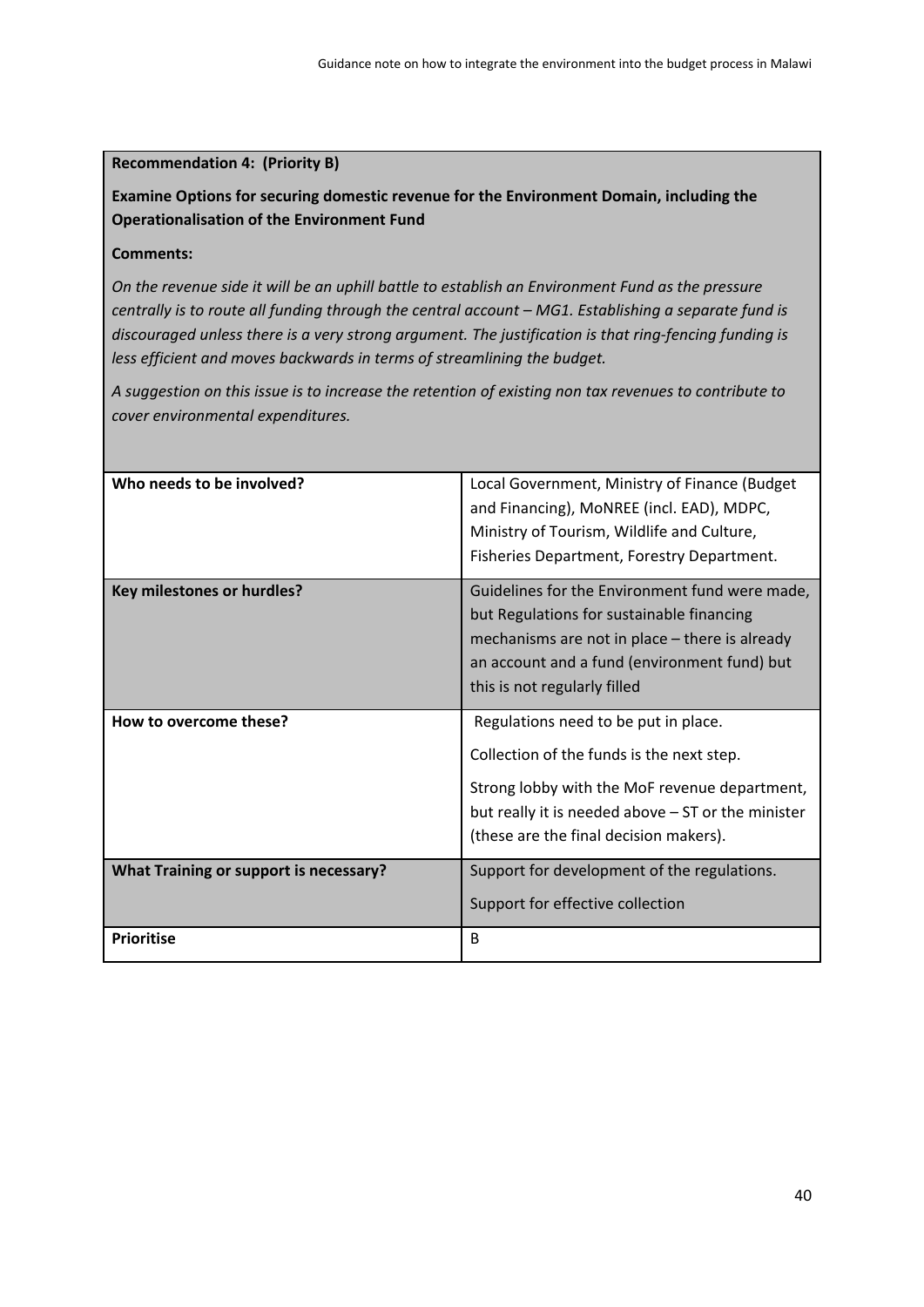**Recommendation 4: (Priority B)**

**Examine Options for securing domestic revenue for the Environment Domain, including the Operationalisation of the Environment Fund**

**Comments:**

*On the revenue side it will be an uphill battle to establish an Environment Fund as the pressure centrally is to route all funding through the central account – MG1. Establishing a separate fund is discouraged unless there is a very strong argument. The justification is that ring-fencing funding is less efficient and moves backwards in terms of streamlining the budget.*

*A suggestion on this issue is to increase the retention of existing non tax revenues to contribute to cover environmental expenditures.*

| | |
|---|---|
| **Who needs to be involved?** | Local Government, Ministry of Finance (Budget and Financing), MoNREE (incl. EAD), MDPC, Ministry of Tourism, Wildlife and Culture, Fisheries Department, Forestry Department. |
| **Key milestones or hurdles?** | Guidelines for the Environment fund were made, but Regulations for sustainable financing mechanisms are not in place – there is already an account and a fund (environment fund) but this is not regularly filled |
| **How to overcome these?** | Regulations need to be put in place.<br><br>Collection of the funds is the next step.<br><br>Strong lobby with the MoF revenue department, but really it is needed above – ST or the minister (these are the final decision makers). |
| **What Training or support is necessary?** | Support for development of the regulations.<br><br>Support for effective collection |
| **Prioritise** | B |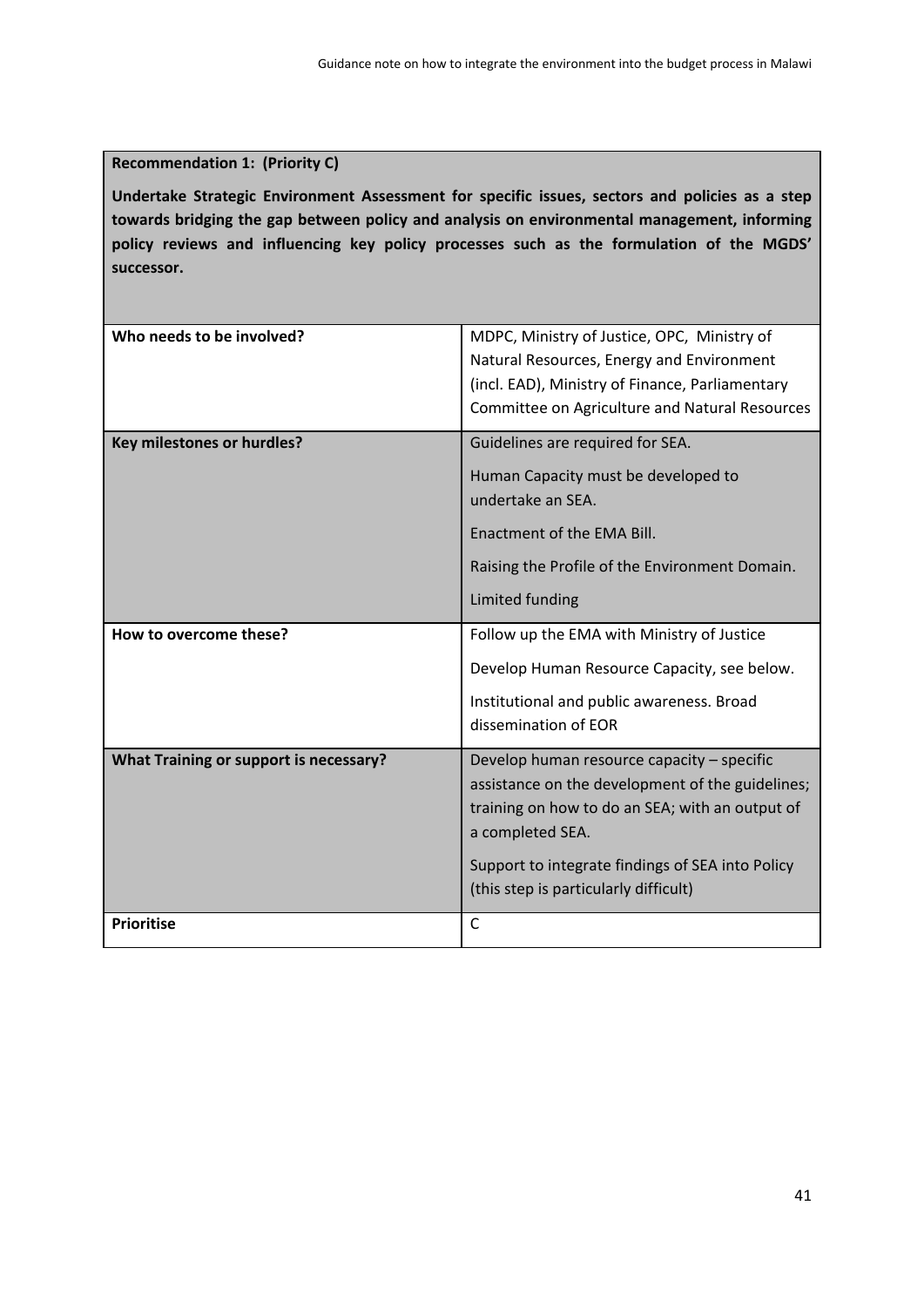| **Recommendation 1: (Priority C)**<br><br>**Undertake Strategic Environment Assessment for specific issues, sectors and policies as a step towards bridging the gap between policy and analysis on environmental management, informing policy reviews and influencing key policy processes such as the formulation of the MGDS' successor.** | |
|---|---|
| **Who needs to be involved?** | MDPC, Ministry of Justice, OPC, Ministry of Natural Resources, Energy and Environment (incl. EAD), Ministry of Finance, Parliamentary Committee on Agriculture and Natural Resources |
| **Key milestones or hurdles?** | Guidelines are required for SEA.<br><br>Human Capacity must be developed to undertake an SEA.<br><br>Enactment of the EMA Bill.<br><br>Raising the Profile of the Environment Domain.<br><br>Limited funding |
| **How to overcome these?** | Follow up the EMA with Ministry of Justice<br><br>Develop Human Resource Capacity, see below.<br><br>Institutional and public awareness. Broad dissemination of EOR |
| **What Training or support is necessary?** | Develop human resource capacity – specific assistance on the development of the guidelines; training on how to do an SEA; with an output of a completed SEA.<br><br>Support to integrate findings of SEA into Policy (this step is particularly difficult) |
| **Prioritise** | C |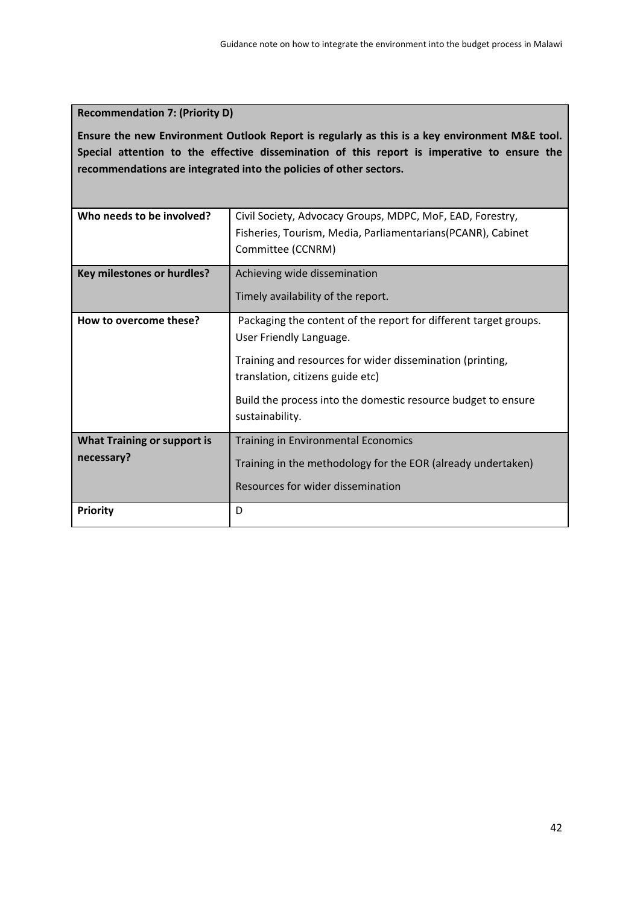**Recommendation 7: (Priority D)**

**Ensure the new Environment Outlook Report is regularly as this is a key environment M&E tool. Special attention to the effective dissemination of this report is imperative to ensure the recommendations are integrated into the policies of other sectors.**

| | |
|---|---|
| **Who needs to be involved?** | Civil Society, Advocacy Groups, MDPC, MoF, EAD, Forestry, Fisheries, Tourism, Media, Parliamentarians(PCANR), Cabinet Committee (CCNRM) |
| **Key milestones or hurdles?** | Achieving wide dissemination<br><br>Timely availability of the report. |
| **How to overcome these?** | Packaging the content of the report for different target groups. User Friendly Language.<br><br>Training and resources for wider dissemination (printing, translation, citizens guide etc)<br><br>Build the process into the domestic resource budget to ensure sustainability. |
| **What Training or support is necessary?** | Training in Environmental Economics<br><br>Training in the methodology for the EOR (already undertaken)<br><br>Resources for wider dissemination |
| **Priority** | D |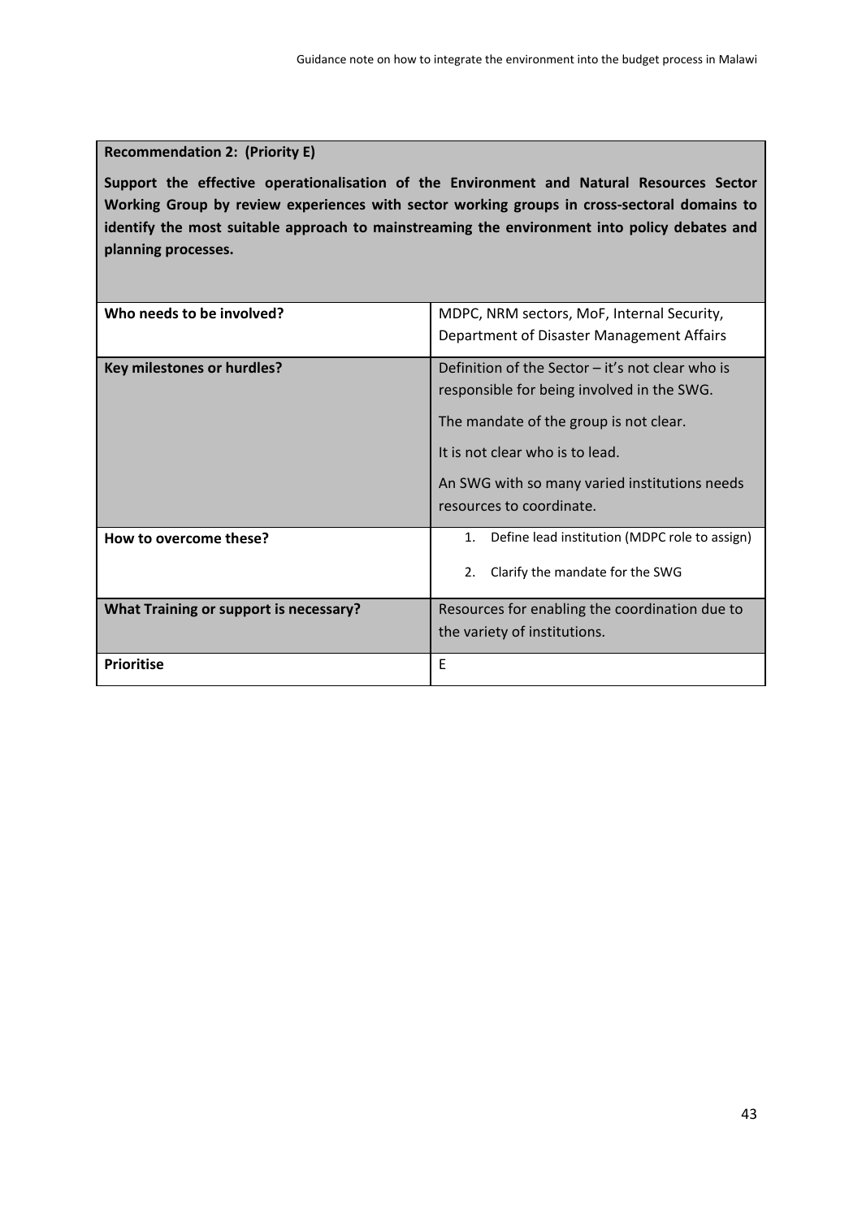**Recommendation 2: (Priority E)**

**Support the effective operationalisation of the Environment and Natural Resources Sector Working Group by review experiences with sector working groups in cross-sectoral domains to identify the most suitable approach to mainstreaming the environment into policy debates and planning processes.**

| | |
|---|---|
| **Who needs to be involved?** | MDPC, NRM sectors, MoF, Internal Security, Department of Disaster Management Affairs |
| **Key milestones or hurdles?** | Definition of the Sector – it's not clear who is responsible for being involved in the SWG.<br><br>The mandate of the group is not clear.<br><br>It is not clear who is to lead.<br><br>An SWG with so many varied institutions needs resources to coordinate. |
| **How to overcome these?** | 1. Define lead institution (MDPC role to assign)<br>2. Clarify the mandate for the SWG |
| **What Training or support is necessary?** | Resources for enabling the coordination due to the variety of institutions. |
| **Prioritise** | E |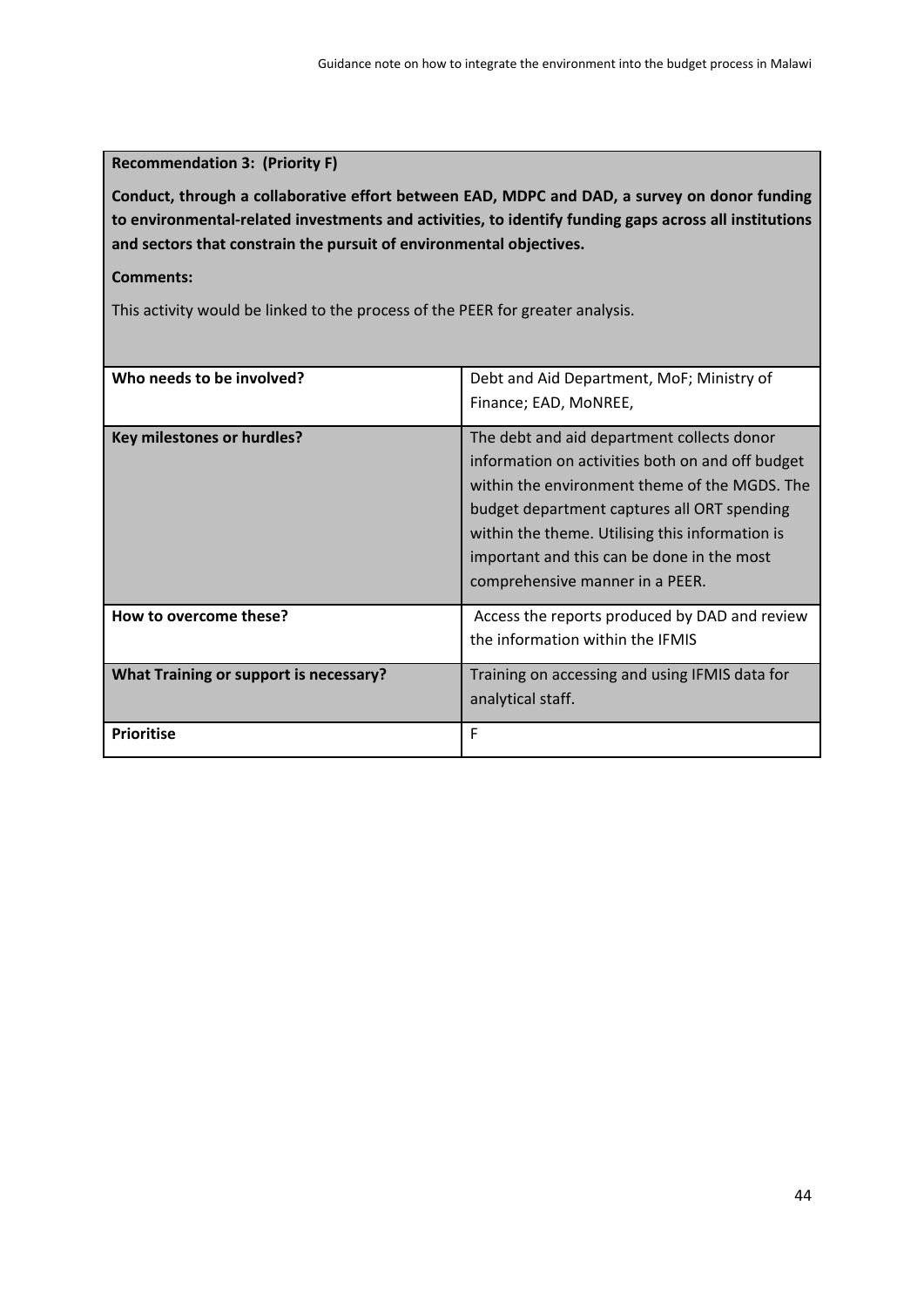**Recommendation 3: (Priority F)**

**Conduct, through a collaborative effort between EAD, MDPC and DAD, a survey on donor funding to environmental-related investments and activities, to identify funding gaps across all institutions and sectors that constrain the pursuit of environmental objectives.**

**Comments:**

This activity would be linked to the process of the PEER for greater analysis.

| | |
|---|---|
| **Who needs to be involved?** | Debt and Aid Department, MoF; Ministry of Finance; EAD, MoNREE, |
| **Key milestones or hurdles?** | The debt and aid department collects donor information on activities both on and off budget within the environment theme of the MGDS. The budget department captures all ORT spending within the theme. Utilising this information is important and this can be done in the most comprehensive manner in a PEER. |
| **How to overcome these?** | Access the reports produced by DAD and review the information within the IFMIS |
| **What Training or support is necessary?** | Training on accessing and using IFMIS data for analytical staff. |
| **Prioritise** | F |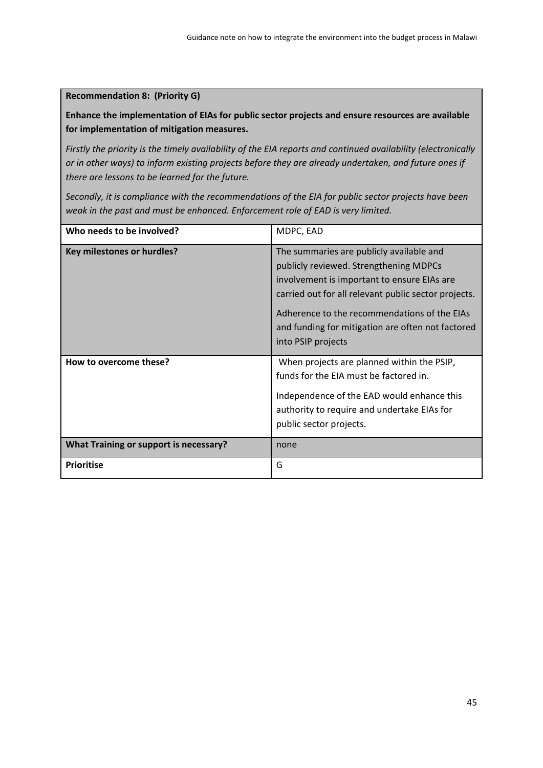**Recommendation 8: (Priority G)**

**Enhance the implementation of EIAs for public sector projects and ensure resources are available for implementation of mitigation measures.**

*Firstly the priority is the timely availability of the EIA reports and continued availability (electronically or in other ways) to inform existing projects before they are already undertaken, and future ones if there are lessons to be learned for the future.*

*Secondly, it is compliance with the recommendations of the EIA for public sector projects have been weak in the past and must be enhanced. Enforcement role of EAD is very limited.*

| | |
|---|---|
| **Who needs to be involved?** | MDPC, EAD |
| **Key milestones or hurdles?** | The summaries are publicly available and publicly reviewed. Strengthening MDPCs involvement is important to ensure EIAs are carried out for all relevant public sector projects.<br><br>Adherence to the recommendations of the EIAs and funding for mitigation are often not factored into PSIP projects |
| **How to overcome these?** | When projects are planned within the PSIP, funds for the EIA must be factored in.<br><br>Independence of the EAD would enhance this authority to require and undertake EIAs for public sector projects. |
| **What Training or support is necessary?** | none |
| **Prioritise** | G |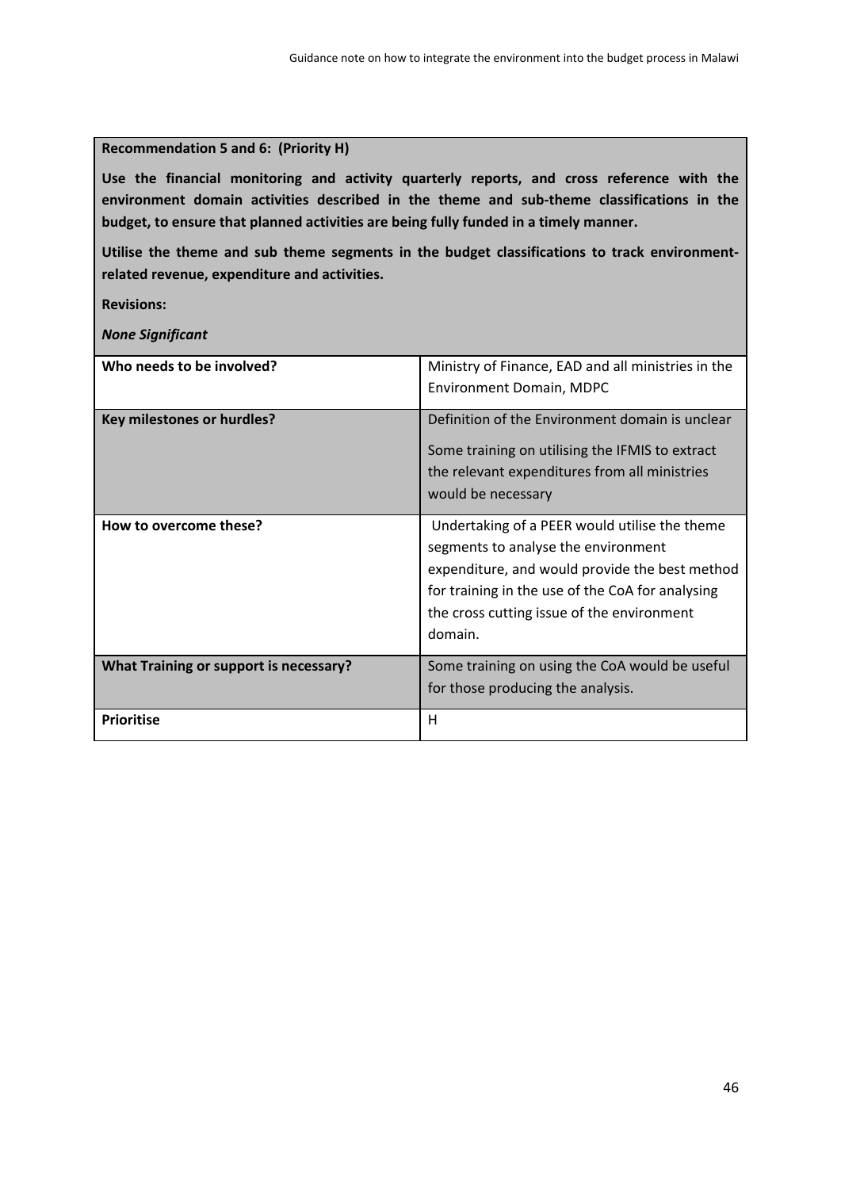**Recommendation 5 and 6: (Priority H)**

**Use the financial monitoring and activity quarterly reports, and cross reference with the environment domain activities described in the theme and sub-theme classifications in the budget, to ensure that planned activities are being fully funded in a timely manner.**

**Utilise the theme and sub theme segments in the budget classifications to track environment-related revenue, expenditure and activities.**

**Revisions:**

***None Significant***

| | |
|---|---|
| **Who needs to be involved?** | Ministry of Finance, EAD and all ministries in the Environment Domain, MDPC |
| **Key milestones or hurdles?** | Definition of the Environment domain is unclear<br><br>Some training on utilising the IFMIS to extract the relevant expenditures from all ministries would be necessary |
| **How to overcome these?** | Undertaking of a PEER would utilise the theme segments to analyse the environment expenditure, and would provide the best method for training in the use of the CoA for analysing the cross cutting issue of the environment domain. |
| **What Training or support is necessary?** | Some training on using the CoA would be useful for those producing the analysis. |
| **Prioritise** | H |